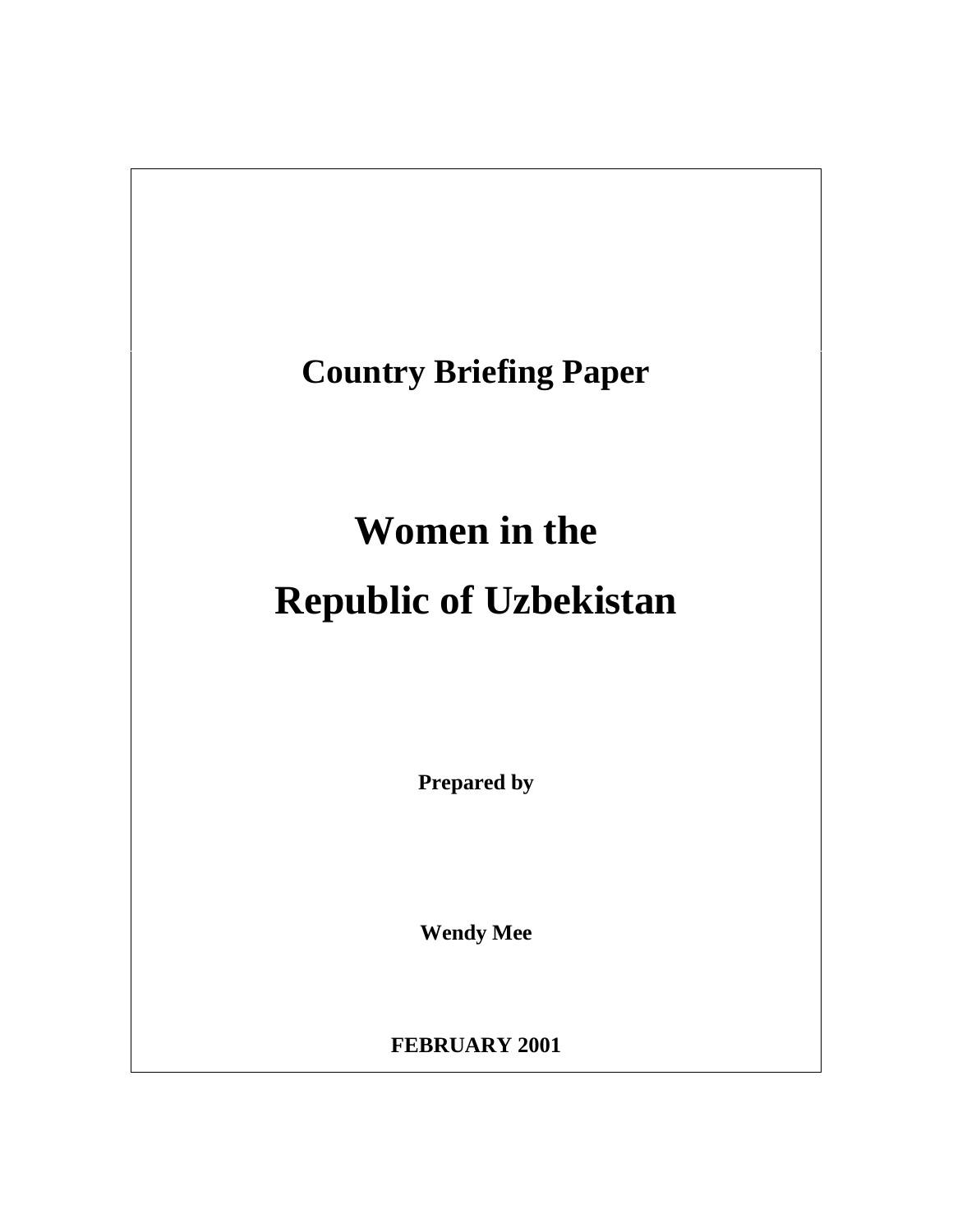**Country Briefing Paper**

# Women in the Republic of Uzbekistan

**Prepared by**

**Wendy Mee**

**FEBRUARY 2001**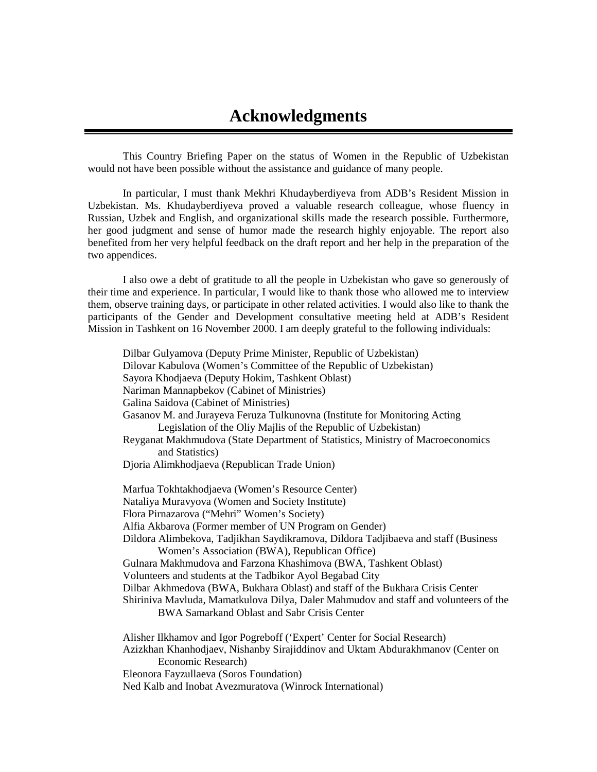# Acknowledgments

This Country Briefing Paper on the status of Women in the Republic of Uzbekistan would not have been possible without the assistance and guidance of many people.

In particular, I must thank Mekhri Khudayberdiyeva from ADB's Resident Mission in Uzbekistan. Ms. Khudayberdiyeva proved a valuable research colleague, whose fluency in Russian, Uzbek and English, and organizational skills made the research possible. Furthermore, her good judgment and sense of humor made the research highly enjoyable. The report also benefited from her very helpful feedback on the draft report and her help in the preparation of the two appendices.

I also owe a debt of gratitude to all the people in Uzbekistan who gave so generously of their time and experience. In particular, I would like to thank those who allowed me to interview them, observe training days, or participate in other related activities. I would also like to thank the participants of the Gender and Development consultative meeting held at ADB's Resident Mission in Tashkent on 16 November 2000. I am deeply grateful to the following individuals:

Dilbar Gulyamova (Deputy Prime Minister, Republic of Uzbekistan)
Dilovar Kabulova (Women's Committee of the Republic of Uzbekistan)
Sayora Khodjaeva (Deputy Hokim, Tashkent Oblast)
Nariman Mannapbekov (Cabinet of Ministries)
Galina Saidova (Cabinet of Ministries)
Gasanov M. and Jurayeva Feruza Tulkunovna (Institute for Monitoring Acting Legislation of the Oliy Majlis of the Republic of Uzbekistan)
Reyganat Makhmudova (State Department of Statistics, Ministry of Macroeconomics and Statistics)
Djoria Alimkhodjaeva (Republican Trade Union)

Marfua Tokhtakhodjaeva (Women's Resource Center)
Nataliya Muravyova (Women and Society Institute)
Flora Pirnazarova ("Mehri" Women's Society)
Alfia Akbarova (Former member of UN Program on Gender)
Dildora Alimbekova, Tadjikhan Saydikramova, Dildora Tadjibaeva and staff (Business Women's Association (BWA), Republican Office)
Gulnara Makhmudova and Farzona Khashimova (BWA, Tashkent Oblast)
Volunteers and students at the Tadbikor Ayol Begabad City
Dilbar Akhmedova (BWA, Bukhara Oblast) and staff of the Bukhara Crisis Center
Shiriniva Mavluda, Mamatkulova Dilya, Daler Mahmudov and staff and volunteers of the BWA Samarkand Oblast and Sabr Crisis Center

Alisher Ilkhamov and Igor Pogreboff ('Expert' Center for Social Research)
Azizkhan Khanhodjaev, Nishanby Sirajiddinov and Uktam Abdurakhmanov (Center on Economic Research)
Eleonora Fayzullaeva (Soros Foundation)
Ned Kalb and Inobat Avezmuratova (Winrock International)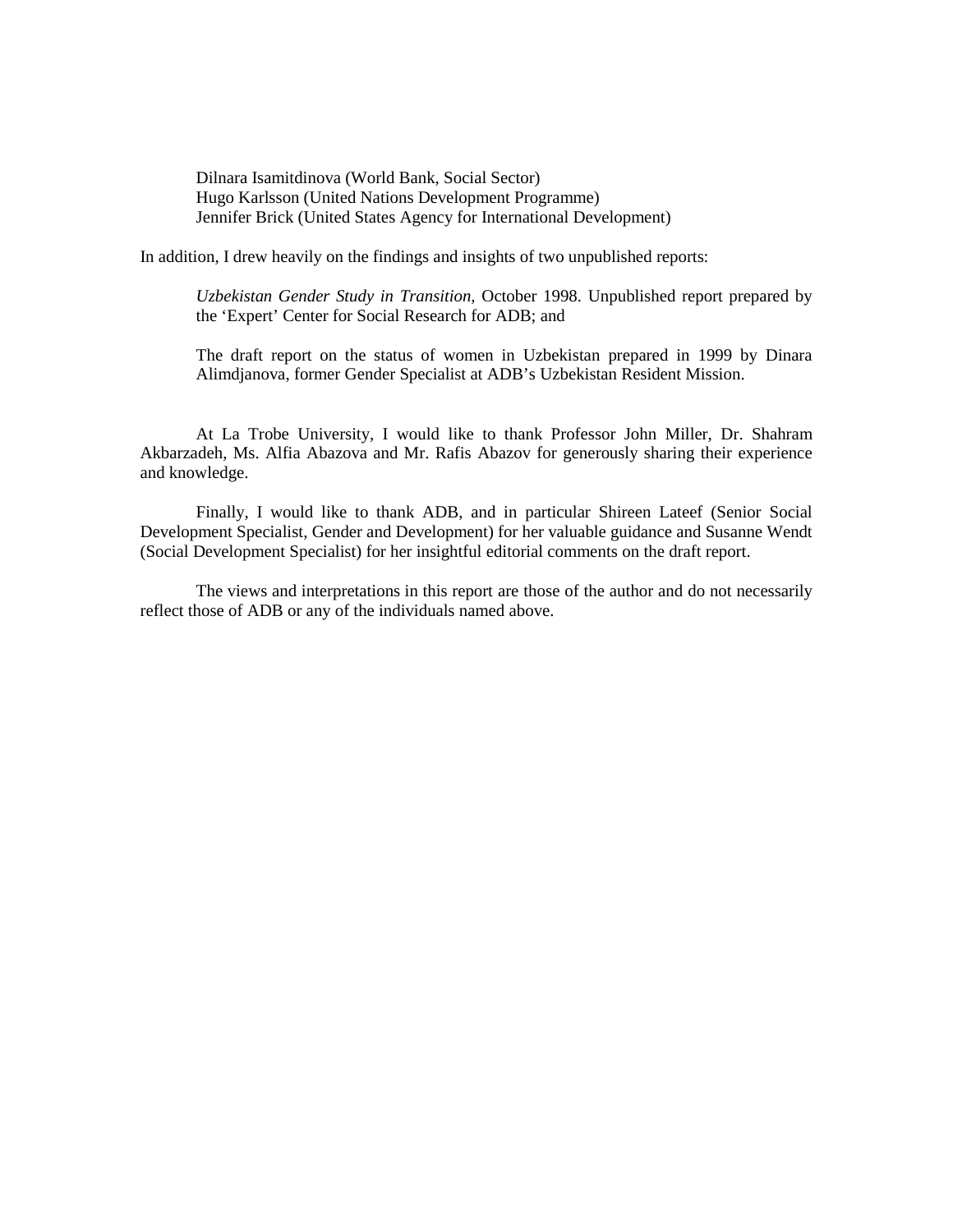Dilnara Isamitdinova (World Bank, Social Sector)
Hugo Karlsson (United Nations Development Programme)
Jennifer Brick (United States Agency for International Development)

In addition, I drew heavily on the findings and insights of two unpublished reports:

*Uzbekistan Gender Study in Transition*, October 1998. Unpublished report prepared by the 'Expert' Center for Social Research for ADB; and

The draft report on the status of women in Uzbekistan prepared in 1999 by Dinara Alimdjanova, former Gender Specialist at ADB's Uzbekistan Resident Mission.

At La Trobe University, I would like to thank Professor John Miller, Dr. Shahram Akbarzadeh, Ms. Alfia Abazova and Mr. Rafis Abazov for generously sharing their experience and knowledge.

Finally, I would like to thank ADB, and in particular Shireen Lateef (Senior Social Development Specialist, Gender and Development) for her valuable guidance and Susanne Wendt (Social Development Specialist) for her insightful editorial comments on the draft report.

The views and interpretations in this report are those of the author and do not necessarily reflect those of ADB or any of the individuals named above.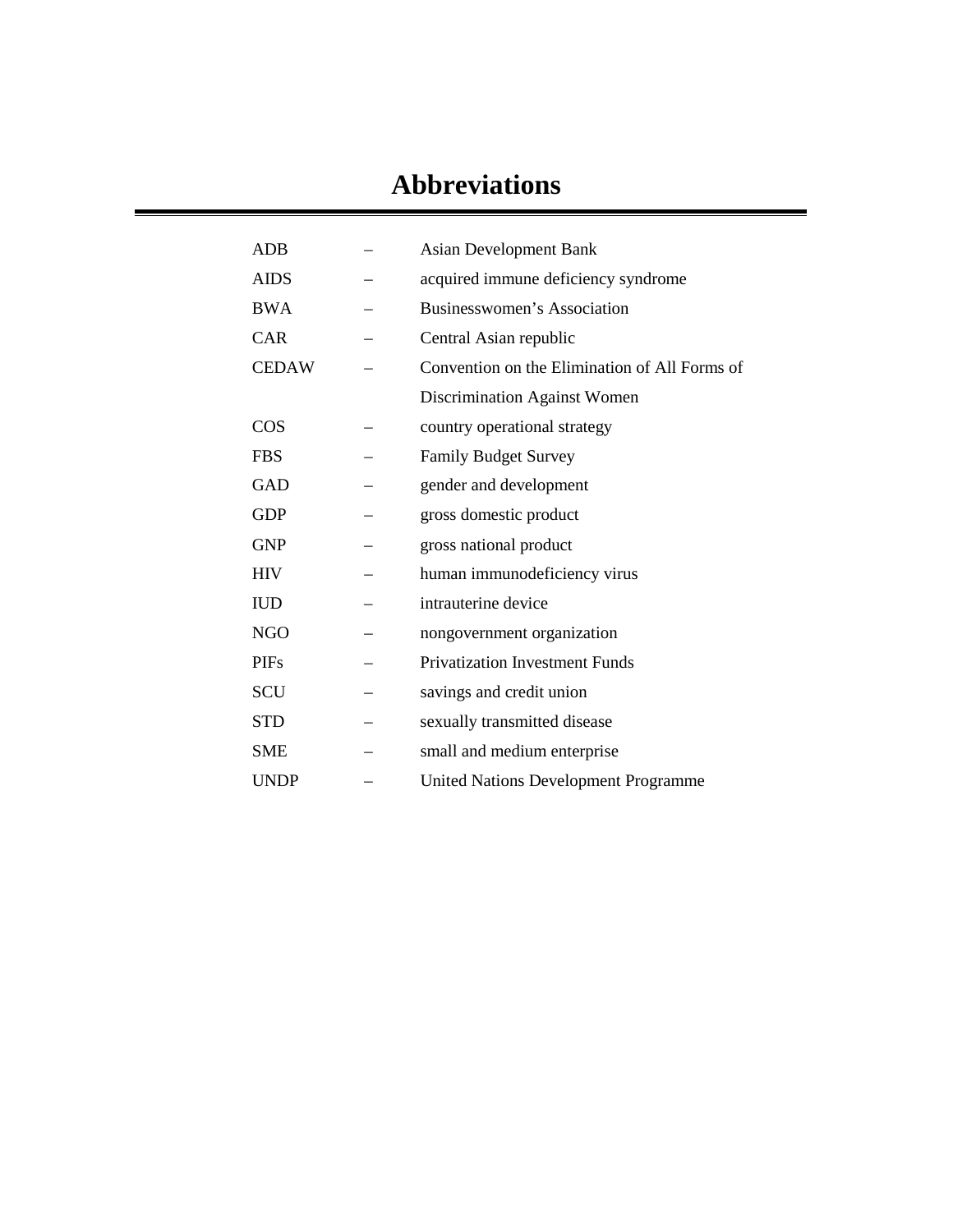# Abbreviations

| | | |
|---|---|---|
| ADB | – | Asian Development Bank |
| AIDS | – | acquired immune deficiency syndrome |
| BWA | – | Businesswomen's Association |
| CAR | – | Central Asian republic |
| CEDAW | – | Convention on the Elimination of All Forms of Discrimination Against Women |
| COS | – | country operational strategy |
| FBS | – | Family Budget Survey |
| GAD | – | gender and development |
| GDP | – | gross domestic product |
| GNP | – | gross national product |
| HIV | – | human immunodeficiency virus |
| IUD | – | intrauterine device |
| NGO | – | nongovernment organization |
| PIFs | – | Privatization Investment Funds |
| SCU | – | savings and credit union |
| STD | – | sexually transmitted disease |
| SME | – | small and medium enterprise |
| UNDP | – | United Nations Development Programme |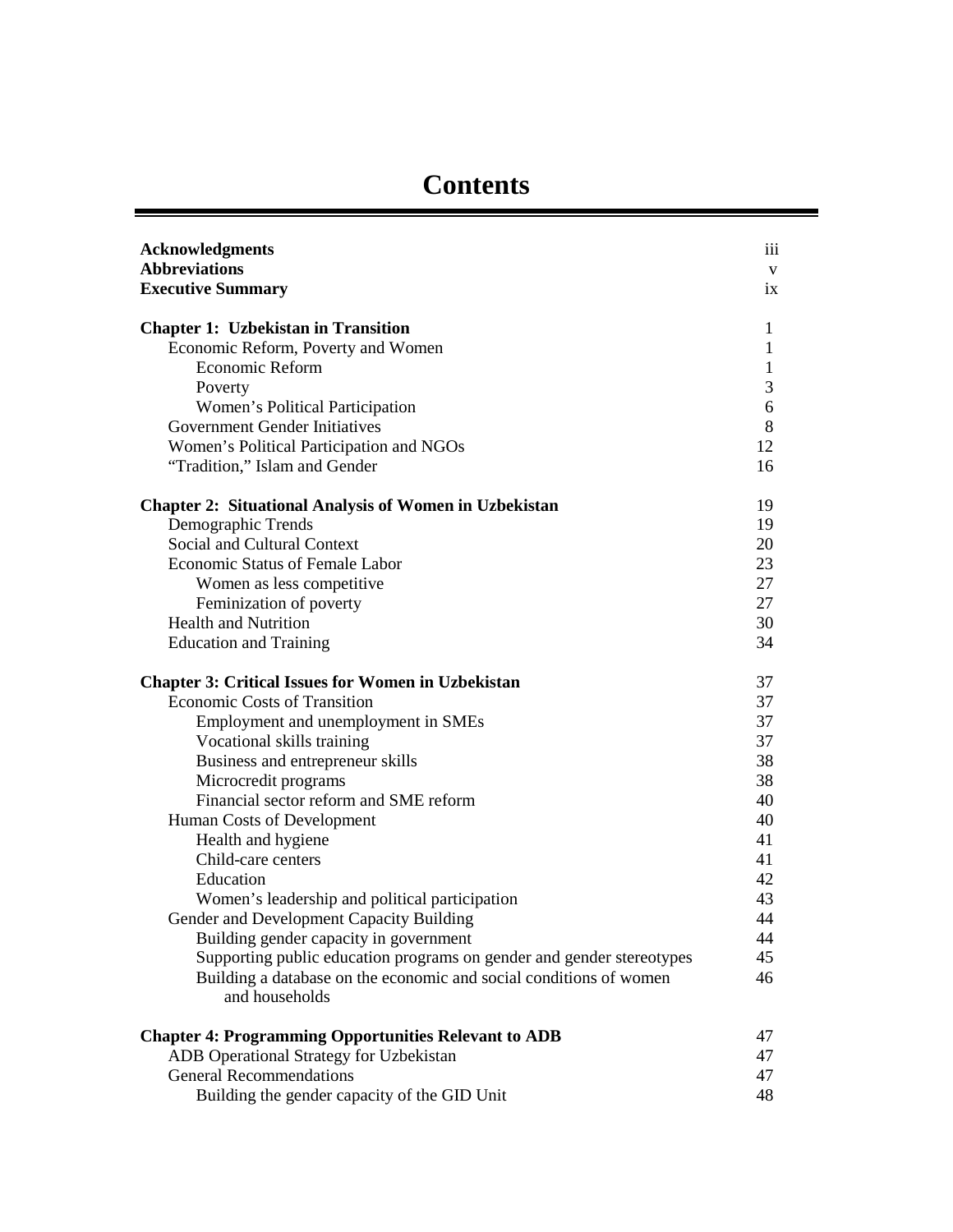# Contents

| | |
|---|---|
| **Acknowledgments** | iii |
| **Abbreviations** | v |
| **Executive Summary** | ix |
| | |
| **Chapter 1: Uzbekistan in Transition** | 1 |
| Economic Reform, Poverty and Women | 1 |
| Economic Reform | 1 |
| Poverty | 3 |
| Women's Political Participation | 6 |
| Government Gender Initiatives | 8 |
| Women's Political Participation and NGOs | 12 |
| "Tradition," Islam and Gender | 16 |
| | |
| **Chapter 2: Situational Analysis of Women in Uzbekistan** | 19 |
| Demographic Trends | 19 |
| Social and Cultural Context | 20 |
| Economic Status of Female Labor | 23 |
| Women as less competitive | 27 |
| Feminization of poverty | 27 |
| Health and Nutrition | 30 |
| Education and Training | 34 |
| | |
| **Chapter 3: Critical Issues for Women in Uzbekistan** | 37 |
| Economic Costs of Transition | 37 |
| Employment and unemployment in SMEs | 37 |
| Vocational skills training | 37 |
| Business and entrepreneur skills | 38 |
| Microcredit programs | 38 |
| Financial sector reform and SME reform | 40 |
| Human Costs of Development | 40 |
| Health and hygiene | 41 |
| Child-care centers | 41 |
| Education | 42 |
| Women's leadership and political participation | 43 |
| Gender and Development Capacity Building | 44 |
| Building gender capacity in government | 44 |
| Supporting public education programs on gender and gender stereotypes | 45 |
| Building a database on the economic and social conditions of women and households | 46 |
| | |
| **Chapter 4: Programming Opportunities Relevant to ADB** | 47 |
| ADB Operational Strategy for Uzbekistan | 47 |
| General Recommendations | 47 |
| Building the gender capacity of the GID Unit | 48 |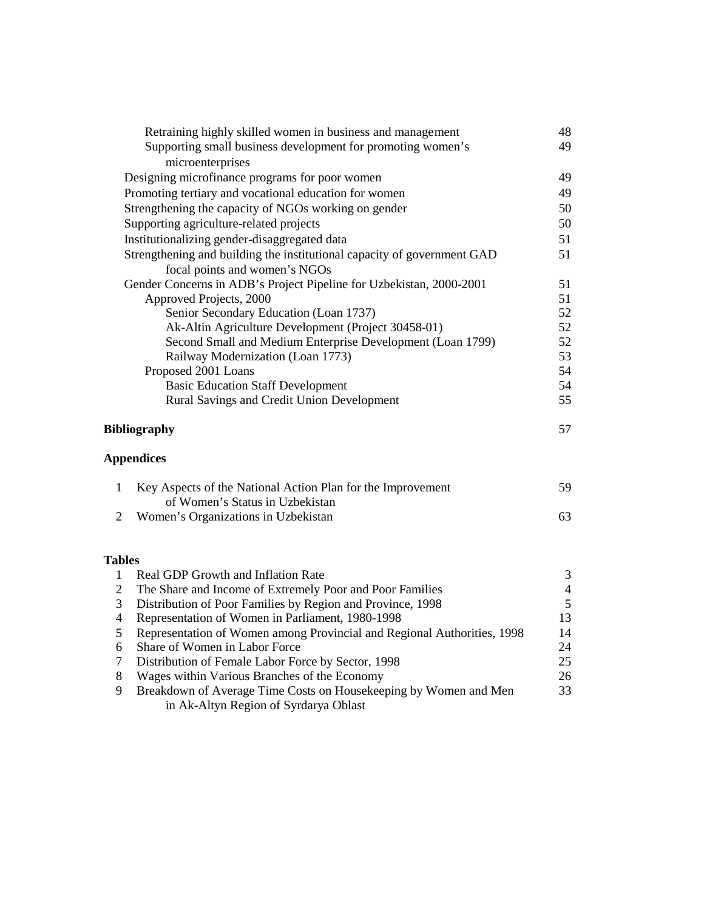| | |
|---|---|
| Retraining highly skilled women in business and management | 48 |
| Supporting small business development for promoting women's microenterprises | 49 |
| Designing microfinance programs for poor women | 49 |
| Promoting tertiary and vocational education for women | 49 |
| Strengthening the capacity of NGOs working on gender | 50 |
| Supporting agriculture-related projects | 50 |
| Institutionalizing gender-disaggregated data | 51 |
| Strengthening and building the institutional capacity of government GAD focal points and women's NGOs | 51 |
| Gender Concerns in ADB's Project Pipeline for Uzbekistan, 2000-2001 | 51 |
| Approved Projects, 2000 | 51 |
| Senior Secondary Education (Loan 1737) | 52 |
| Ak-Altin Agriculture Development (Project 30458-01) | 52 |
| Second Small and Medium Enterprise Development (Loan 1799) | 52 |
| Railway Modernization (Loan 1773) | 53 |
| Proposed 2001 Loans | 54 |
| Basic Education Staff Development | 54 |
| Rural Savings and Credit Union Development | 55 |

**Bibliography** 57

**Appendices**

| | | |
|---|---|---|
| 1 | Key Aspects of the National Action Plan for the Improvement of Women's Status in Uzbekistan | 59 |
| 2 | Women's Organizations in Uzbekistan | 63 |

**Tables**

| | | |
|---|---|---|
| 1 | Real GDP Growth and Inflation Rate | 3 |
| 2 | The Share and Income of Extremely Poor and Poor Families | 4 |
| 3 | Distribution of Poor Families by Region and Province, 1998 | 5 |
| 4 | Representation of Women in Parliament, 1980-1998 | 13 |
| 5 | Representation of Women among Provincial and Regional Authorities, 1998 | 14 |
| 6 | Share of Women in Labor Force | 24 |
| 7 | Distribution of Female Labor Force by Sector, 1998 | 25 |
| 8 | Wages within Various Branches of the Economy | 26 |
| 9 | Breakdown of Average Time Costs on Housekeeping by Women and Men in Ak-Altyn Region of Syrdarya Oblast | 33 |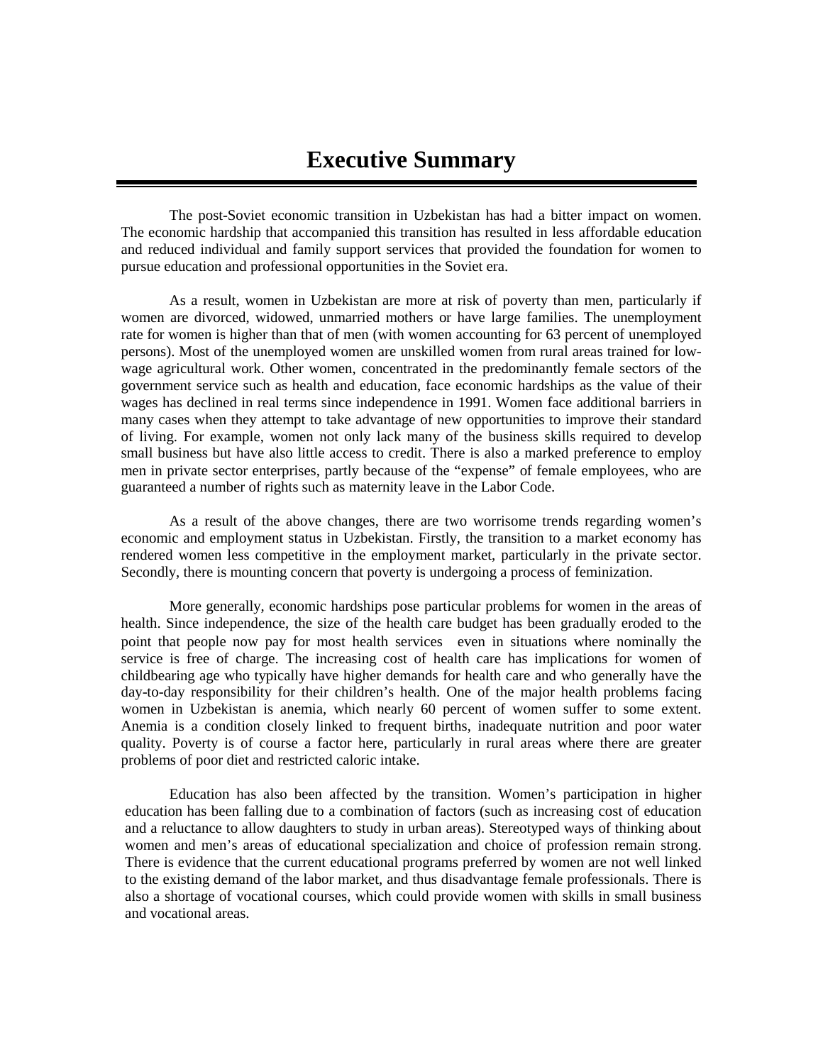# Executive Summary

The post-Soviet economic transition in Uzbekistan has had a bitter impact on women. The economic hardship that accompanied this transition has resulted in less affordable education and reduced individual and family support services that provided the foundation for women to pursue education and professional opportunities in the Soviet era.

As a result, women in Uzbekistan are more at risk of poverty than men, particularly if women are divorced, widowed, unmarried mothers or have large families. The unemployment rate for women is higher than that of men (with women accounting for 63 percent of unemployed persons). Most of the unemployed women are unskilled women from rural areas trained for low-wage agricultural work. Other women, concentrated in the predominantly female sectors of the government service such as health and education, face economic hardships as the value of their wages has declined in real terms since independence in 1991. Women face additional barriers in many cases when they attempt to take advantage of new opportunities to improve their standard of living. For example, women not only lack many of the business skills required to develop small business but have also little access to credit. There is also a marked preference to employ men in private sector enterprises, partly because of the "expense" of female employees, who are guaranteed a number of rights such as maternity leave in the Labor Code.

As a result of the above changes, there are two worrisome trends regarding women's economic and employment status in Uzbekistan. Firstly, the transition to a market economy has rendered women less competitive in the employment market, particularly in the private sector. Secondly, there is mounting concern that poverty is undergoing a process of feminization.

More generally, economic hardships pose particular problems for women in the areas of health. Since independence, the size of the health care budget has been gradually eroded to the point that people now pay for most health services even in situations where nominally the service is free of charge. The increasing cost of health care has implications for women of childbearing age who typically have higher demands for health care and who generally have the day-to-day responsibility for their children's health. One of the major health problems facing women in Uzbekistan is anemia, which nearly 60 percent of women suffer to some extent. Anemia is a condition closely linked to frequent births, inadequate nutrition and poor water quality. Poverty is of course a factor here, particularly in rural areas where there are greater problems of poor diet and restricted caloric intake.

Education has also been affected by the transition. Women's participation in higher education has been falling due to a combination of factors (such as increasing cost of education and a reluctance to allow daughters to study in urban areas). Stereotyped ways of thinking about women and men's areas of educational specialization and choice of profession remain strong. There is evidence that the current educational programs preferred by women are not well linked to the existing demand of the labor market, and thus disadvantage female professionals. There is also a shortage of vocational courses, which could provide women with skills in small business and vocational areas.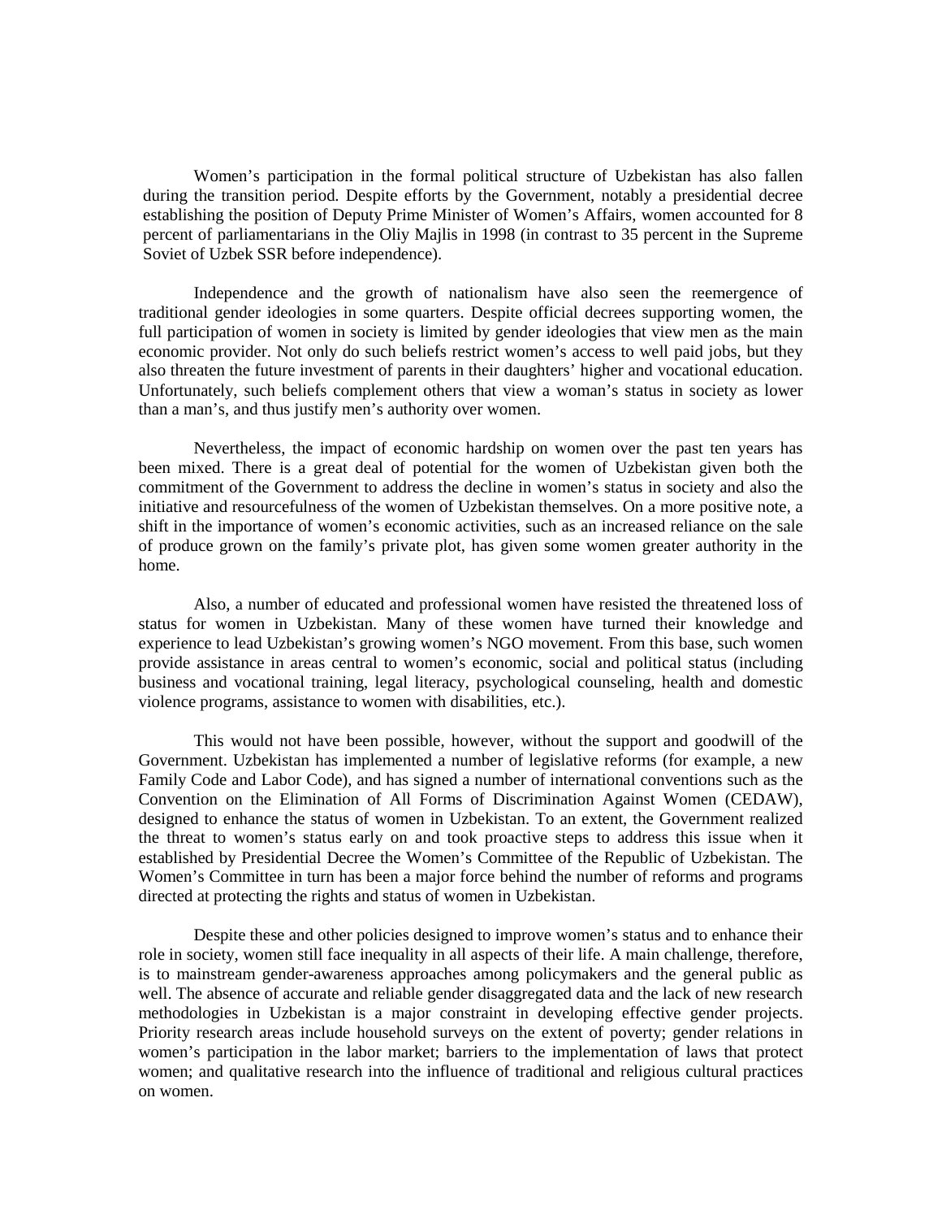Women's participation in the formal political structure of Uzbekistan has also fallen during the transition period. Despite efforts by the Government, notably a presidential decree establishing the position of Deputy Prime Minister of Women's Affairs, women accounted for 8 percent of parliamentarians in the Oliy Majlis in 1998 (in contrast to 35 percent in the Supreme Soviet of Uzbek SSR before independence).

Independence and the growth of nationalism have also seen the reemergence of traditional gender ideologies in some quarters. Despite official decrees supporting women, the full participation of women in society is limited by gender ideologies that view men as the main economic provider. Not only do such beliefs restrict women's access to well paid jobs, but they also threaten the future investment of parents in their daughters' higher and vocational education. Unfortunately, such beliefs complement others that view a woman's status in society as lower than a man's, and thus justify men's authority over women.

Nevertheless, the impact of economic hardship on women over the past ten years has been mixed. There is a great deal of potential for the women of Uzbekistan given both the commitment of the Government to address the decline in women's status in society and also the initiative and resourcefulness of the women of Uzbekistan themselves. On a more positive note, a shift in the importance of women's economic activities, such as an increased reliance on the sale of produce grown on the family's private plot, has given some women greater authority in the home.

Also, a number of educated and professional women have resisted the threatened loss of status for women in Uzbekistan. Many of these women have turned their knowledge and experience to lead Uzbekistan's growing women's NGO movement. From this base, such women provide assistance in areas central to women's economic, social and political status (including business and vocational training, legal literacy, psychological counseling, health and domestic violence programs, assistance to women with disabilities, etc.).

This would not have been possible, however, without the support and goodwill of the Government. Uzbekistan has implemented a number of legislative reforms (for example, a new Family Code and Labor Code), and has signed a number of international conventions such as the Convention on the Elimination of All Forms of Discrimination Against Women (CEDAW), designed to enhance the status of women in Uzbekistan. To an extent, the Government realized the threat to women's status early on and took proactive steps to address this issue when it established by Presidential Decree the Women's Committee of the Republic of Uzbekistan. The Women's Committee in turn has been a major force behind the number of reforms and programs directed at protecting the rights and status of women in Uzbekistan.

Despite these and other policies designed to improve women's status and to enhance their role in society, women still face inequality in all aspects of their life. A main challenge, therefore, is to mainstream gender-awareness approaches among policymakers and the general public as well. The absence of accurate and reliable gender disaggregated data and the lack of new research methodologies in Uzbekistan is a major constraint in developing effective gender projects. Priority research areas include household surveys on the extent of poverty; gender relations in women's participation in the labor market; barriers to the implementation of laws that protect women; and qualitative research into the influence of traditional and religious cultural practices on women.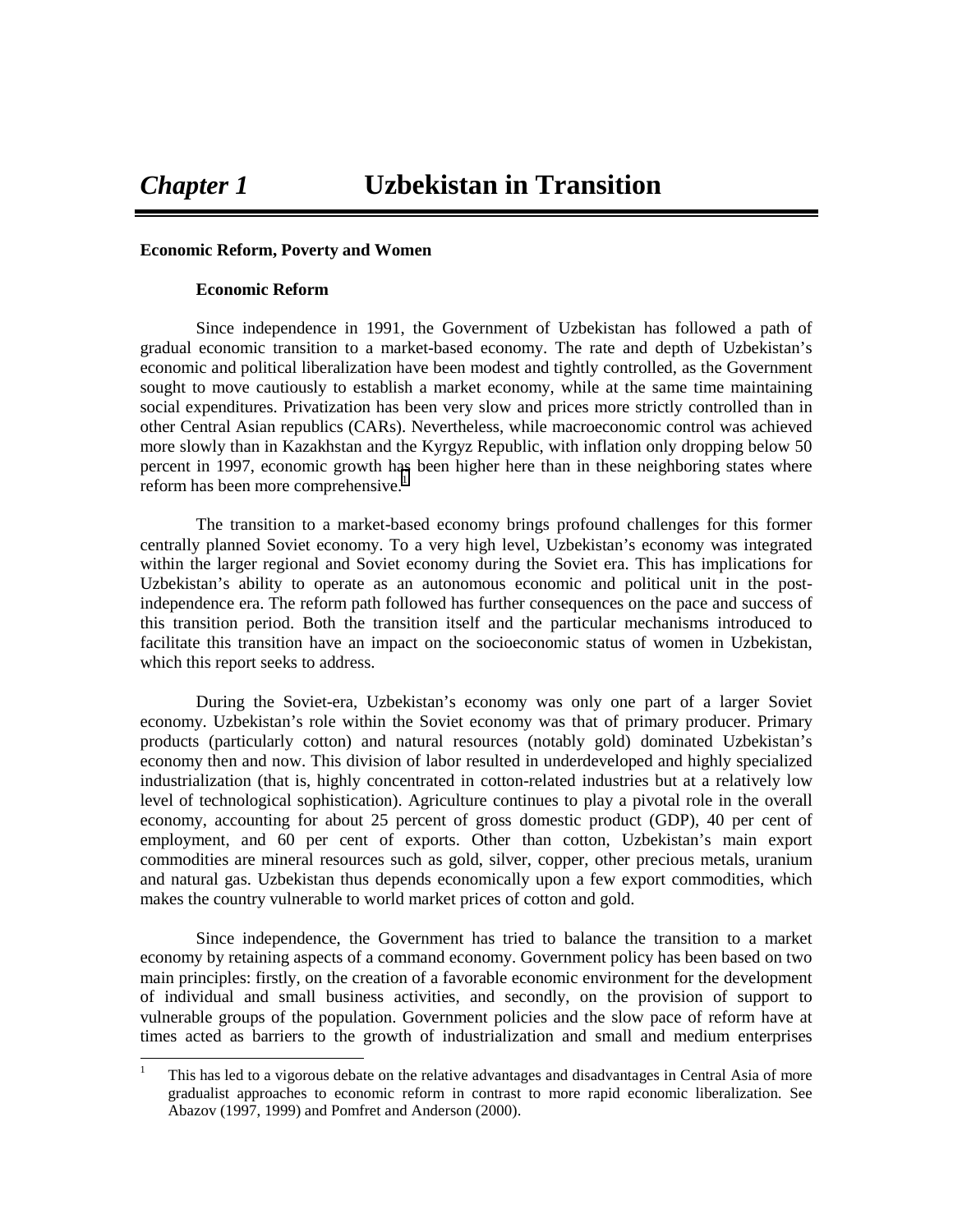# *Chapter 1* Uzbekistan in Transition

## Economic Reform, Poverty and Women

### Economic Reform

Since independence in 1991, the Government of Uzbekistan has followed a path of gradual economic transition to a market-based economy. The rate and depth of Uzbekistan's economic and political liberalization have been modest and tightly controlled, as the Government sought to move cautiously to establish a market economy, while at the same time maintaining social expenditures. Privatization has been very slow and prices more strictly controlled than in other Central Asian republics (CARs). Nevertheless, while macroeconomic control was achieved more slowly than in Kazakhstan and the Kyrgyz Republic, with inflation only dropping below 50 percent in 1997, economic growth has been higher here than in these neighboring states where reform has been more comprehensive.[1]

The transition to a market-based economy brings profound challenges for this former centrally planned Soviet economy. To a very high level, Uzbekistan's economy was integrated within the larger regional and Soviet economy during the Soviet era. This has implications for Uzbekistan's ability to operate as an autonomous economic and political unit in the post-independence era. The reform path followed has further consequences on the pace and success of this transition period. Both the transition itself and the particular mechanisms introduced to facilitate this transition have an impact on the socioeconomic status of women in Uzbekistan, which this report seeks to address.

During the Soviet-era, Uzbekistan's economy was only one part of a larger Soviet economy. Uzbekistan's role within the Soviet economy was that of primary producer. Primary products (particularly cotton) and natural resources (notably gold) dominated Uzbekistan's economy then and now. This division of labor resulted in underdeveloped and highly specialized industrialization (that is, highly concentrated in cotton-related industries but at a relatively low level of technological sophistication). Agriculture continues to play a pivotal role in the overall economy, accounting for about 25 percent of gross domestic product (GDP), 40 per cent of employment, and 60 per cent of exports. Other than cotton, Uzbekistan's main export commodities are mineral resources such as gold, silver, copper, other precious metals, uranium and natural gas. Uzbekistan thus depends economically upon a few export commodities, which makes the country vulnerable to world market prices of cotton and gold.

Since independence, the Government has tried to balance the transition to a market economy by retaining aspects of a command economy. Government policy has been based on two main principles: firstly, on the creation of a favorable economic environment for the development of individual and small business activities, and secondly, on the provision of support to vulnerable groups of the population. Government policies and the slow pace of reform have at times acted as barriers to the growth of industrialization and small and medium enterprises

---

[1] This has led to a vigorous debate on the relative advantages and disadvantages in Central Asia of more gradualist approaches to economic reform in contrast to more rapid economic liberalization. See Abazov (1997, 1999) and Pomfret and Anderson (2000).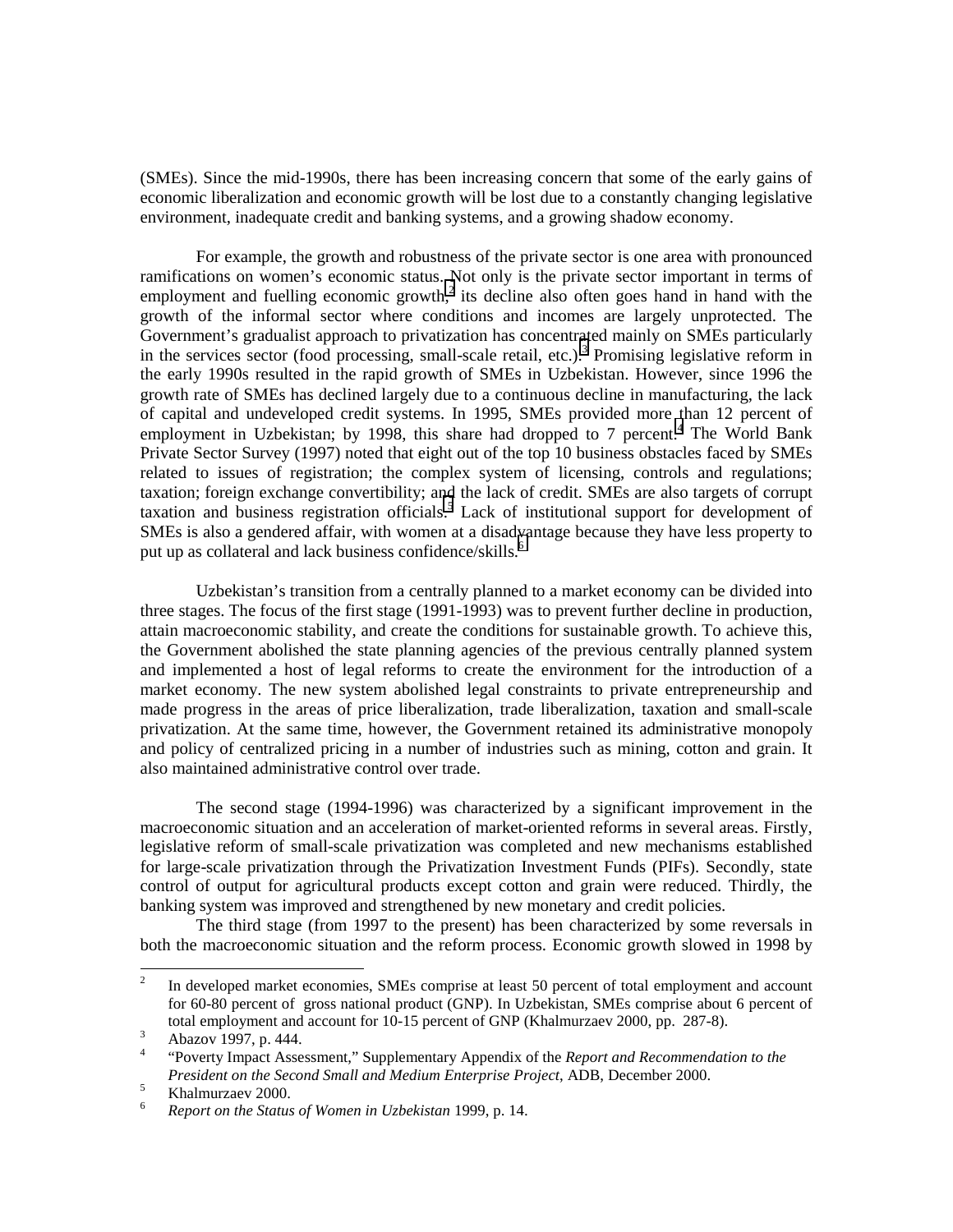(SMEs). Since the mid-1990s, there has been increasing concern that some of the early gains of economic liberalization and economic growth will be lost due to a constantly changing legislative environment, inadequate credit and banking systems, and a growing shadow economy.

For example, the growth and robustness of the private sector is one area with pronounced ramifications on women's economic status. Not only is the private sector important in terms of employment and fuelling economic growth,[2] its decline also often goes hand in hand with the growth of the informal sector where conditions and incomes are largely unprotected. The Government's gradualist approach to privatization has concentrated mainly on SMEs particularly in the services sector (food processing, small-scale retail, etc.).[3] Promising legislative reform in the early 1990s resulted in the rapid growth of SMEs in Uzbekistan. However, since 1996 the growth rate of SMEs has declined largely due to a continuous decline in manufacturing, the lack of capital and undeveloped credit systems. In 1995, SMEs provided more than 12 percent of employment in Uzbekistan; by 1998, this share had dropped to 7 percent.[4] The World Bank Private Sector Survey (1997) noted that eight out of the top 10 business obstacles faced by SMEs related to issues of registration; the complex system of licensing, controls and regulations; taxation; foreign exchange convertibility; and the lack of credit. SMEs are also targets of corrupt taxation and business registration officials.[5] Lack of institutional support for development of SMEs is also a gendered affair, with women at a disadvantage because they have less property to put up as collateral and lack business confidence/skills.[6]

Uzbekistan's transition from a centrally planned to a market economy can be divided into three stages. The focus of the first stage (1991-1993) was to prevent further decline in production, attain macroeconomic stability, and create the conditions for sustainable growth. To achieve this, the Government abolished the state planning agencies of the previous centrally planned system and implemented a host of legal reforms to create the environment for the introduction of a market economy. The new system abolished legal constraints to private entrepreneurship and made progress in the areas of price liberalization, trade liberalization, taxation and small-scale privatization. At the same time, however, the Government retained its administrative monopoly and policy of centralized pricing in a number of industries such as mining, cotton and grain. It also maintained administrative control over trade.

The second stage (1994-1996) was characterized by a significant improvement in the macroeconomic situation and an acceleration of market-oriented reforms in several areas. Firstly, legislative reform of small-scale privatization was completed and new mechanisms established for large-scale privatization through the Privatization Investment Funds (PIFs). Secondly, state control of output for agricultural products except cotton and grain were reduced. Thirdly, the banking system was improved and strengthened by new monetary and credit policies.

The third stage (from 1997 to the present) has been characterized by some reversals in both the macroeconomic situation and the reform process. Economic growth slowed in 1998 by

---

[2] In developed market economies, SMEs comprise at least 50 percent of total employment and account for 60-80 percent of gross national product (GNP). In Uzbekistan, SMEs comprise about 6 percent of total employment and account for 10-15 percent of GNP (Khalmurzaev 2000, pp. 287-8).

[3] Abazov 1997, p. 444.

[4] "Poverty Impact Assessment," Supplementary Appendix of the *Report and Recommendation to the President on the Second Small and Medium Enterprise Project*, ADB, December 2000.

[5] Khalmurzaev 2000.

[6] *Report on the Status of Women in Uzbekistan* 1999, p. 14.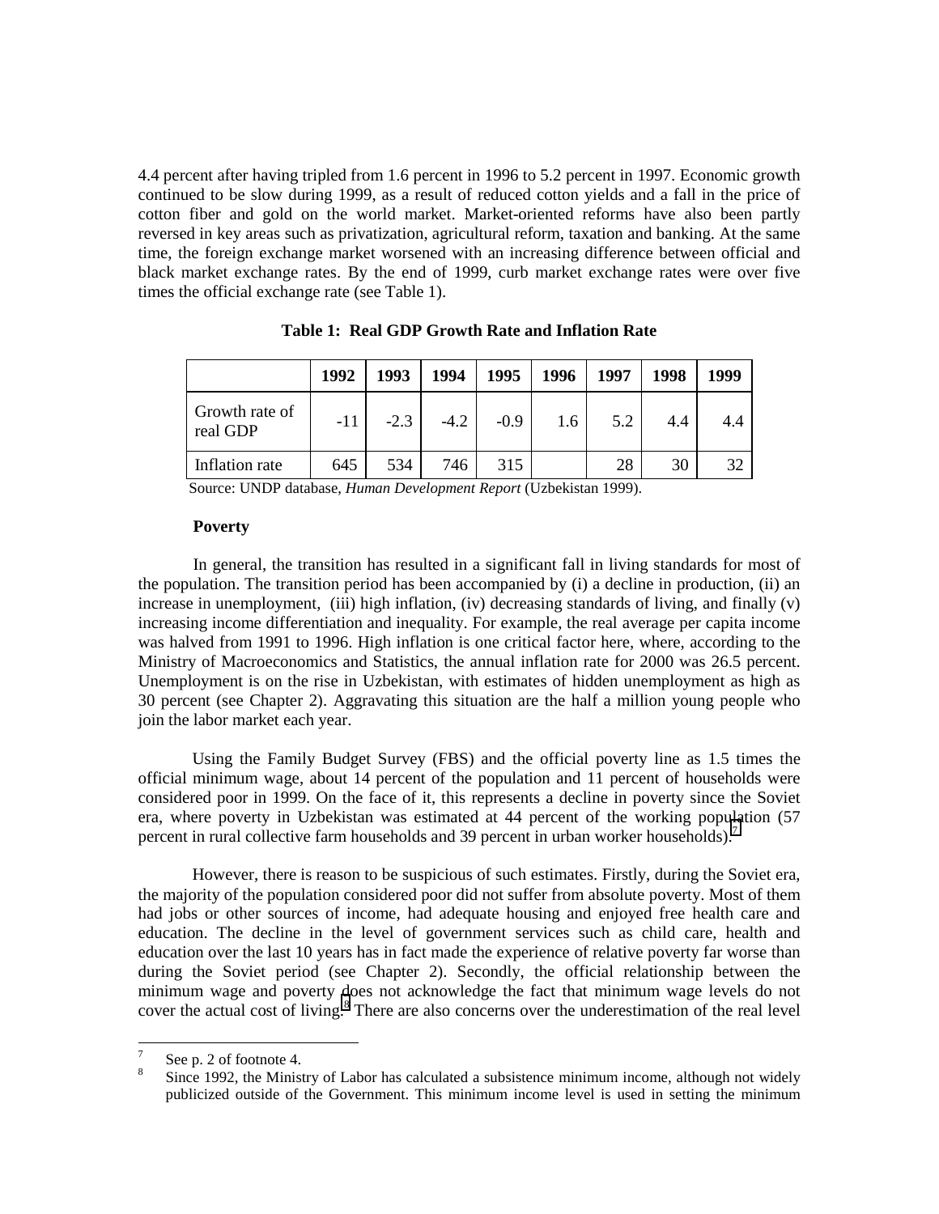4.4 percent after having tripled from 1.6 percent in 1996 to 5.2 percent in 1997. Economic growth continued to be slow during 1999, as a result of reduced cotton yields and a fall in the price of cotton fiber and gold on the world market. Market-oriented reforms have also been partly reversed in key areas such as privatization, agricultural reform, taxation and banking. At the same time, the foreign exchange market worsened with an increasing difference between official and black market exchange rates. By the end of 1999, curb market exchange rates were over five times the official exchange rate (see Table 1).

**Table 1: Real GDP Growth Rate and Inflation Rate**

| | 1992 | 1993 | 1994 | 1995 | 1996 | 1997 | 1998 | 1999 |
|---|---|---|---|---|---|---|---|---|
| Growth rate of real GDP | -11 | -2.3 | -4.2 | -0.9 | 1.6 | 5.2 | 4.4 | 4.4 |
| Inflation rate | 645 | 534 | 746 | 315 | | 28 | 30 | 32 |

Source: UNDP database, *Human Development Report* (Uzbekistan 1999).

**Poverty**

In general, the transition has resulted in a significant fall in living standards for most of the population. The transition period has been accompanied by (i) a decline in production, (ii) an increase in unemployment, (iii) high inflation, (iv) decreasing standards of living, and finally (v) increasing income differentiation and inequality. For example, the real average per capita income was halved from 1991 to 1996. High inflation is one critical factor here, where, according to the Ministry of Macroeconomics and Statistics, the annual inflation rate for 2000 was 26.5 percent. Unemployment is on the rise in Uzbekistan, with estimates of hidden unemployment as high as 30 percent (see Chapter 2). Aggravating this situation are the half a million young people who join the labor market each year.

Using the Family Budget Survey (FBS) and the official poverty line as 1.5 times the official minimum wage, about 14 percent of the population and 11 percent of households were considered poor in 1999. On the face of it, this represents a decline in poverty since the Soviet era, where poverty in Uzbekistan was estimated at 44 percent of the working population (57 percent in rural collective farm households and 39 percent in urban worker households).[7]

However, there is reason to be suspicious of such estimates. Firstly, during the Soviet era, the majority of the population considered poor did not suffer from absolute poverty. Most of them had jobs or other sources of income, had adequate housing and enjoyed free health care and education. The decline in the level of government services such as child care, health and education over the last 10 years has in fact made the experience of relative poverty far worse than during the Soviet period (see Chapter 2). Secondly, the official relationship between the minimum wage and poverty does not acknowledge the fact that minimum wage levels do not cover the actual cost of living.[8] There are also concerns over the underestimation of the real level

---

[7] See p. 2 of footnote 4.

[8] Since 1992, the Ministry of Labor has calculated a subsistence minimum income, although not widely publicized outside of the Government. This minimum income level is used in setting the minimum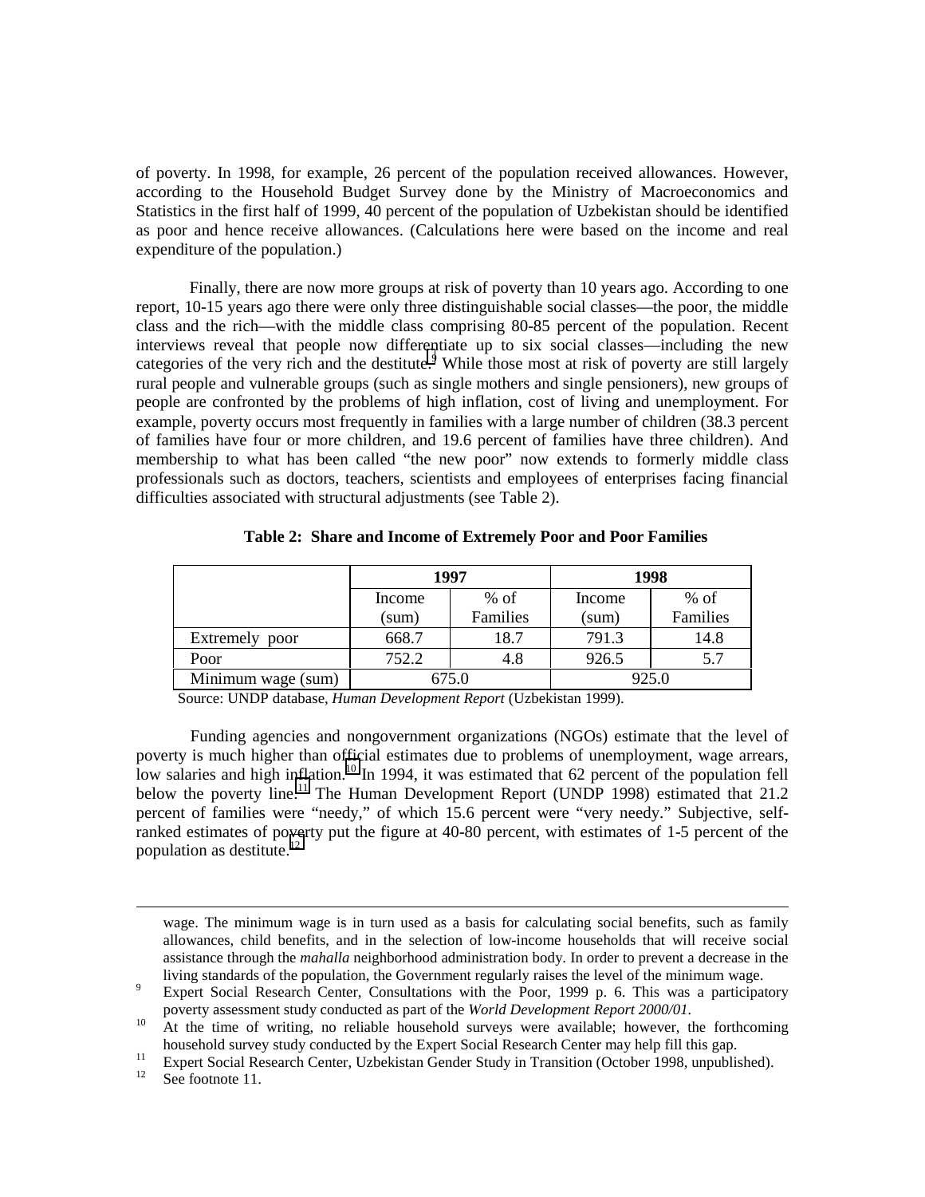of poverty. In 1998, for example, 26 percent of the population received allowances. However, according to the Household Budget Survey done by the Ministry of Macroeconomics and Statistics in the first half of 1999, 40 percent of the population of Uzbekistan should be identified as poor and hence receive allowances. (Calculations here were based on the income and real expenditure of the population.)

Finally, there are now more groups at risk of poverty than 10 years ago. According to one report, 10-15 years ago there were only three distinguishable social classes—the poor, the middle class and the rich—with the middle class comprising 80-85 percent of the population. Recent interviews reveal that people now differentiate up to six social classes—including the new categories of the very rich and the destitute.[9] While those most at risk of poverty are still largely rural people and vulnerable groups (such as single mothers and single pensioners), new groups of people are confronted by the problems of high inflation, cost of living and unemployment. For example, poverty occurs most frequently in families with a large number of children (38.3 percent of families have four or more children, and 19.6 percent of families have three children). And membership to what has been called "the new poor" now extends to formerly middle class professionals such as doctors, teachers, scientists and employees of enterprises facing financial difficulties associated with structural adjustments (see Table 2).

**Table 2: Share and Income of Extremely Poor and Poor Families**

| | 1997 | | 1998 | |
|---|---|---|---|---|
| | Income (sum) | % of Families | Income (sum) | % of Families |
| Extremely poor | 668.7 | 18.7 | 791.3 | 14.8 |
| Poor | 752.2 | 4.8 | 926.5 | 5.7 |
| Minimum wage (sum) | 675.0 | | 925.0 | |

Source: UNDP database, *Human Development Report* (Uzbekistan 1999).

Funding agencies and nongovernment organizations (NGOs) estimate that the level of poverty is much higher than official estimates due to problems of unemployment, wage arrears, low salaries and high inflation.[10] In 1994, it was estimated that 62 percent of the population fell below the poverty line.[11] The Human Development Report (UNDP 1998) estimated that 21.2 percent of families were "needy," of which 15.6 percent were "very needy." Subjective, self-ranked estimates of poverty put the figure at 40-80 percent, with estimates of 1-5 percent of the population as destitute.[12]

---

wage. The minimum wage is in turn used as a basis for calculating social benefits, such as family allowances, child benefits, and in the selection of low-income households that will receive social assistance through the *mahalla* neighborhood administration body. In order to prevent a decrease in the living standards of the population, the Government regularly raises the level of the minimum wage.

[9] Expert Social Research Center, Consultations with the Poor, 1999 p. 6. This was a participatory poverty assessment study conducted as part of the *World Development Report 2000/01*.

[10] At the time of writing, no reliable household surveys were available; however, the forthcoming household survey study conducted by the Expert Social Research Center may help fill this gap.

[11] Expert Social Research Center, Uzbekistan Gender Study in Transition (October 1998, unpublished).

[12] See footnote 11.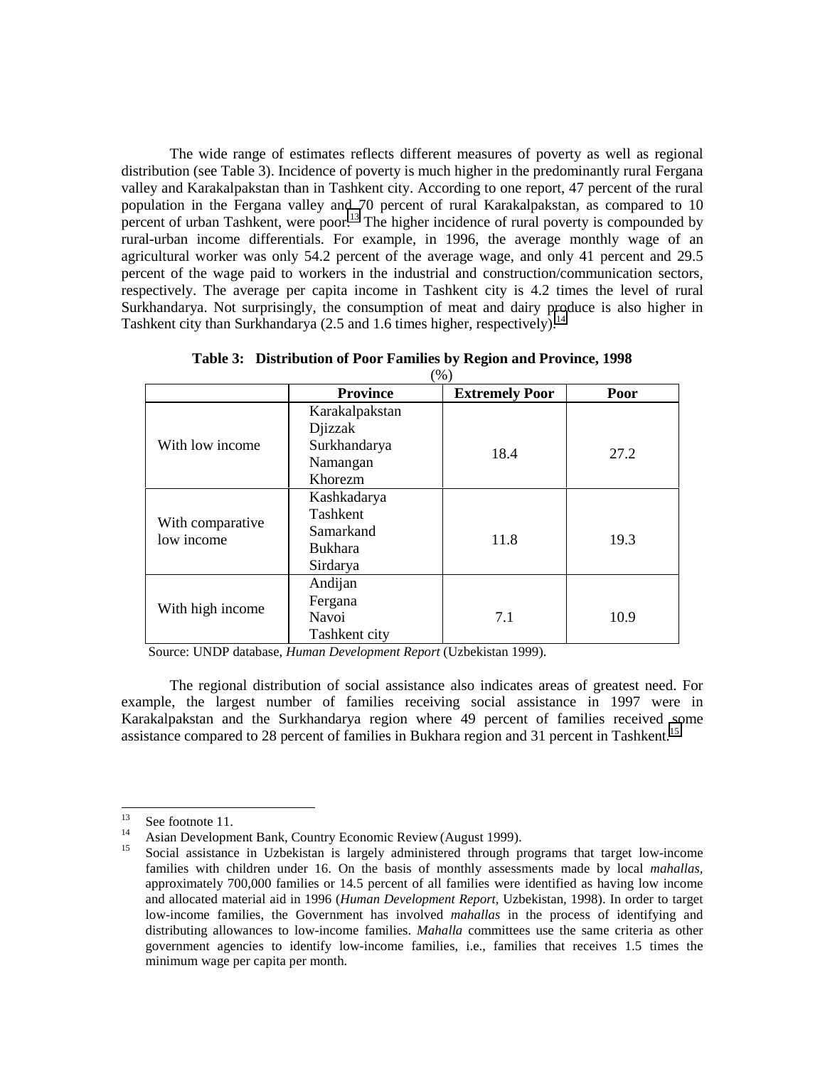The wide range of estimates reflects different measures of poverty as well as regional distribution (see Table 3). Incidence of poverty is much higher in the predominantly rural Fergana valley and Karakalpakstan than in Tashkent city. According to one report, 47 percent of the rural population in the Fergana valley and 70 percent of rural Karakalpakstan, as compared to 10 percent of urban Tashkent, were poor.[13] The higher incidence of rural poverty is compounded by rural-urban income differentials. For example, in 1996, the average monthly wage of an agricultural worker was only 54.2 percent of the average wage, and only 41 percent and 29.5 percent of the wage paid to workers in the industrial and construction/communication sectors, respectively. The average per capita income in Tashkent city is 4.2 times the level of rural Surkhandarya. Not surprisingly, the consumption of meat and dairy produce is also higher in Tashkent city than Surkhandarya (2.5 and 1.6 times higher, respectively).[14]

**Table 3: Distribution of Poor Families by Region and Province, 1998**

(%)

| | Province | Extremely Poor | Poor |
|---|---|---|---|
| With low income | Karakalpakstan<br>Djizzak<br>Surkhandarya<br>Namangan<br>Khorezm | 18.4 | 27.2 |
| With comparative low income | Kashkadarya<br>Tashkent<br>Samarkand<br>Bukhara<br>Sirdarya | 11.8 | 19.3 |
| With high income | Andijan<br>Fergana<br>Navoi<br>Tashkent city | 7.1 | 10.9 |

Source: UNDP database, *Human Development Report* (Uzbekistan 1999).

The regional distribution of social assistance also indicates areas of greatest need. For example, the largest number of families receiving social assistance in 1997 were in Karakalpakstan and the Surkhandarya region where 49 percent of families received some assistance compared to 28 percent of families in Bukhara region and 31 percent in Tashkent.[15]

---

[13] See footnote 11.

[14] Asian Development Bank, Country Economic Review (August 1999).

[15] Social assistance in Uzbekistan is largely administered through programs that target low-income families with children under 16. On the basis of monthly assessments made by local *mahallas*, approximately 700,000 families or 14.5 percent of all families were identified as having low income and allocated material aid in 1996 (*Human Development Report*, Uzbekistan, 1998). In order to target low-income families, the Government has involved *mahallas* in the process of identifying and distributing allowances to low-income families. *Mahalla* committees use the same criteria as other government agencies to identify low-income families, i.e., families that receives 1.5 times the minimum wage per capita per month.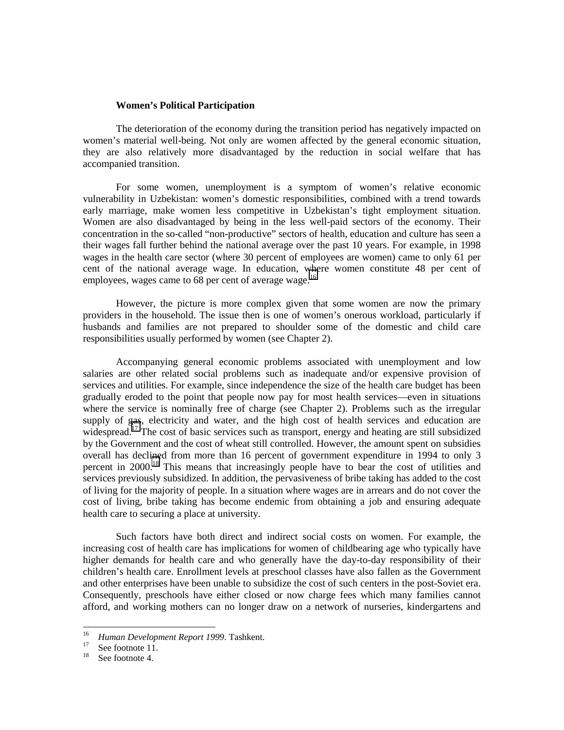**Women's Political Participation**

The deterioration of the economy during the transition period has negatively impacted on women's material well-being. Not only are women affected by the general economic situation, they are also relatively more disadvantaged by the reduction in social welfare that has accompanied transition.

For some women, unemployment is a symptom of women's relative economic vulnerability in Uzbekistan: women's domestic responsibilities, combined with a trend towards early marriage, make women less competitive in Uzbekistan's tight employment situation. Women are also disadvantaged by being in the less well-paid sectors of the economy. Their concentration in the so-called "non-productive" sectors of health, education and culture has seen a their wages fall further behind the national average over the past 10 years. For example, in 1998 wages in the health care sector (where 30 percent of employees are women) came to only 61 per cent of the national average wage. In education, where women constitute 48 per cent of employees, wages came to 68 per cent of average wage.[16]

However, the picture is more complex given that some women are now the primary providers in the household. The issue then is one of women's onerous workload, particularly if husbands and families are not prepared to shoulder some of the domestic and child care responsibilities usually performed by women (see Chapter 2).

Accompanying general economic problems associated with unemployment and low salaries are other related social problems such as inadequate and/or expensive provision of services and utilities. For example, since independence the size of the health care budget has been gradually eroded to the point that people now pay for most health services—even in situations where the service is nominally free of charge (see Chapter 2). Problems such as the irregular supply of gas, electricity and water, and the high cost of health services and education are widespread.[17] The cost of basic services such as transport, energy and heating are still subsidized by the Government and the cost of wheat still controlled. However, the amount spent on subsidies overall has declined from more than 16 percent of government expenditure in 1994 to only 3 percent in 2000.[18] This means that increasingly people have to bear the cost of utilities and services previously subsidized. In addition, the pervasiveness of bribe taking has added to the cost of living for the majority of people. In a situation where wages are in arrears and do not cover the cost of living, bribe taking has become endemic from obtaining a job and ensuring adequate health care to securing a place at university.

Such factors have both direct and indirect social costs on women. For example, the increasing cost of health care has implications for women of childbearing age who typically have higher demands for health care and who generally have the day-to-day responsibility of their children's health care. Enrollment levels at preschool classes have also fallen as the Government and other enterprises have been unable to subsidize the cost of such centers in the post-Soviet era. Consequently, preschools have either closed or now charge fees which many families cannot afford, and working mothers can no longer draw on a network of nurseries, kindergartens and

---

[16] *Human Development Report 1999*. Tashkent.

[17] See footnote 11.

[18] See footnote 4.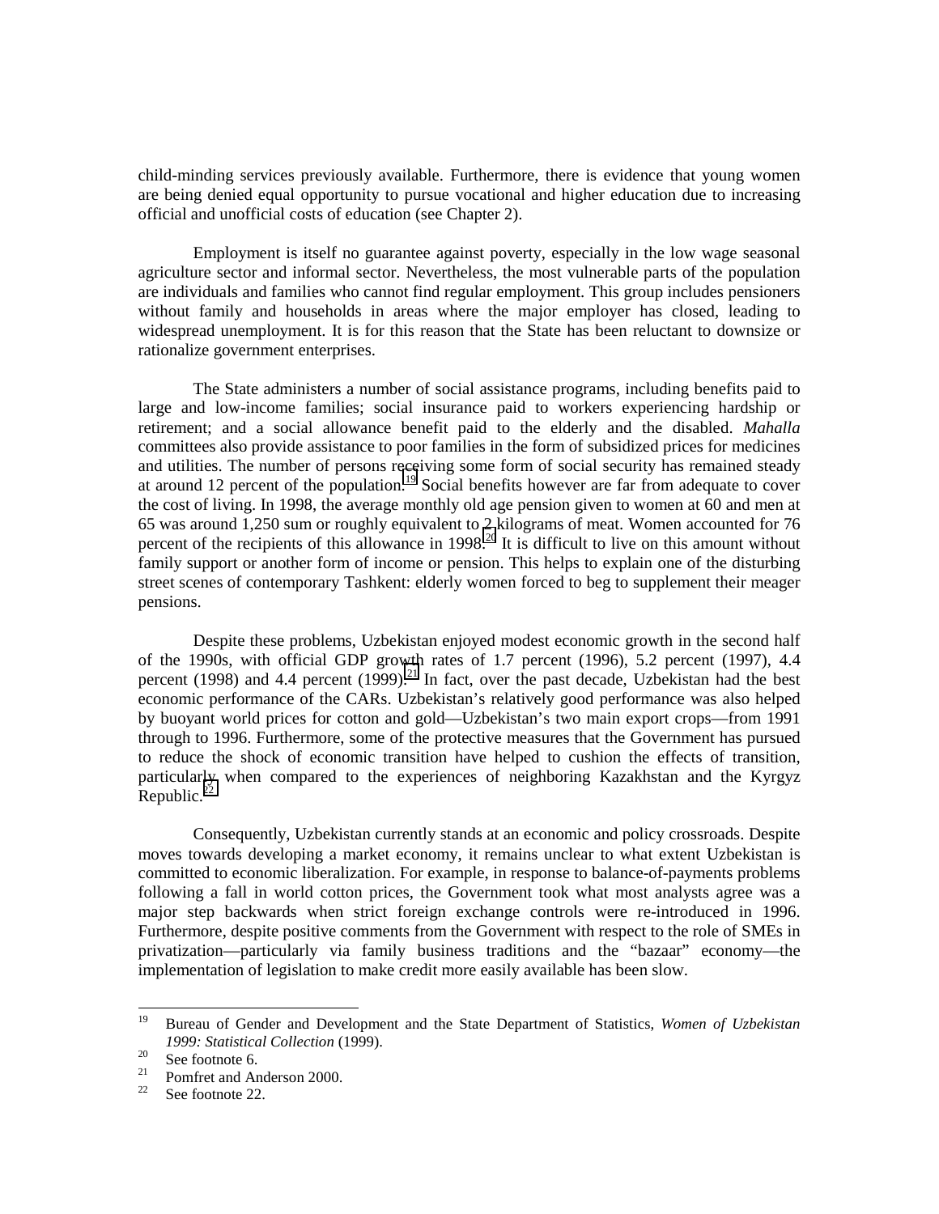child-minding services previously available. Furthermore, there is evidence that young women are being denied equal opportunity to pursue vocational and higher education due to increasing official and unofficial costs of education (see Chapter 2).

Employment is itself no guarantee against poverty, especially in the low wage seasonal agriculture sector and informal sector. Nevertheless, the most vulnerable parts of the population are individuals and families who cannot find regular employment. This group includes pensioners without family and households in areas where the major employer has closed, leading to widespread unemployment. It is for this reason that the State has been reluctant to downsize or rationalize government enterprises.

The State administers a number of social assistance programs, including benefits paid to large and low-income families; social insurance paid to workers experiencing hardship or retirement; and a social allowance benefit paid to the elderly and the disabled. *Mahalla* committees also provide assistance to poor families in the form of subsidized prices for medicines and utilities. The number of persons receiving some form of social security has remained steady at around 12 percent of the population.[19] Social benefits however are far from adequate to cover the cost of living. In 1998, the average monthly old age pension given to women at 60 and men at 65 was around 1,250 sum or roughly equivalent to 2 kilograms of meat. Women accounted for 76 percent of the recipients of this allowance in 1998.[20] It is difficult to live on this amount without family support or another form of income or pension. This helps to explain one of the disturbing street scenes of contemporary Tashkent: elderly women forced to beg to supplement their meager pensions.

Despite these problems, Uzbekistan enjoyed modest economic growth in the second half of the 1990s, with official GDP growth rates of 1.7 percent (1996), 5.2 percent (1997), 4.4 percent (1998) and 4.4 percent (1999).[21] In fact, over the past decade, Uzbekistan had the best economic performance of the CARs. Uzbekistan's relatively good performance was also helped by buoyant world prices for cotton and gold—Uzbekistan's two main export crops—from 1991 through to 1996. Furthermore, some of the protective measures that the Government has pursued to reduce the shock of economic transition have helped to cushion the effects of transition, particularly when compared to the experiences of neighboring Kazakhstan and the Kyrgyz Republic.[22]

Consequently, Uzbekistan currently stands at an economic and policy crossroads. Despite moves towards developing a market economy, it remains unclear to what extent Uzbekistan is committed to economic liberalization. For example, in response to balance-of-payments problems following a fall in world cotton prices, the Government took what most analysts agree was a major step backwards when strict foreign exchange controls were re-introduced in 1996. Furthermore, despite positive comments from the Government with respect to the role of SMEs in privatization—particularly via family business traditions and the "bazaar" economy—the implementation of legislation to make credit more easily available has been slow.

---

[19] Bureau of Gender and Development and the State Department of Statistics, *Women of Uzbekistan 1999: Statistical Collection* (1999).

[20] See footnote 6.

[21] Pomfret and Anderson 2000.

[22] See footnote 22.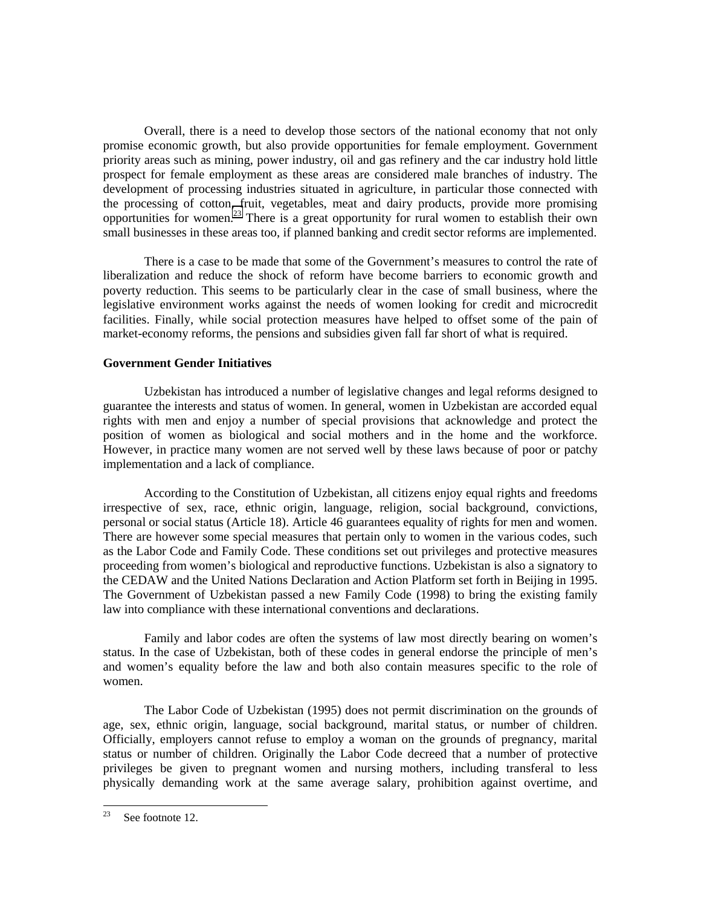Overall, there is a need to develop those sectors of the national economy that not only promise economic growth, but also provide opportunities for female employment. Government priority areas such as mining, power industry, oil and gas refinery and the car industry hold little prospect for female employment as these areas are considered male branches of industry. The development of processing industries situated in agriculture, in particular those connected with the processing of cotton, fruit, vegetables, meat and dairy products, provide more promising opportunities for women.[23] There is a great opportunity for rural women to establish their own small businesses in these areas too, if planned banking and credit sector reforms are implemented.

There is a case to be made that some of the Government's measures to control the rate of liberalization and reduce the shock of reform have become barriers to economic growth and poverty reduction. This seems to be particularly clear in the case of small business, where the legislative environment works against the needs of women looking for credit and microcredit facilities. Finally, while social protection measures have helped to offset some of the pain of market-economy reforms, the pensions and subsidies given fall far short of what is required.

**Government Gender Initiatives**

Uzbekistan has introduced a number of legislative changes and legal reforms designed to guarantee the interests and status of women. In general, women in Uzbekistan are accorded equal rights with men and enjoy a number of special provisions that acknowledge and protect the position of women as biological and social mothers and in the home and the workforce. However, in practice many women are not served well by these laws because of poor or patchy implementation and a lack of compliance.

According to the Constitution of Uzbekistan, all citizens enjoy equal rights and freedoms irrespective of sex, race, ethnic origin, language, religion, social background, convictions, personal or social status (Article 18). Article 46 guarantees equality of rights for men and women. There are however some special measures that pertain only to women in the various codes, such as the Labor Code and Family Code. These conditions set out privileges and protective measures proceeding from women's biological and reproductive functions. Uzbekistan is also a signatory to the CEDAW and the United Nations Declaration and Action Platform set forth in Beijing in 1995. The Government of Uzbekistan passed a new Family Code (1998) to bring the existing family law into compliance with these international conventions and declarations.

Family and labor codes are often the systems of law most directly bearing on women's status. In the case of Uzbekistan, both of these codes in general endorse the principle of men's and women's equality before the law and both also contain measures specific to the role of women.

The Labor Code of Uzbekistan (1995) does not permit discrimination on the grounds of age, sex, ethnic origin, language, social background, marital status, or number of children. Officially, employers cannot refuse to employ a woman on the grounds of pregnancy, marital status or number of children. Originally the Labor Code decreed that a number of protective privileges be given to pregnant women and nursing mothers, including transferal to less physically demanding work at the same average salary, prohibition against overtime, and

[23] See footnote 12.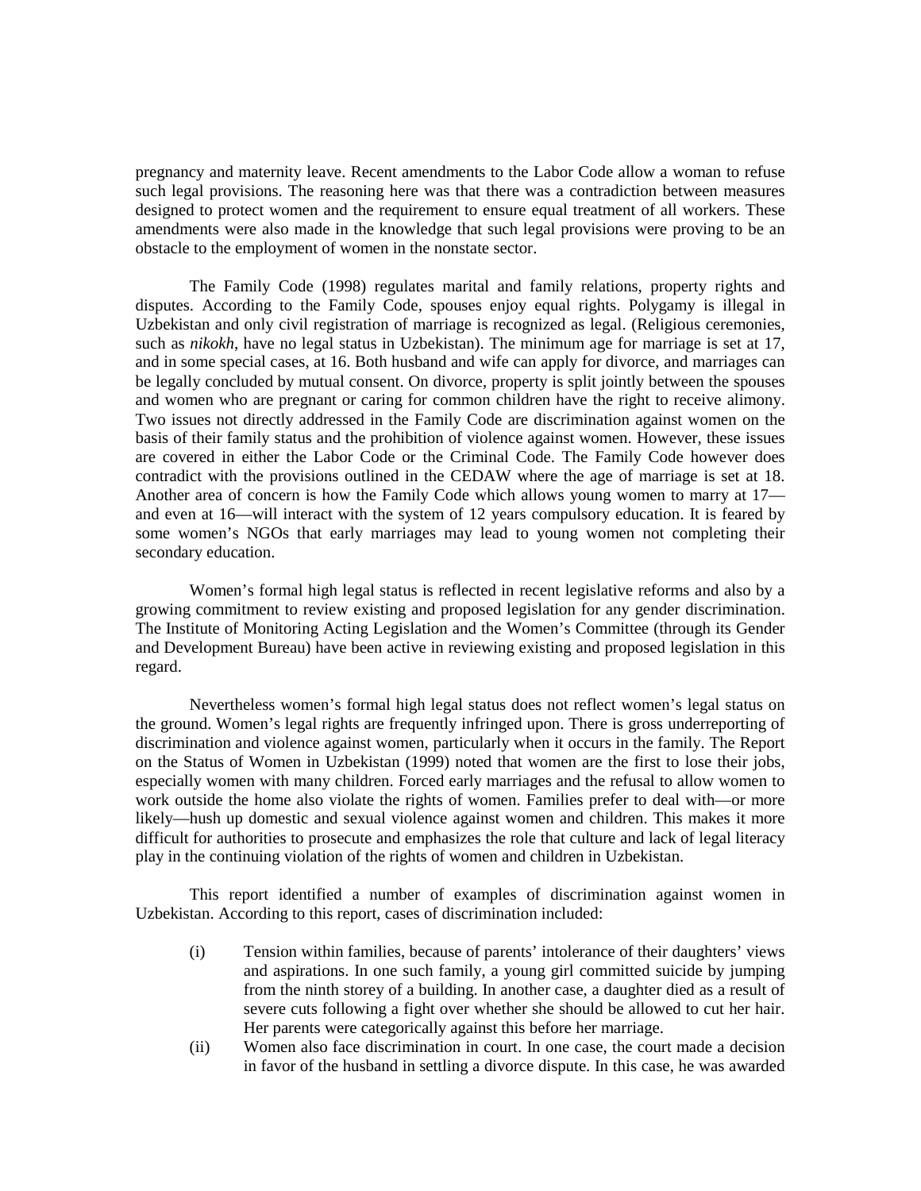pregnancy and maternity leave. Recent amendments to the Labor Code allow a woman to refuse such legal provisions. The reasoning here was that there was a contradiction between measures designed to protect women and the requirement to ensure equal treatment of all workers. These amendments were also made in the knowledge that such legal provisions were proving to be an obstacle to the employment of women in the nonstate sector.

The Family Code (1998) regulates marital and family relations, property rights and disputes. According to the Family Code, spouses enjoy equal rights. Polygamy is illegal in Uzbekistan and only civil registration of marriage is recognized as legal. (Religious ceremonies, such as *nikokh*, have no legal status in Uzbekistan). The minimum age for marriage is set at 17, and in some special cases, at 16. Both husband and wife can apply for divorce, and marriages can be legally concluded by mutual consent. On divorce, property is split jointly between the spouses and women who are pregnant or caring for common children have the right to receive alimony. Two issues not directly addressed in the Family Code are discrimination against women on the basis of their family status and the prohibition of violence against women. However, these issues are covered in either the Labor Code or the Criminal Code. The Family Code however does contradict with the provisions outlined in the CEDAW where the age of marriage is set at 18. Another area of concern is how the Family Code which allows young women to marry at 17—and even at 16—will interact with the system of 12 years compulsory education. It is feared by some women's NGOs that early marriages may lead to young women not completing their secondary education.

Women's formal high legal status is reflected in recent legislative reforms and also by a growing commitment to review existing and proposed legislation for any gender discrimination. The Institute of Monitoring Acting Legislation and the Women's Committee (through its Gender and Development Bureau) have been active in reviewing existing and proposed legislation in this regard.

Nevertheless women's formal high legal status does not reflect women's legal status on the ground. Women's legal rights are frequently infringed upon. There is gross underreporting of discrimination and violence against women, particularly when it occurs in the family. The Report on the Status of Women in Uzbekistan (1999) noted that women are the first to lose their jobs, especially women with many children. Forced early marriages and the refusal to allow women to work outside the home also violate the rights of women. Families prefer to deal with—or more likely—hush up domestic and sexual violence against women and children. This makes it more difficult for authorities to prosecute and emphasizes the role that culture and lack of legal literacy play in the continuing violation of the rights of women and children in Uzbekistan.

This report identified a number of examples of discrimination against women in Uzbekistan. According to this report, cases of discrimination included:

(i) Tension within families, because of parents' intolerance of their daughters' views and aspirations. In one such family, a young girl committed suicide by jumping from the ninth storey of a building. In another case, a daughter died as a result of severe cuts following a fight over whether she should be allowed to cut her hair. Her parents were categorically against this before her marriage.

(ii) Women also face discrimination in court. In one case, the court made a decision in favor of the husband in settling a divorce dispute. In this case, he was awarded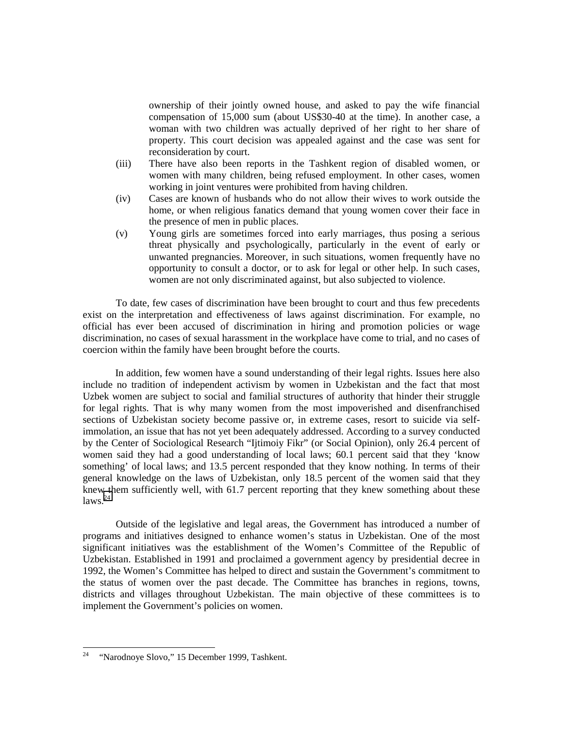ownership of their jointly owned house, and asked to pay the wife financial compensation of 15,000 sum (about US$30-40 at the time). In another case, a woman with two children was actually deprived of her right to her share of property. This court decision was appealed against and the case was sent for reconsideration by court.

(iii) There have also been reports in the Tashkent region of disabled women, or women with many children, being refused employment. In other cases, women working in joint ventures were prohibited from having children.

(iv) Cases are known of husbands who do not allow their wives to work outside the home, or when religious fanatics demand that young women cover their face in the presence of men in public places.

(v) Young girls are sometimes forced into early marriages, thus posing a serious threat physically and psychologically, particularly in the event of early or unwanted pregnancies. Moreover, in such situations, women frequently have no opportunity to consult a doctor, or to ask for legal or other help. In such cases, women are not only discriminated against, but also subjected to violence.

To date, few cases of discrimination have been brought to court and thus few precedents exist on the interpretation and effectiveness of laws against discrimination. For example, no official has ever been accused of discrimination in hiring and promotion policies or wage discrimination, no cases of sexual harassment in the workplace have come to trial, and no cases of coercion within the family have been brought before the courts.

In addition, few women have a sound understanding of their legal rights. Issues here also include no tradition of independent activism by women in Uzbekistan and the fact that most Uzbek women are subject to social and familial structures of authority that hinder their struggle for legal rights. That is why many women from the most impoverished and disenfranchised sections of Uzbekistan society become passive or, in extreme cases, resort to suicide via self-immolation, an issue that has not yet been adequately addressed. According to a survey conducted by the Center of Sociological Research "Ijtimoiy Fikr" (or Social Opinion), only 26.4 percent of women said they had a good understanding of local laws; 60.1 percent said that they 'know something' of local laws; and 13.5 percent responded that they know nothing. In terms of their general knowledge on the laws of Uzbekistan, only 18.5 percent of the women said that they knew them sufficiently well, with 61.7 percent reporting that they knew something about these laws.[24]

Outside of the legislative and legal areas, the Government has introduced a number of programs and initiatives designed to enhance women's status in Uzbekistan. One of the most significant initiatives was the establishment of the Women's Committee of the Republic of Uzbekistan. Established in 1991 and proclaimed a government agency by presidential decree in 1992, the Women's Committee has helped to direct and sustain the Government's commitment to the status of women over the past decade. The Committee has branches in regions, towns, districts and villages throughout Uzbekistan. The main objective of these committees is to implement the Government's policies on women.

[24] "Narodnoye Slovo," 15 December 1999, Tashkent.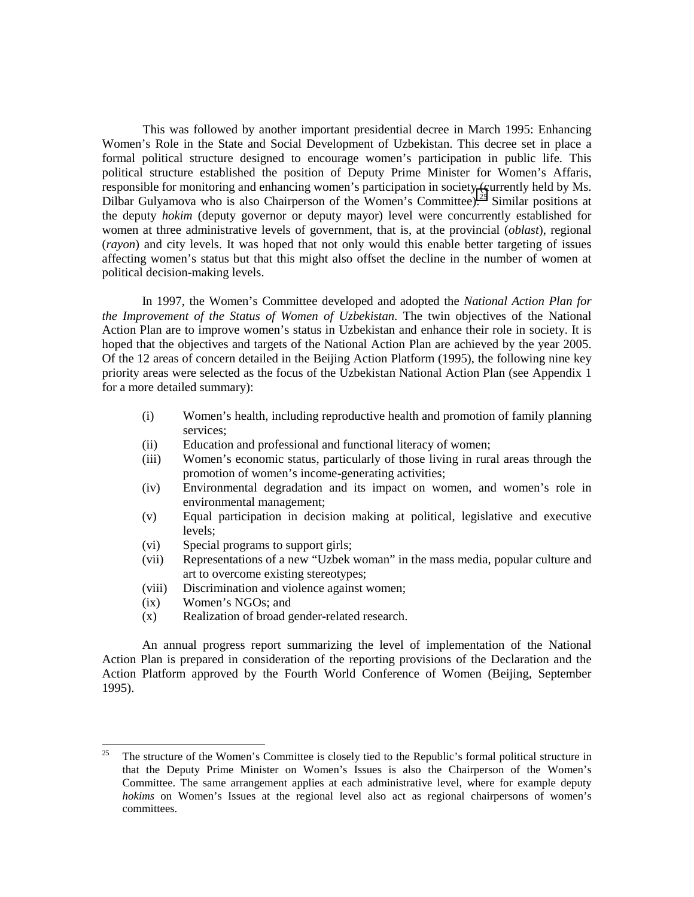This was followed by another important presidential decree in March 1995: Enhancing Women's Role in the State and Social Development of Uzbekistan. This decree set in place a formal political structure designed to encourage women's participation in public life. This political structure established the position of Deputy Prime Minister for Women's Affaris, responsible for monitoring and enhancing women's participation in society (currently held by Ms. Dilbar Gulyamova who is also Chairperson of the Women's Committee).[25] Similar positions at the deputy *hokim* (deputy governor or deputy mayor) level were concurrently established for women at three administrative levels of government, that is, at the provincial (*oblast*), regional (*rayon*) and city levels. It was hoped that not only would this enable better targeting of issues affecting women's status but that this might also offset the decline in the number of women at political decision-making levels.

In 1997, the Women's Committee developed and adopted the *National Action Plan for the Improvement of the Status of Women of Uzbekistan*. The twin objectives of the National Action Plan are to improve women's status in Uzbekistan and enhance their role in society. It is hoped that the objectives and targets of the National Action Plan are achieved by the year 2005. Of the 12 areas of concern detailed in the Beijing Action Platform (1995), the following nine key priority areas were selected as the focus of the Uzbekistan National Action Plan (see Appendix 1 for a more detailed summary):

- (i) Women's health, including reproductive health and promotion of family planning services;
- (ii) Education and professional and functional literacy of women;
- (iii) Women's economic status, particularly of those living in rural areas through the promotion of women's income-generating activities;
- (iv) Environmental degradation and its impact on women, and women's role in environmental management;
- (v) Equal participation in decision making at political, legislative and executive levels;
- (vi) Special programs to support girls;
- (vii) Representations of a new "Uzbek woman" in the mass media, popular culture and art to overcome existing stereotypes;
- (viii) Discrimination and violence against women;
- (ix) Women's NGOs; and
- (x) Realization of broad gender-related research.

An annual progress report summarizing the level of implementation of the National Action Plan is prepared in consideration of the reporting provisions of the Declaration and the Action Platform approved by the Fourth World Conference of Women (Beijing, September 1995).

---

[25] The structure of the Women's Committee is closely tied to the Republic's formal political structure in that the Deputy Prime Minister on Women's Issues is also the Chairperson of the Women's Committee. The same arrangement applies at each administrative level, where for example deputy *hokims* on Women's Issues at the regional level also act as regional chairpersons of women's committees.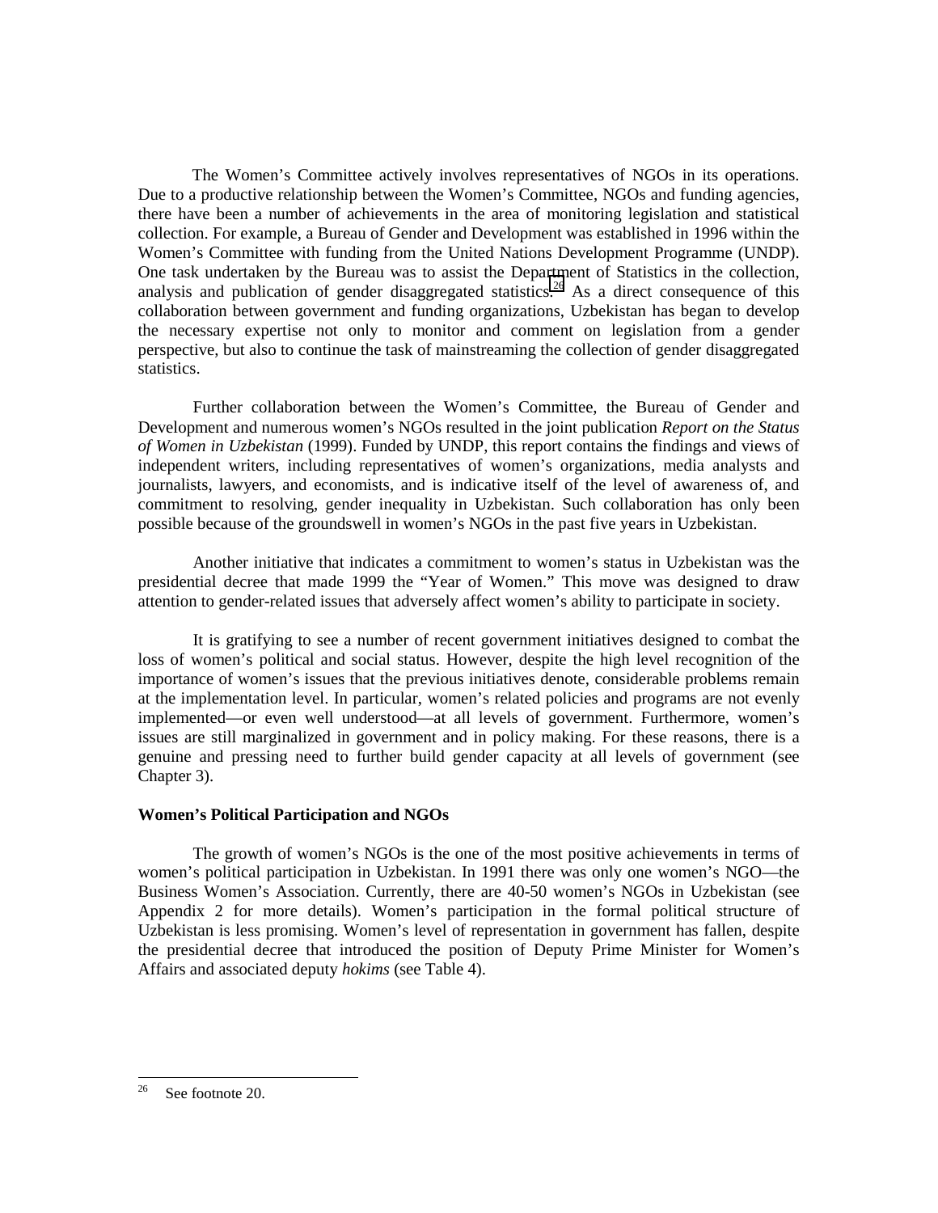The Women's Committee actively involves representatives of NGOs in its operations. Due to a productive relationship between the Women's Committee, NGOs and funding agencies, there have been a number of achievements in the area of monitoring legislation and statistical collection. For example, a Bureau of Gender and Development was established in 1996 within the Women's Committee with funding from the United Nations Development Programme (UNDP). One task undertaken by the Bureau was to assist the Department of Statistics in the collection, analysis and publication of gender disaggregated statistics.[26] As a direct consequence of this collaboration between government and funding organizations, Uzbekistan has began to develop the necessary expertise not only to monitor and comment on legislation from a gender perspective, but also to continue the task of mainstreaming the collection of gender disaggregated statistics.

Further collaboration between the Women's Committee, the Bureau of Gender and Development and numerous women's NGOs resulted in the joint publication *Report on the Status of Women in Uzbekistan* (1999). Funded by UNDP, this report contains the findings and views of independent writers, including representatives of women's organizations, media analysts and journalists, lawyers, and economists, and is indicative itself of the level of awareness of, and commitment to resolving, gender inequality in Uzbekistan. Such collaboration has only been possible because of the groundswell in women's NGOs in the past five years in Uzbekistan.

Another initiative that indicates a commitment to women's status in Uzbekistan was the presidential decree that made 1999 the "Year of Women." This move was designed to draw attention to gender-related issues that adversely affect women's ability to participate in society.

It is gratifying to see a number of recent government initiatives designed to combat the loss of women's political and social status. However, despite the high level recognition of the importance of women's issues that the previous initiatives denote, considerable problems remain at the implementation level. In particular, women's related policies and programs are not evenly implemented—or even well understood—at all levels of government. Furthermore, women's issues are still marginalized in government and in policy making. For these reasons, there is a genuine and pressing need to further build gender capacity at all levels of government (see Chapter 3).

**Women's Political Participation and NGOs**

The growth of women's NGOs is the one of the most positive achievements in terms of women's political participation in Uzbekistan. In 1991 there was only one women's NGO—the Business Women's Association. Currently, there are 40-50 women's NGOs in Uzbekistan (see Appendix 2 for more details). Women's participation in the formal political structure of Uzbekistan is less promising. Women's level of representation in government has fallen, despite the presidential decree that introduced the position of Deputy Prime Minister for Women's Affairs and associated deputy *hokims* (see Table 4).

---

[26] See footnote 20.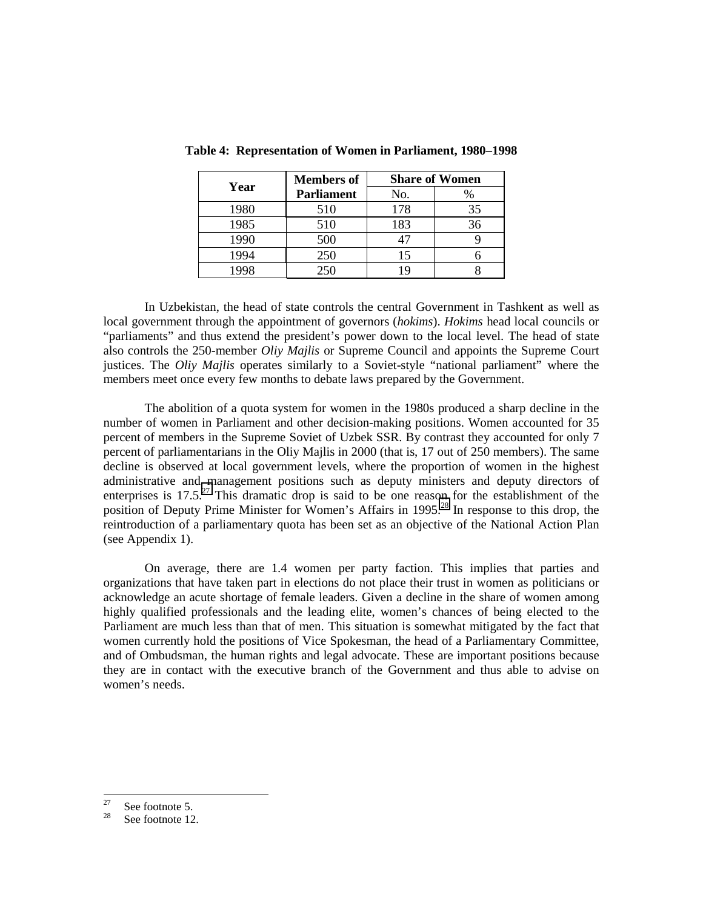**Table 4: Representation of Women in Parliament, 1980–1998**

| Year | Members of Parliament | Share of Women | |
|---|---|---|---|
| | | No. | % |
| 1980 | 510 | 178 | 35 |
| 1985 | 510 | 183 | 36 |
| 1990 | 500 | 47 | 9 |
| 1994 | 250 | 15 | 6 |
| 1998 | 250 | 19 | 8 |

In Uzbekistan, the head of state controls the central Government in Tashkent as well as local government through the appointment of governors (*hokims*). *Hokims* head local councils or "parliaments" and thus extend the president's power down to the local level. The head of state also controls the 250-member *Oliy Majlis* or Supreme Council and appoints the Supreme Court justices. The *Oliy Majlis* operates similarly to a Soviet-style "national parliament" where the members meet once every few months to debate laws prepared by the Government.

The abolition of a quota system for women in the 1980s produced a sharp decline in the number of women in Parliament and other decision-making positions. Women accounted for 35 percent of members in the Supreme Soviet of Uzbek SSR. By contrast they accounted for only 7 percent of parliamentarians in the Oliy Majlis in 2000 (that is, 17 out of 250 members). The same decline is observed at local government levels, where the proportion of women in the highest administrative and management positions such as deputy ministers and deputy directors of enterprises is 17.5.[27] This dramatic drop is said to be one reason for the establishment of the position of Deputy Prime Minister for Women's Affairs in 1995.[28] In response to this drop, the reintroduction of a parliamentary quota has been set as an objective of the National Action Plan (see Appendix 1).

On average, there are 1.4 women per party faction. This implies that parties and organizations that have taken part in elections do not place their trust in women as politicians or acknowledge an acute shortage of female leaders. Given a decline in the share of women among highly qualified professionals and the leading elite, women's chances of being elected to the Parliament are much less than that of men. This situation is somewhat mitigated by the fact that women currently hold the positions of Vice Spokesman, the head of a Parliamentary Committee, and of Ombudsman, the human rights and legal advocate. These are important positions because they are in contact with the executive branch of the Government and thus able to advise on women's needs.

---

[27] See footnote 5.

[28] See footnote 12.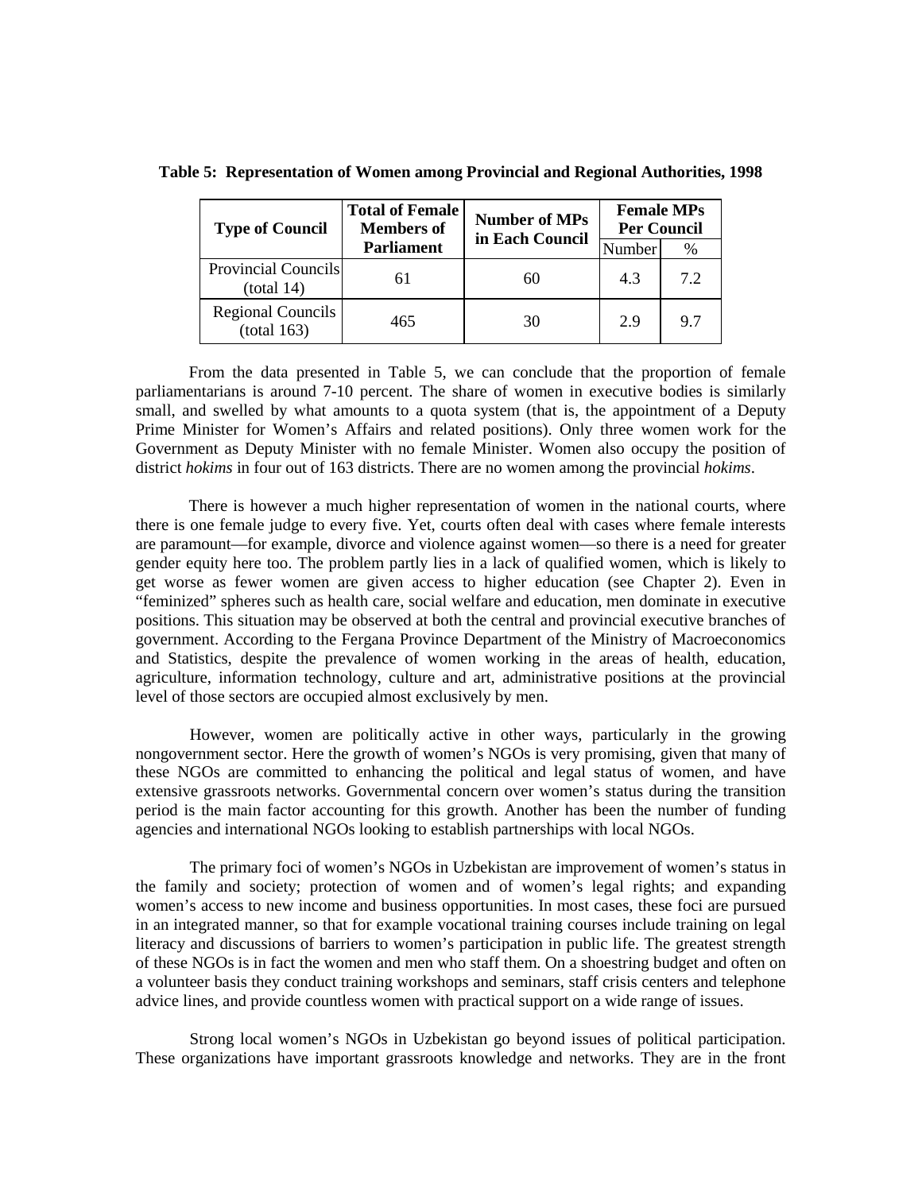**Table 5: Representation of Women among Provincial and Regional Authorities, 1998**

| Type of Council | Total of Female Members of Parliament | Number of MPs in Each Council | Female MPs Per Council | |
|---|---|---|---|---|
| | | | Number | % |
| Provincial Councils (total 14) | 61 | 60 | 4.3 | 7.2 |
| Regional Councils (total 163) | 465 | 30 | 2.9 | 9.7 |

From the data presented in Table 5, we can conclude that the proportion of female parliamentarians is around 7-10 percent. The share of women in executive bodies is similarly small, and swelled by what amounts to a quota system (that is, the appointment of a Deputy Prime Minister for Women's Affairs and related positions). Only three women work for the Government as Deputy Minister with no female Minister. Women also occupy the position of district *hokims* in four out of 163 districts. There are no women among the provincial *hokims*.

There is however a much higher representation of women in the national courts, where there is one female judge to every five. Yet, courts often deal with cases where female interests are paramount—for example, divorce and violence against women—so there is a need for greater gender equity here too. The problem partly lies in a lack of qualified women, which is likely to get worse as fewer women are given access to higher education (see Chapter 2). Even in "feminized" spheres such as health care, social welfare and education, men dominate in executive positions. This situation may be observed at both the central and provincial executive branches of government. According to the Fergana Province Department of the Ministry of Macroeconomics and Statistics, despite the prevalence of women working in the areas of health, education, agriculture, information technology, culture and art, administrative positions at the provincial level of those sectors are occupied almost exclusively by men.

However, women are politically active in other ways, particularly in the growing nongovernment sector. Here the growth of women's NGOs is very promising, given that many of these NGOs are committed to enhancing the political and legal status of women, and have extensive grassroots networks. Governmental concern over women's status during the transition period is the main factor accounting for this growth. Another has been the number of funding agencies and international NGOs looking to establish partnerships with local NGOs.

The primary foci of women's NGOs in Uzbekistan are improvement of women's status in the family and society; protection of women and of women's legal rights; and expanding women's access to new income and business opportunities. In most cases, these foci are pursued in an integrated manner, so that for example vocational training courses include training on legal literacy and discussions of barriers to women's participation in public life. The greatest strength of these NGOs is in fact the women and men who staff them. On a shoestring budget and often on a volunteer basis they conduct training workshops and seminars, staff crisis centers and telephone advice lines, and provide countless women with practical support on a wide range of issues.

Strong local women's NGOs in Uzbekistan go beyond issues of political participation. These organizations have important grassroots knowledge and networks. They are in the front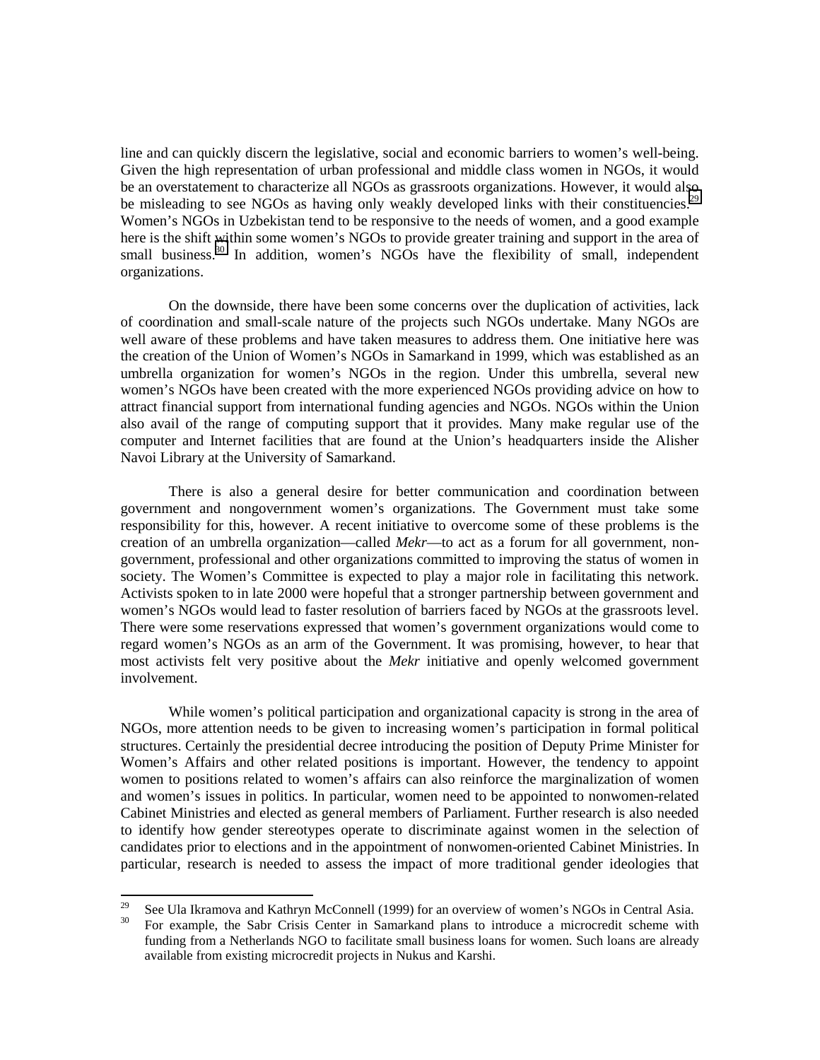line and can quickly discern the legislative, social and economic barriers to women's well-being. Given the high representation of urban professional and middle class women in NGOs, it would be an overstatement to characterize all NGOs as grassroots organizations. However, it would also be misleading to see NGOs as having only weakly developed links with their constituencies.[29] Women's NGOs in Uzbekistan tend to be responsive to the needs of women, and a good example here is the shift within some women's NGOs to provide greater training and support in the area of small business.[30] In addition, women's NGOs have the flexibility of small, independent organizations.

On the downside, there have been some concerns over the duplication of activities, lack of coordination and small-scale nature of the projects such NGOs undertake. Many NGOs are well aware of these problems and have taken measures to address them. One initiative here was the creation of the Union of Women's NGOs in Samarkand in 1999, which was established as an umbrella organization for women's NGOs in the region. Under this umbrella, several new women's NGOs have been created with the more experienced NGOs providing advice on how to attract financial support from international funding agencies and NGOs. NGOs within the Union also avail of the range of computing support that it provides. Many make regular use of the computer and Internet facilities that are found at the Union's headquarters inside the Alisher Navoi Library at the University of Samarkand.

There is also a general desire for better communication and coordination between government and nongovernment women's organizations. The Government must take some responsibility for this, however. A recent initiative to overcome some of these problems is the creation of an umbrella organization—called *Mekr*—to act as a forum for all government, non-government, professional and other organizations committed to improving the status of women in society. The Women's Committee is expected to play a major role in facilitating this network. Activists spoken to in late 2000 were hopeful that a stronger partnership between government and women's NGOs would lead to faster resolution of barriers faced by NGOs at the grassroots level. There were some reservations expressed that women's government organizations would come to regard women's NGOs as an arm of the Government. It was promising, however, to hear that most activists felt very positive about the *Mekr* initiative and openly welcomed government involvement.

While women's political participation and organizational capacity is strong in the area of NGOs, more attention needs to be given to increasing women's participation in formal political structures. Certainly the presidential decree introducing the position of Deputy Prime Minister for Women's Affairs and other related positions is important. However, the tendency to appoint women to positions related to women's affairs can also reinforce the marginalization of women and women's issues in politics. In particular, women need to be appointed to nonwomen-related Cabinet Ministries and elected as general members of Parliament. Further research is also needed to identify how gender stereotypes operate to discriminate against women in the selection of candidates prior to elections and in the appointment of nonwomen-oriented Cabinet Ministries. In particular, research is needed to assess the impact of more traditional gender ideologies that

---

[29] See Ula Ikramova and Kathryn McConnell (1999) for an overview of women's NGOs in Central Asia.

[30] For example, the Sabr Crisis Center in Samarkand plans to introduce a microcredit scheme with funding from a Netherlands NGO to facilitate small business loans for women. Such loans are already available from existing microcredit projects in Nukus and Karshi.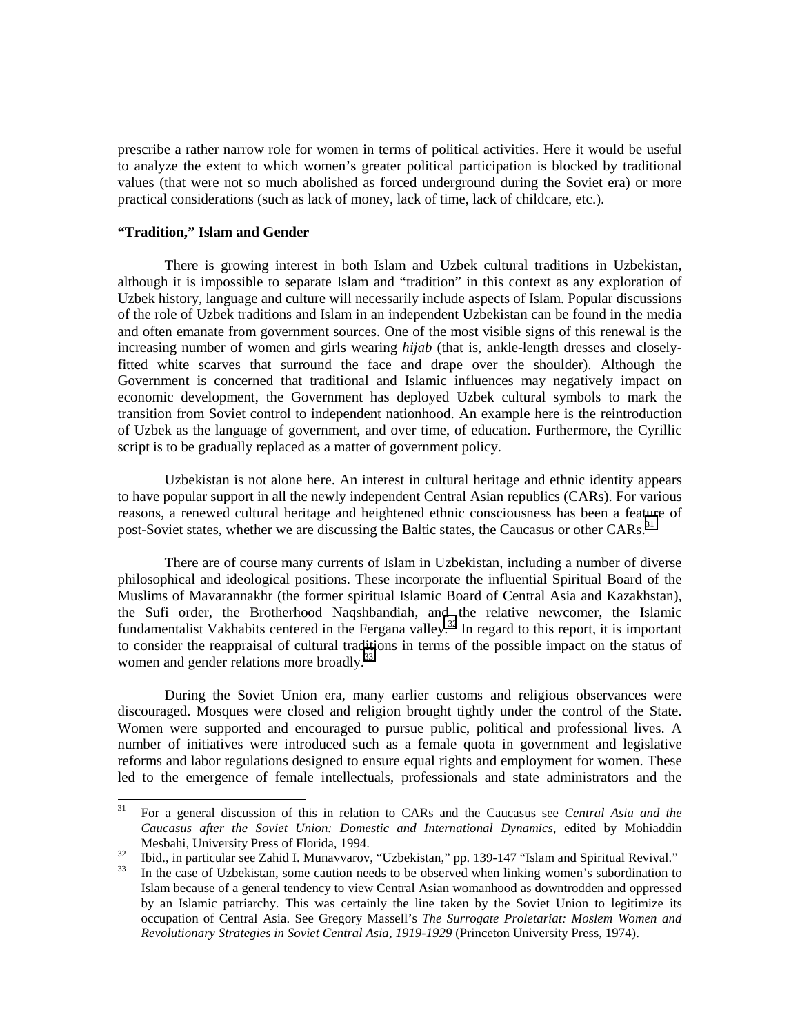prescribe a rather narrow role for women in terms of political activities. Here it would be useful to analyze the extent to which women's greater political participation is blocked by traditional values (that were not so much abolished as forced underground during the Soviet era) or more practical considerations (such as lack of money, lack of time, lack of childcare, etc.).

**"Tradition," Islam and Gender**

There is growing interest in both Islam and Uzbek cultural traditions in Uzbekistan, although it is impossible to separate Islam and "tradition" in this context as any exploration of Uzbek history, language and culture will necessarily include aspects of Islam. Popular discussions of the role of Uzbek traditions and Islam in an independent Uzbekistan can be found in the media and often emanate from government sources. One of the most visible signs of this renewal is the increasing number of women and girls wearing *hijab* (that is, ankle-length dresses and closely-fitted white scarves that surround the face and drape over the shoulder). Although the Government is concerned that traditional and Islamic influences may negatively impact on economic development, the Government has deployed Uzbek cultural symbols to mark the transition from Soviet control to independent nationhood. An example here is the reintroduction of Uzbek as the language of government, and over time, of education. Furthermore, the Cyrillic script is to be gradually replaced as a matter of government policy.

Uzbekistan is not alone here. An interest in cultural heritage and ethnic identity appears to have popular support in all the newly independent Central Asian republics (CARs). For various reasons, a renewed cultural heritage and heightened ethnic consciousness has been a feature of post-Soviet states, whether we are discussing the Baltic states, the Caucasus or other CARs.[31]

There are of course many currents of Islam in Uzbekistan, including a number of diverse philosophical and ideological positions. These incorporate the influential Spiritual Board of the Muslims of Mavarannakhr (the former spiritual Islamic Board of Central Asia and Kazakhstan), the Sufi order, the Brotherhood Naqshbandiah, and the relative newcomer, the Islamic fundamentalist Vakhabits centered in the Fergana valley.[32] In regard to this report, it is important to consider the reappraisal of cultural traditions in terms of the possible impact on the status of women and gender relations more broadly.[33]

During the Soviet Union era, many earlier customs and religious observances were discouraged. Mosques were closed and religion brought tightly under the control of the State. Women were supported and encouraged to pursue public, political and professional lives. A number of initiatives were introduced such as a female quota in government and legislative reforms and labor regulations designed to ensure equal rights and employment for women. These led to the emergence of female intellectuals, professionals and state administrators and the

---

[31] For a general discussion of this in relation to CARs and the Caucasus see *Central Asia and the Caucasus after the Soviet Union: Domestic and International Dynamics*, edited by Mohiaddin Mesbahi, University Press of Florida, 1994.

[32] Ibid., in particular see Zahid I. Munavvarov, "Uzbekistan," pp. 139-147 "Islam and Spiritual Revival."

[33] In the case of Uzbekistan, some caution needs to be observed when linking women's subordination to Islam because of a general tendency to view Central Asian womanhood as downtrodden and oppressed by an Islamic patriarchy. This was certainly the line taken by the Soviet Union to legitimize its occupation of Central Asia. See Gregory Massell's *The Surrogate Proletariat: Moslem Women and Revolutionary Strategies in Soviet Central Asia, 1919-1929* (Princeton University Press, 1974).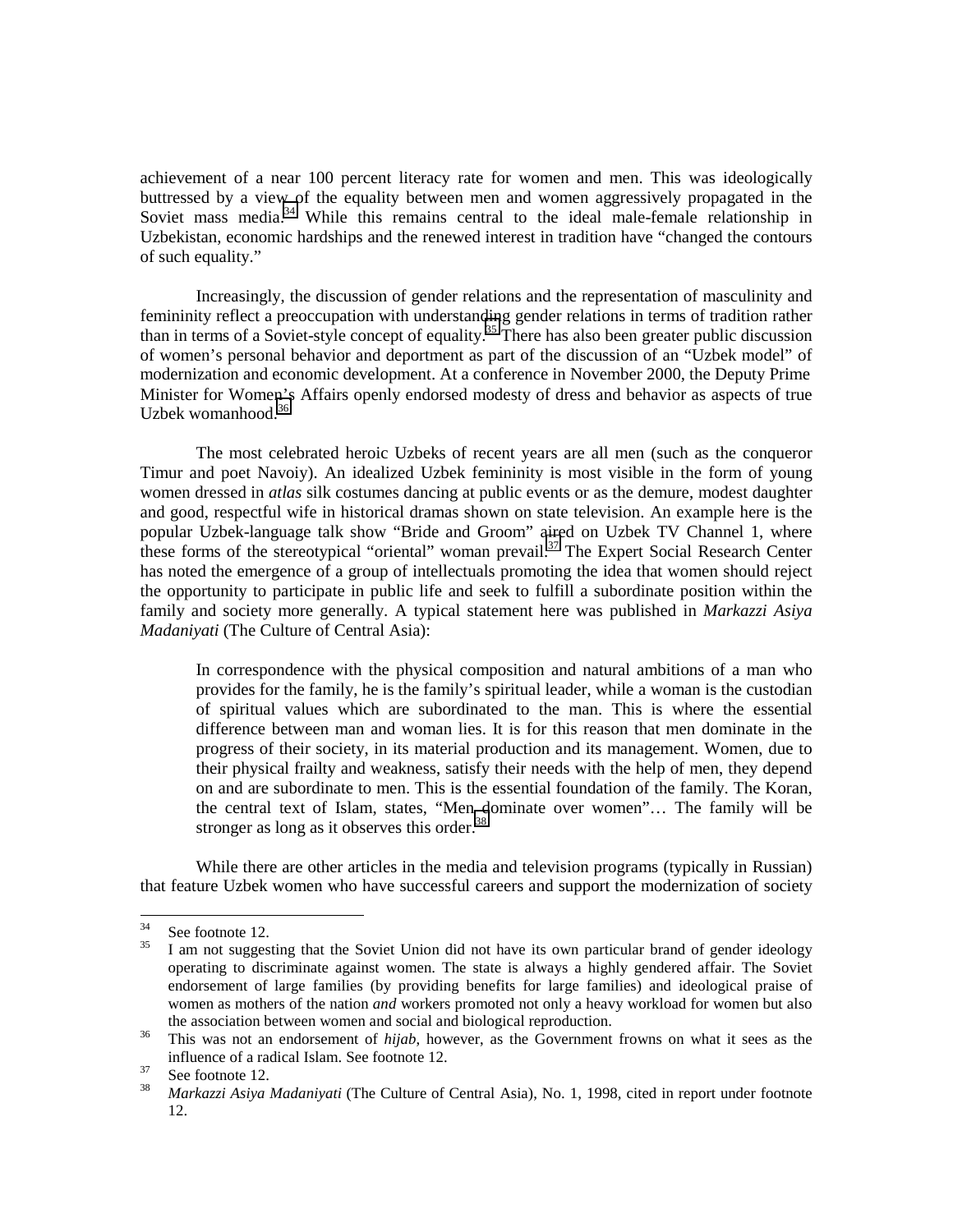achievement of a near 100 percent literacy rate for women and men. This was ideologically buttressed by a view of the equality between men and women aggressively propagated in the Soviet mass media.[34] While this remains central to the ideal male-female relationship in Uzbekistan, economic hardships and the renewed interest in tradition have "changed the contours of such equality."

Increasingly, the discussion of gender relations and the representation of masculinity and femininity reflect a preoccupation with understanding gender relations in terms of tradition rather than in terms of a Soviet-style concept of equality.[35] There has also been greater public discussion of women's personal behavior and deportment as part of the discussion of an "Uzbek model" of modernization and economic development. At a conference in November 2000, the Deputy Prime Minister for Women's Affairs openly endorsed modesty of dress and behavior as aspects of true Uzbek womanhood.[36]

The most celebrated heroic Uzbeks of recent years are all men (such as the conqueror Timur and poet Navoiy). An idealized Uzbek femininity is most visible in the form of young women dressed in *atlas* silk costumes dancing at public events or as the demure, modest daughter and good, respectful wife in historical dramas shown on state television. An example here is the popular Uzbek-language talk show "Bride and Groom" aired on Uzbek TV Channel 1, where these forms of the stereotypical "oriental" woman prevail.[37] The Expert Social Research Center has noted the emergence of a group of intellectuals promoting the idea that women should reject the opportunity to participate in public life and seek to fulfill a subordinate position within the family and society more generally. A typical statement here was published in *Markazzi Asiya Madaniyati* (The Culture of Central Asia):

> In correspondence with the physical composition and natural ambitions of a man who provides for the family, he is the family's spiritual leader, while a woman is the custodian of spiritual values which are subordinated to the man. This is where the essential difference between man and woman lies. It is for this reason that men dominate in the progress of their society, in its material production and its management. Women, due to their physical frailty and weakness, satisfy their needs with the help of men, they depend on and are subordinate to men. This is the essential foundation of the family. The Koran, the central text of Islam, states, "Men dominate over women"… The family will be stronger as long as it observes this order.[38]

While there are other articles in the media and television programs (typically in Russian) that feature Uzbek women who have successful careers and support the modernization of society

---

[34] See footnote 12.

[35] I am not suggesting that the Soviet Union did not have its own particular brand of gender ideology operating to discriminate against women. The state is always a highly gendered affair. The Soviet endorsement of large families (by providing benefits for large families) and ideological praise of women as mothers of the nation *and* workers promoted not only a heavy workload for women but also the association between women and social and biological reproduction.

[36] This was not an endorsement of *hijab*, however, as the Government frowns on what it sees as the influence of a radical Islam. See footnote 12.

[37] See footnote 12.

[38] *Markazzi Asiya Madaniyati* (The Culture of Central Asia), No. 1, 1998, cited in report under footnote 12.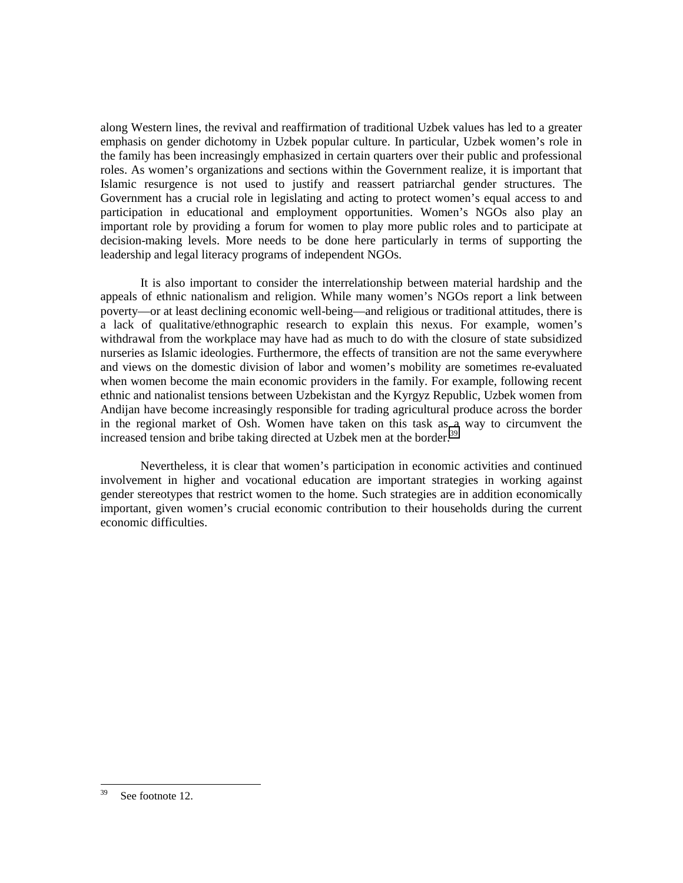along Western lines, the revival and reaffirmation of traditional Uzbek values has led to a greater emphasis on gender dichotomy in Uzbek popular culture. In particular, Uzbek women's role in the family has been increasingly emphasized in certain quarters over their public and professional roles. As women's organizations and sections within the Government realize, it is important that Islamic resurgence is not used to justify and reassert patriarchal gender structures. The Government has a crucial role in legislating and acting to protect women's equal access to and participation in educational and employment opportunities. Women's NGOs also play an important role by providing a forum for women to play more public roles and to participate at decision-making levels. More needs to be done here particularly in terms of supporting the leadership and legal literacy programs of independent NGOs.

It is also important to consider the interrelationship between material hardship and the appeals of ethnic nationalism and religion. While many women's NGOs report a link between poverty—or at least declining economic well-being—and religious or traditional attitudes, there is a lack of qualitative/ethnographic research to explain this nexus. For example, women's withdrawal from the workplace may have had as much to do with the closure of state subsidized nurseries as Islamic ideologies. Furthermore, the effects of transition are not the same everywhere and views on the domestic division of labor and women's mobility are sometimes re-evaluated when women become the main economic providers in the family. For example, following recent ethnic and nationalist tensions between Uzbekistan and the Kyrgyz Republic, Uzbek women from Andijan have become increasingly responsible for trading agricultural produce across the border in the regional market of Osh. Women have taken on this task as a way to circumvent the increased tension and bribe taking directed at Uzbek men at the border.[39]

Nevertheless, it is clear that women's participation in economic activities and continued involvement in higher and vocational education are important strategies in working against gender stereotypes that restrict women to the home. Such strategies are in addition economically important, given women's crucial economic contribution to their households during the current economic difficulties.

---

[39] See footnote 12.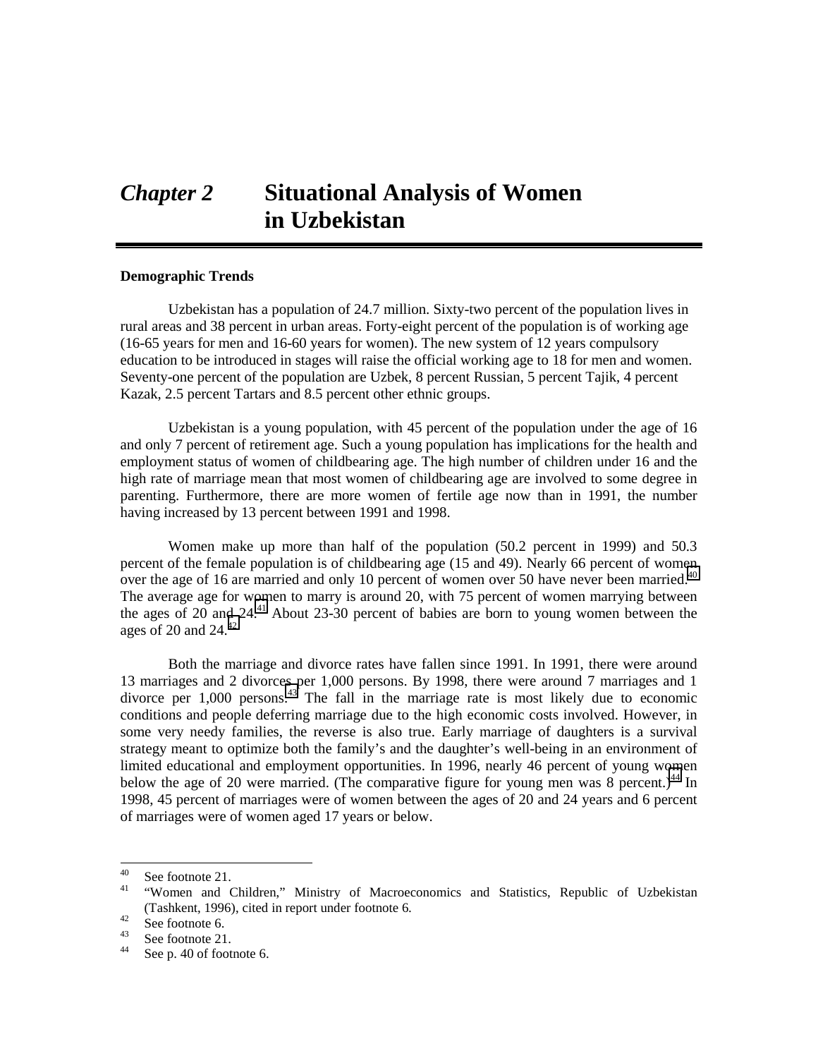# *Chapter 2* Situational Analysis of Women in Uzbekistan

**Demographic Trends**

Uzbekistan has a population of 24.7 million. Sixty-two percent of the population lives in rural areas and 38 percent in urban areas. Forty-eight percent of the population is of working age (16-65 years for men and 16-60 years for women). The new system of 12 years compulsory education to be introduced in stages will raise the official working age to 18 for men and women. Seventy-one percent of the population are Uzbek, 8 percent Russian, 5 percent Tajik, 4 percent Kazak, 2.5 percent Tartars and 8.5 percent other ethnic groups.

Uzbekistan is a young population, with 45 percent of the population under the age of 16 and only 7 percent of retirement age. Such a young population has implications for the health and employment status of women of childbearing age. The high number of children under 16 and the high rate of marriage mean that most women of childbearing age are involved to some degree in parenting. Furthermore, there are more women of fertile age now than in 1991, the number having increased by 13 percent between 1991 and 1998.

Women make up more than half of the population (50.2 percent in 1999) and 50.3 percent of the female population is of childbearing age (15 and 49). Nearly 66 percent of women over the age of 16 are married and only 10 percent of women over 50 have never been married.[40] The average age for women to marry is around 20, with 75 percent of women marrying between the ages of 20 and 24.[41] About 23-30 percent of babies are born to young women between the ages of 20 and 24.[42]

Both the marriage and divorce rates have fallen since 1991. In 1991, there were around 13 marriages and 2 divorces per 1,000 persons. By 1998, there were around 7 marriages and 1 divorce per 1,000 persons.[43] The fall in the marriage rate is most likely due to economic conditions and people deferring marriage due to the high economic costs involved. However, in some very needy families, the reverse is also true. Early marriage of daughters is a survival strategy meant to optimize both the family's and the daughter's well-being in an environment of limited educational and employment opportunities. In 1996, nearly 46 percent of young women below the age of 20 were married. (The comparative figure for young men was 8 percent.)[44] In 1998, 45 percent of marriages were of women between the ages of 20 and 24 years and 6 percent of marriages were of women aged 17 years or below.

---

[40] See footnote 21.

[41] "Women and Children," Ministry of Macroeconomics and Statistics, Republic of Uzbekistan (Tashkent, 1996), cited in report under footnote 6.

[42] See footnote 6.

[43] See footnote 21.

[44] See p. 40 of footnote 6.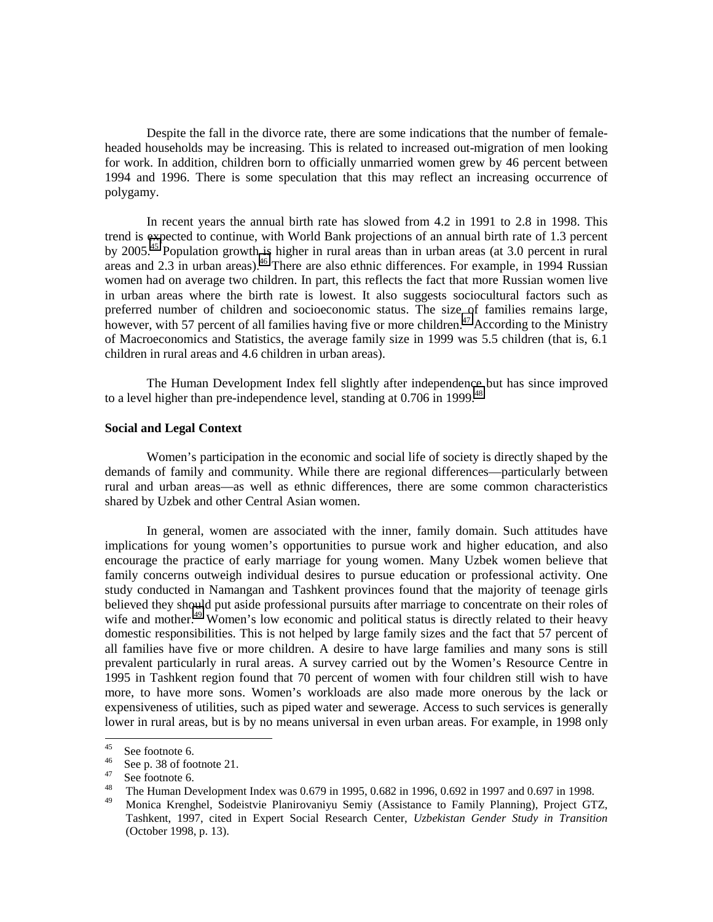Despite the fall in the divorce rate, there are some indications that the number of female-headed households may be increasing. This is related to increased out-migration of men looking for work. In addition, children born to officially unmarried women grew by 46 percent between 1994 and 1996. There is some speculation that this may reflect an increasing occurrence of polygamy.

In recent years the annual birth rate has slowed from 4.2 in 1991 to 2.8 in 1998. This trend is expected to continue, with World Bank projections of an annual birth rate of 1.3 percent by 2005.[45] Population growth is higher in rural areas than in urban areas (at 3.0 percent in rural areas and 2.3 in urban areas).[46] There are also ethnic differences. For example, in 1994 Russian women had on average two children. In part, this reflects the fact that more Russian women live in urban areas where the birth rate is lowest. It also suggests sociocultural factors such as preferred number of children and socioeconomic status. The size of families remains large, however, with 57 percent of all families having five or more children.[47] According to the Ministry of Macroeconomics and Statistics, the average family size in 1999 was 5.5 children (that is, 6.1 children in rural areas and 4.6 children in urban areas).

The Human Development Index fell slightly after independence but has since improved to a level higher than pre-independence level, standing at 0.706 in 1999.[48]

**Social and Legal Context**

Women's participation in the economic and social life of society is directly shaped by the demands of family and community. While there are regional differences—particularly between rural and urban areas—as well as ethnic differences, there are some common characteristics shared by Uzbek and other Central Asian women.

In general, women are associated with the inner, family domain. Such attitudes have implications for young women's opportunities to pursue work and higher education, and also encourage the practice of early marriage for young women. Many Uzbek women believe that family concerns outweigh individual desires to pursue education or professional activity. One study conducted in Namangan and Tashkent provinces found that the majority of teenage girls believed they should put aside professional pursuits after marriage to concentrate on their roles of wife and mother.[49] Women's low economic and political status is directly related to their heavy domestic responsibilities. This is not helped by large family sizes and the fact that 57 percent of all families have five or more children. A desire to have large families and many sons is still prevalent particularly in rural areas. A survey carried out by the Women's Resource Centre in 1995 in Tashkent region found that 70 percent of women with four children still wish to have more, to have more sons. Women's workloads are also made more onerous by the lack or expensiveness of utilities, such as piped water and sewerage. Access to such services is generally lower in rural areas, but is by no means universal in even urban areas. For example, in 1998 only

---

[45] See footnote 6.

[46] See p. 38 of footnote 21.

[47] See footnote 6.

[48] The Human Development Index was 0.679 in 1995, 0.682 in 1996, 0.692 in 1997 and 0.697 in 1998.

[49] Monica Krenghel, Sodeistvie Planirovaniyu Semiy (Assistance to Family Planning), Project GTZ, Tashkent, 1997, cited in Expert Social Research Center, *Uzbekistan Gender Study in Transition* (October 1998, p. 13).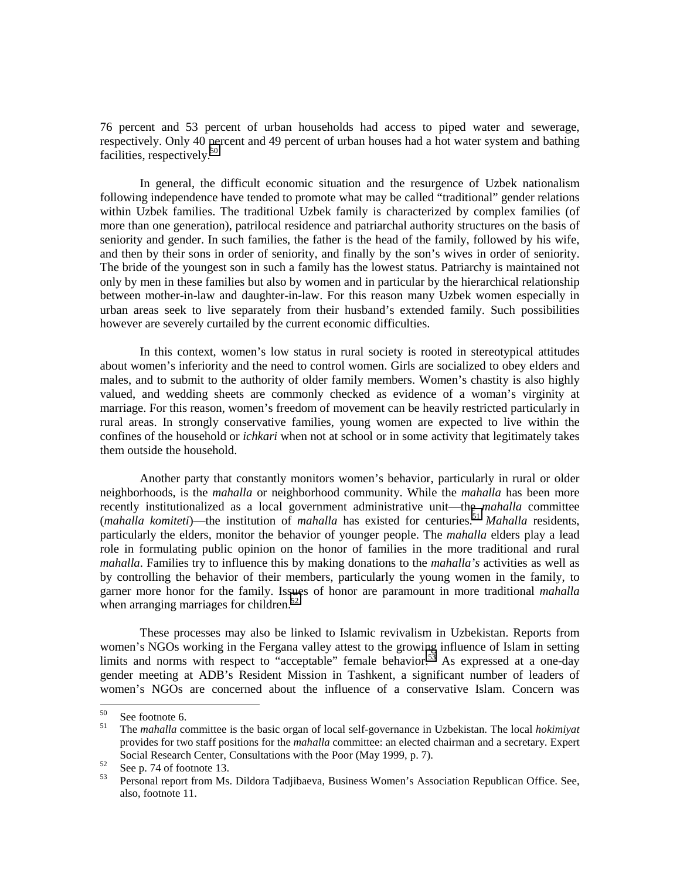76 percent and 53 percent of urban households had access to piped water and sewerage, respectively. Only 40 percent and 49 percent of urban houses had a hot water system and bathing facilities, respectively.[50]

In general, the difficult economic situation and the resurgence of Uzbek nationalism following independence have tended to promote what may be called "traditional" gender relations within Uzbek families. The traditional Uzbek family is characterized by complex families (of more than one generation), patrilocal residence and patriarchal authority structures on the basis of seniority and gender. In such families, the father is the head of the family, followed by his wife, and then by their sons in order of seniority, and finally by the son's wives in order of seniority. The bride of the youngest son in such a family has the lowest status. Patriarchy is maintained not only by men in these families but also by women and in particular by the hierarchical relationship between mother-in-law and daughter-in-law. For this reason many Uzbek women especially in urban areas seek to live separately from their husband's extended family. Such possibilities however are severely curtailed by the current economic difficulties.

In this context, women's low status in rural society is rooted in stereotypical attitudes about women's inferiority and the need to control women. Girls are socialized to obey elders and males, and to submit to the authority of older family members. Women's chastity is also highly valued, and wedding sheets are commonly checked as evidence of a woman's virginity at marriage. For this reason, women's freedom of movement can be heavily restricted particularly in rural areas. In strongly conservative families, young women are expected to live within the confines of the household or *ichkari* when not at school or in some activity that legitimately takes them outside the household.

Another party that constantly monitors women's behavior, particularly in rural or older neighborhoods, is the *mahalla* or neighborhood community. While the *mahalla* has been more recently institutionalized as a local government administrative unit—the *mahalla* committee (*mahalla komiteti*)—the institution of *mahalla* has existed for centuries.[51] *Mahalla* residents, particularly the elders, monitor the behavior of younger people. The *mahalla* elders play a lead role in formulating public opinion on the honor of families in the more traditional and rural *mahalla*. Families try to influence this by making donations to the *mahalla's* activities as well as by controlling the behavior of their members, particularly the young women in the family, to garner more honor for the family. Issues of honor are paramount in more traditional *mahalla* when arranging marriages for children.[52]

These processes may also be linked to Islamic revivalism in Uzbekistan. Reports from women's NGOs working in the Fergana valley attest to the growing influence of Islam in setting limits and norms with respect to "acceptable" female behavior.[53] As expressed at a one-day gender meeting at ADB's Resident Mission in Tashkent, a significant number of leaders of women's NGOs are concerned about the influence of a conservative Islam. Concern was

---

[50] See footnote 6.

[51] The *mahalla* committee is the basic organ of local self-governance in Uzbekistan. The local *hokimiyat* provides for two staff positions for the *mahalla* committee: an elected chairman and a secretary. Expert Social Research Center, Consultations with the Poor (May 1999, p. 7).

[52] See p. 74 of footnote 13.

[53] Personal report from Ms. Dildora Tadjibaeva, Business Women's Association Republican Office. See, also, footnote 11.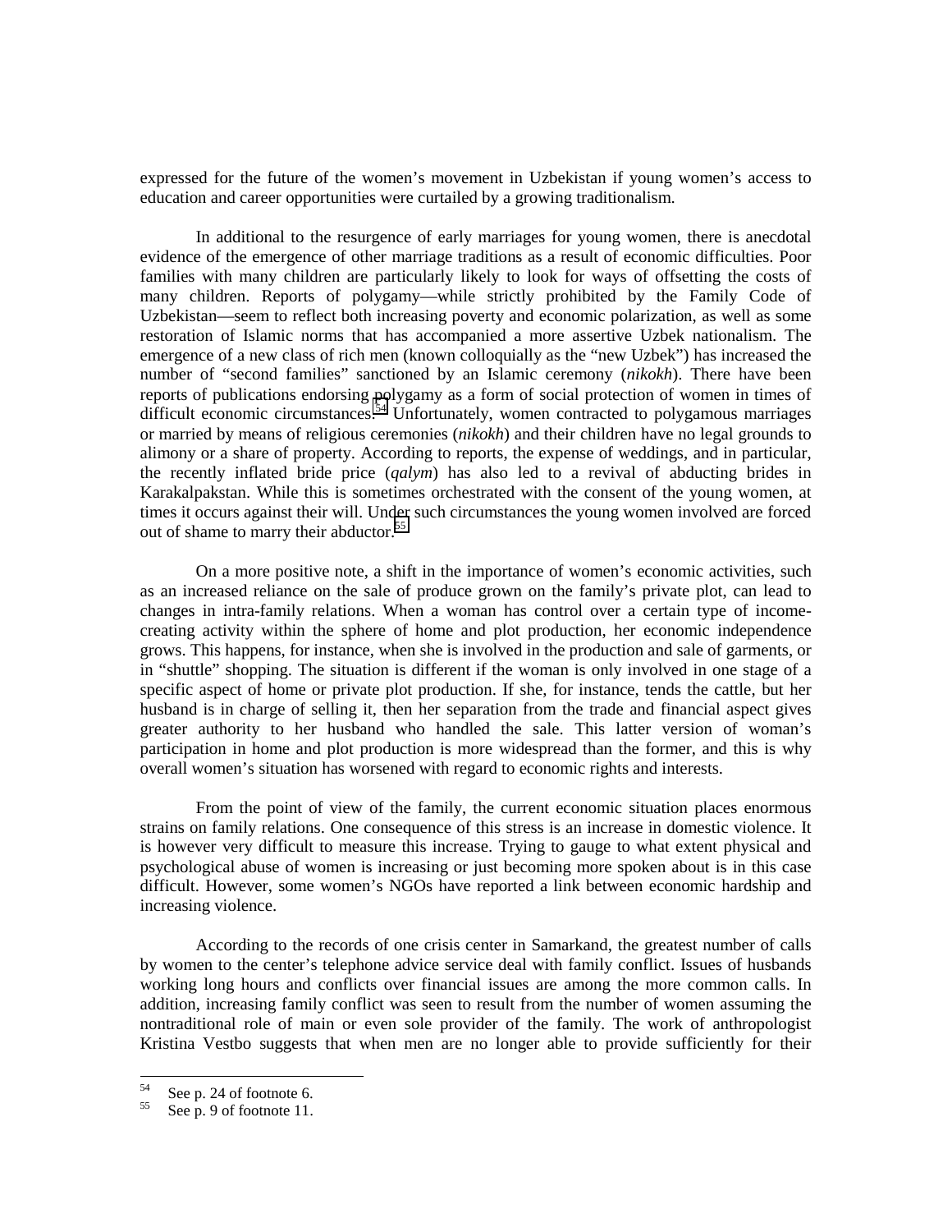expressed for the future of the women's movement in Uzbekistan if young women's access to education and career opportunities were curtailed by a growing traditionalism.

In additional to the resurgence of early marriages for young women, there is anecdotal evidence of the emergence of other marriage traditions as a result of economic difficulties. Poor families with many children are particularly likely to look for ways of offsetting the costs of many children. Reports of polygamy—while strictly prohibited by the Family Code of Uzbekistan—seem to reflect both increasing poverty and economic polarization, as well as some restoration of Islamic norms that has accompanied a more assertive Uzbek nationalism. The emergence of a new class of rich men (known colloquially as the "new Uzbek") has increased the number of "second families" sanctioned by an Islamic ceremony (*nikokh*). There have been reports of publications endorsing polygamy as a form of social protection of women in times of difficult economic circumstances.[54] Unfortunately, women contracted to polygamous marriages or married by means of religious ceremonies (*nikokh*) and their children have no legal grounds to alimony or a share of property. According to reports, the expense of weddings, and in particular, the recently inflated bride price (*qalym*) has also led to a revival of abducting brides in Karakalpakstan. While this is sometimes orchestrated with the consent of the young women, at times it occurs against their will. Under such circumstances the young women involved are forced out of shame to marry their abductor.[55]

On a more positive note, a shift in the importance of women's economic activities, such as an increased reliance on the sale of produce grown on the family's private plot, can lead to changes in intra-family relations. When a woman has control over a certain type of income-creating activity within the sphere of home and plot production, her economic independence grows. This happens, for instance, when she is involved in the production and sale of garments, or in "shuttle" shopping. The situation is different if the woman is only involved in one stage of a specific aspect of home or private plot production. If she, for instance, tends the cattle, but her husband is in charge of selling it, then her separation from the trade and financial aspect gives greater authority to her husband who handled the sale. This latter version of woman's participation in home and plot production is more widespread than the former, and this is why overall women's situation has worsened with regard to economic rights and interests.

From the point of view of the family, the current economic situation places enormous strains on family relations. One consequence of this stress is an increase in domestic violence. It is however very difficult to measure this increase. Trying to gauge to what extent physical and psychological abuse of women is increasing or just becoming more spoken about is in this case difficult. However, some women's NGOs have reported a link between economic hardship and increasing violence.

According to the records of one crisis center in Samarkand, the greatest number of calls by women to the center's telephone advice service deal with family conflict. Issues of husbands working long hours and conflicts over financial issues are among the more common calls. In addition, increasing family conflict was seen to result from the number of women assuming the nontraditional role of main or even sole provider of the family. The work of anthropologist Kristina Vestbo suggests that when men are no longer able to provide sufficiently for their

---

[54] See p. 24 of footnote 6.

[55] See p. 9 of footnote 11.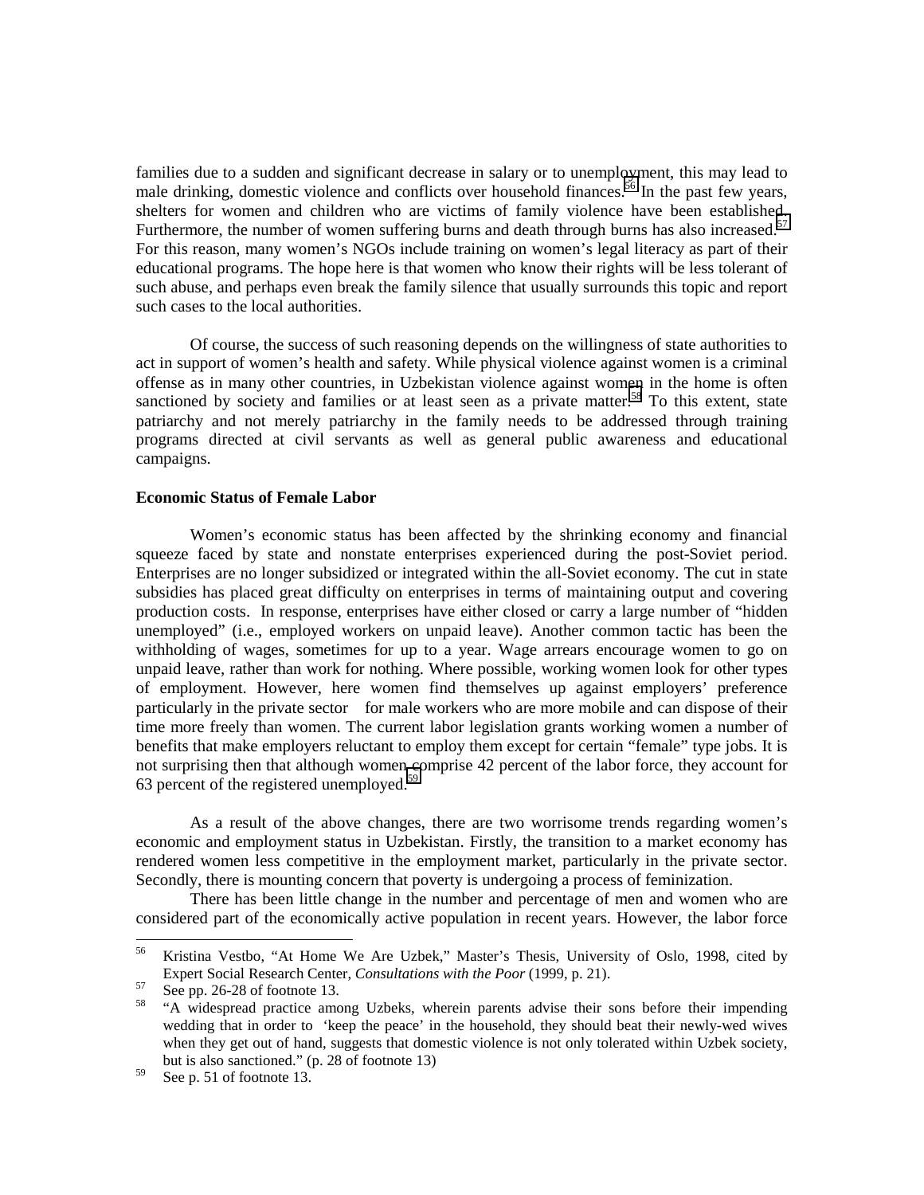families due to a sudden and significant decrease in salary or to unemployment, this may lead to male drinking, domestic violence and conflicts over household finances.[56] In the past few years, shelters for women and children who are victims of family violence have been established.[57] Furthermore, the number of women suffering burns and death through burns has also increased. For this reason, many women's NGOs include training on women's legal literacy as part of their educational programs. The hope here is that women who know their rights will be less tolerant of such abuse, and perhaps even break the family silence that usually surrounds this topic and report such cases to the local authorities.

Of course, the success of such reasoning depends on the willingness of state authorities to act in support of women's health and safety. While physical violence against women is a criminal offense as in many other countries, in Uzbekistan violence against women in the home is often sanctioned by society and families or at least seen as a private matter.[58] To this extent, state patriarchy and not merely patriarchy in the family needs to be addressed through training programs directed at civil servants as well as general public awareness and educational campaigns.

**Economic Status of Female Labor**

Women's economic status has been affected by the shrinking economy and financial squeeze faced by state and nonstate enterprises experienced during the post-Soviet period. Enterprises are no longer subsidized or integrated within the all-Soviet economy. The cut in state subsidies has placed great difficulty on enterprises in terms of maintaining output and covering production costs. In response, enterprises have either closed or carry a large number of "hidden unemployed" (i.e., employed workers on unpaid leave). Another common tactic has been the withholding of wages, sometimes for up to a year. Wage arrears encourage women to go on unpaid leave, rather than work for nothing. Where possible, working women look for other types of employment. However, here women find themselves up against employers' preference particularly in the private sector for male workers who are more mobile and can dispose of their time more freely than women. The current labor legislation grants working women a number of benefits that make employers reluctant to employ them except for certain "female" type jobs. It is not surprising then that although women comprise 42 percent of the labor force, they account for 63 percent of the registered unemployed.[59]

As a result of the above changes, there are two worrisome trends regarding women's economic and employment status in Uzbekistan. Firstly, the transition to a market economy has rendered women less competitive in the employment market, particularly in the private sector. Secondly, there is mounting concern that poverty is undergoing a process of feminization.

There has been little change in the number and percentage of men and women who are considered part of the economically active population in recent years. However, the labor force

---

[56] Kristina Vestbo, "At Home We Are Uzbek," Master's Thesis, University of Oslo, 1998, cited by Expert Social Research Center, *Consultations with the Poor* (1999, p. 21).

[57] See pp. 26-28 of footnote 13.

[58] "A widespread practice among Uzbeks, wherein parents advise their sons before their impending wedding that in order to 'keep the peace' in the household, they should beat their newly-wed wives when they get out of hand, suggests that domestic violence is not only tolerated within Uzbek society, but is also sanctioned." (p. 28 of footnote 13)

[59] See p. 51 of footnote 13.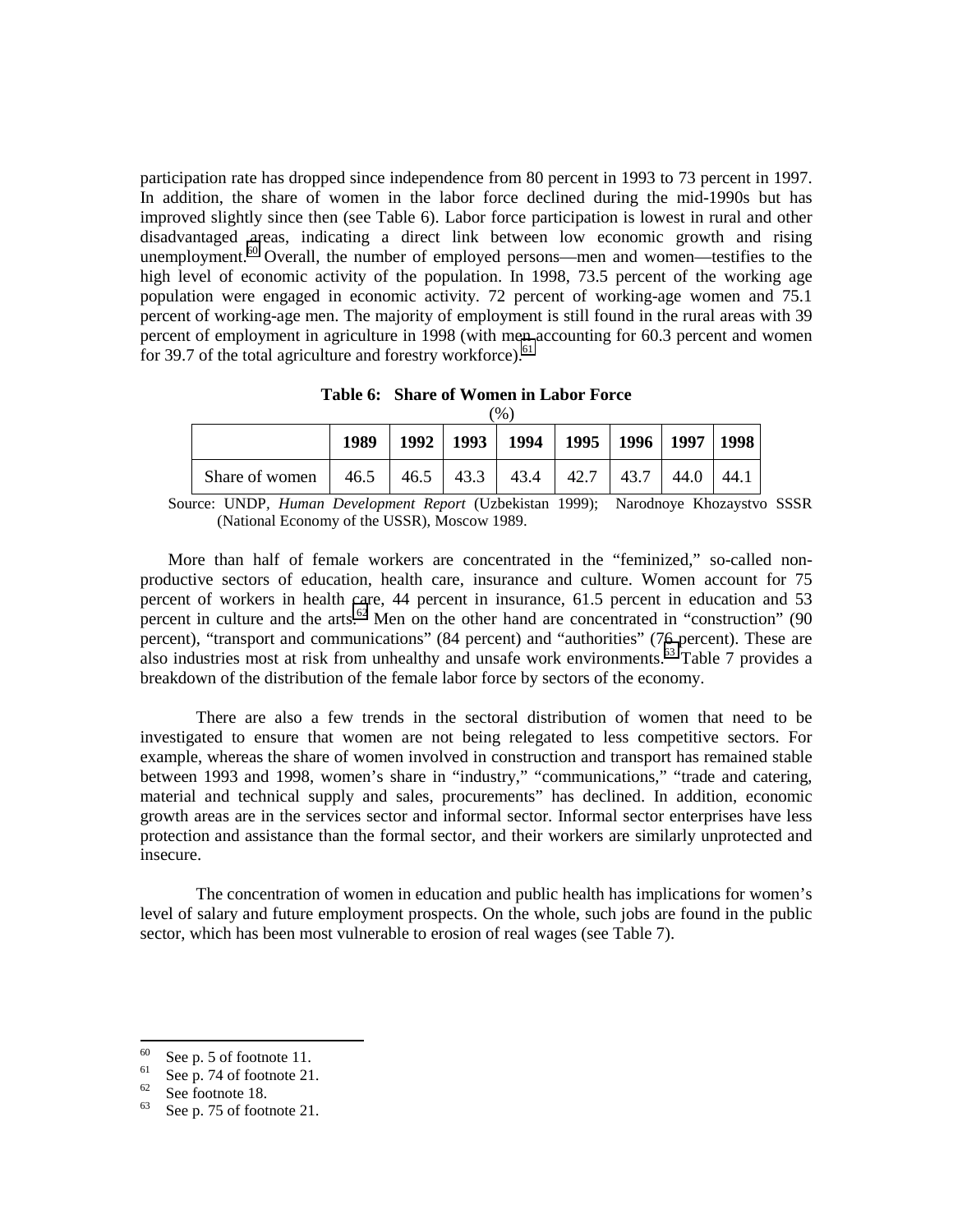participation rate has dropped since independence from 80 percent in 1993 to 73 percent in 1997. In addition, the share of women in the labor force declined during the mid-1990s but has improved slightly since then (see Table 6). Labor force participation is lowest in rural and other disadvantaged areas, indicating a direct link between low economic growth and rising unemployment.[60] Overall, the number of employed persons—men and women—testifies to the high level of economic activity of the population. In 1998, 73.5 percent of the working age population were engaged in economic activity. 72 percent of working-age women and 75.1 percent of working-age men. The majority of employment is still found in the rural areas with 39 percent of employment in agriculture in 1998 (with men accounting for 60.3 percent and women for 39.7 of the total agriculture and forestry workforce).[61]

**Table 6: Share of Women in Labor Force**

(%)

| | 1989 | 1992 | 1993 | 1994 | 1995 | 1996 | 1997 | 1998 |
|---|---|---|---|---|---|---|---|---|
| Share of women | 46.5 | 46.5 | 43.3 | 43.4 | 42.7 | 43.7 | 44.0 | 44.1 |

Source: UNDP, *Human Development Report* (Uzbekistan 1999); Narodnoye Khozaystvo SSSR (National Economy of the USSR), Moscow 1989.

More than half of female workers are concentrated in the "feminized," so-called non-productive sectors of education, health care, insurance and culture. Women account for 75 percent of workers in health care, 44 percent in insurance, 61.5 percent in education and 53 percent in culture and the arts.[62] Men on the other hand are concentrated in "construction" (90 percent), "transport and communications" (84 percent) and "authorities" (76 percent). These are also industries most at risk from unhealthy and unsafe work environments.[63] Table 7 provides a breakdown of the distribution of the female labor force by sectors of the economy.

There are also a few trends in the sectoral distribution of women that need to be investigated to ensure that women are not being relegated to less competitive sectors. For example, whereas the share of women involved in construction and transport has remained stable between 1993 and 1998, women's share in "industry," "communications," "trade and catering, material and technical supply and sales, procurements" has declined. In addition, economic growth areas are in the services sector and informal sector. Informal sector enterprises have less protection and assistance than the formal sector, and their workers are similarly unprotected and insecure.

The concentration of women in education and public health has implications for women's level of salary and future employment prospects. On the whole, such jobs are found in the public sector, which has been most vulnerable to erosion of real wages (see Table 7).

---

[60] See p. 5 of footnote 11.

[61] See p. 74 of footnote 21.

[62] See footnote 18.

[63] See p. 75 of footnote 21.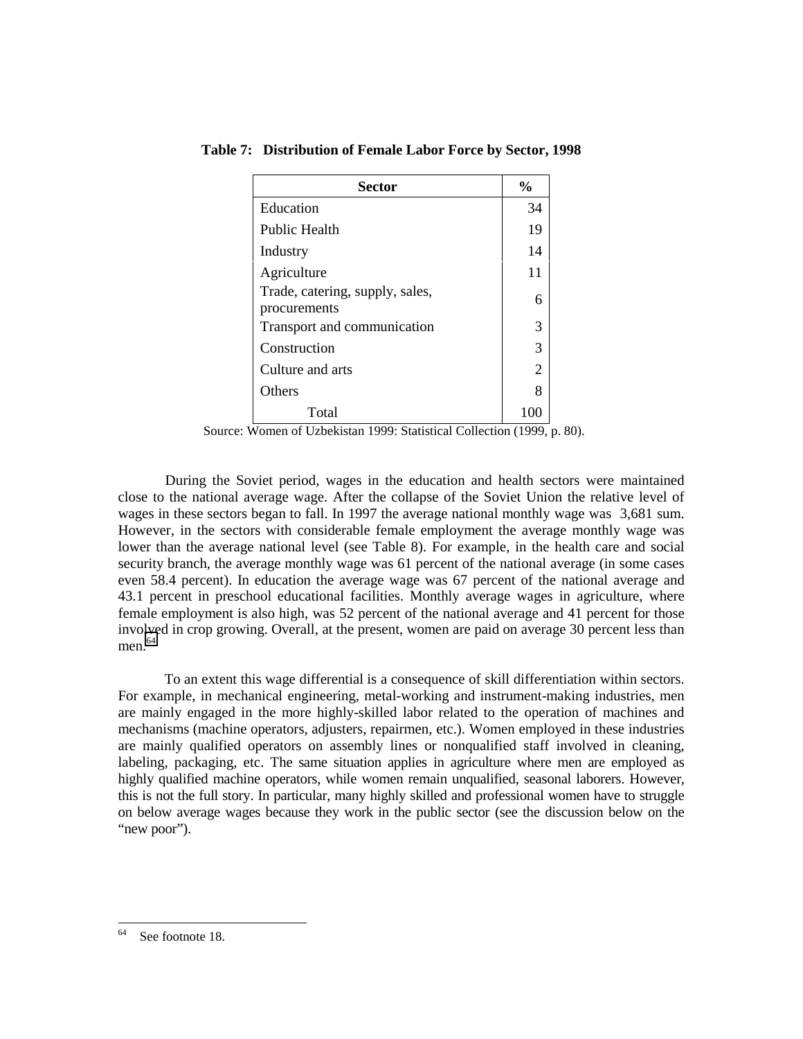**Table 7: Distribution of Female Labor Force by Sector, 1998**

| Sector | % |
|---|---|
| Education | 34 |
| Public Health | 19 |
| Industry | 14 |
| Agriculture | 11 |
| Trade, catering, supply, sales, procurements | 6 |
| Transport and communication | 3 |
| Construction | 3 |
| Culture and arts | 2 |
| Others | 8 |
| Total | 100 |

Source: Women of Uzbekistan 1999: Statistical Collection (1999, p. 80).

During the Soviet period, wages in the education and health sectors were maintained close to the national average wage. After the collapse of the Soviet Union the relative level of wages in these sectors began to fall. In 1997 the average national monthly wage was 3,681 sum. However, in the sectors with considerable female employment the average monthly wage was lower than the average national level (see Table 8). For example, in the health care and social security branch, the average monthly wage was 61 percent of the national average (in some cases even 58.4 percent). In education the average wage was 67 percent of the national average and 43.1 percent in preschool educational facilities. Monthly average wages in agriculture, where female employment is also high, was 52 percent of the national average and 41 percent for those involved in crop growing. Overall, at the present, women are paid on average 30 percent less than men.[64]

To an extent this wage differential is a consequence of skill differentiation within sectors. For example, in mechanical engineering, metal-working and instrument-making industries, men are mainly engaged in the more highly-skilled labor related to the operation of machines and mechanisms (machine operators, adjusters, repairmen, etc.). Women employed in these industries are mainly qualified operators on assembly lines or nonqualified staff involved in cleaning, labeling, packaging, etc. The same situation applies in agriculture where men are employed as highly qualified machine operators, while women remain unqualified, seasonal laborers. However, this is not the full story. In particular, many highly skilled and professional women have to struggle on below average wages because they work in the public sector (see the discussion below on the "new poor").

---

[64] See footnote 18.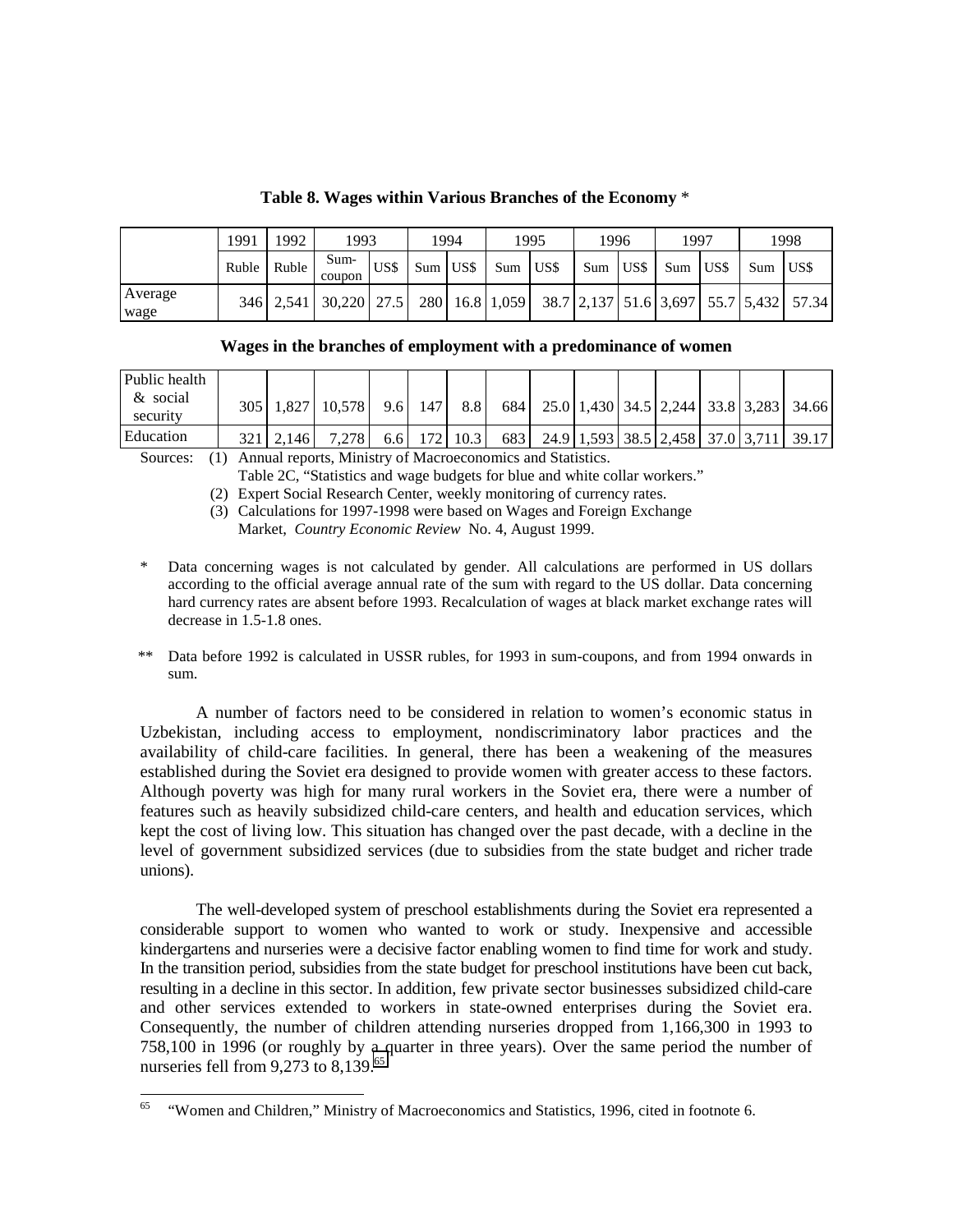**Table 8. Wages within Various Branches of the Economy** *

| | 1991 | 1992 | 1993 | | 1994 | | 1995 | | 1996 | | 1997 | | 1998 | |
|---|---|---|---|---|---|---|---|---|---|---|---|---|---|---|
| | Ruble | Ruble | Sum-coupon | US$ | Sum | US$ | Sum | US$ | Sum | US$ | Sum | US$ | Sum | US$ |
| Average wage | 346 | 2,541 | 30,220 | 27.5 | 280 | 16.8 | 1,059 | 38.7 | 2,137 | 51.6 | 3,697 | 55.7 | 5,432 | 57.34 |
| **Wages in the branches of employment with a predominance of women** | | | | | | | | | | | | | | |
| Public health & social security | 305 | 1,827 | 10,578 | 9.6 | 147 | 8.8 | 684 | 25.0 | 1,430 | 34.5 | 2,244 | 33.8 | 3,283 | 34.66 |
| Education | 321 | 2,146 | 7,278 | 6.6 | 172 | 10.3 | 683 | 24.9 | 1,593 | 38.5 | 2,458 | 37.0 | 3,711 | 39.17 |

Sources: (1) Annual reports, Ministry of Macroeconomics and Statistics. Table 2C, "Statistics and wage budgets for blue and white collar workers."
(2) Expert Social Research Center, weekly monitoring of currency rates.
(3) Calculations for 1997-1998 were based on Wages and Foreign Exchange Market, *Country Economic Review* No. 4, August 1999.

\* Data concerning wages is not calculated by gender. All calculations are performed in US dollars according to the official average annual rate of the sum with regard to the US dollar. Data concerning hard currency rates are absent before 1993. Recalculation of wages at black market exchange rates will decrease in 1.5-1.8 ones.

\*\* Data before 1992 is calculated in USSR rubles, for 1993 in sum-coupons, and from 1994 onwards in sum.

A number of factors need to be considered in relation to women's economic status in Uzbekistan, including access to employment, nondiscriminatory labor practices and the availability of child-care facilities. In general, there has been a weakening of the measures established during the Soviet era designed to provide women with greater access to these factors. Although poverty was high for many rural workers in the Soviet era, there were a number of features such as heavily subsidized child-care centers, and health and education services, which kept the cost of living low. This situation has changed over the past decade, with a decline in the level of government subsidized services (due to subsidies from the state budget and richer trade unions).

The well-developed system of preschool establishments during the Soviet era represented a considerable support to women who wanted to work or study. Inexpensive and accessible kindergartens and nurseries were a decisive factor enabling women to find time for work and study. In the transition period, subsidies from the state budget for preschool institutions have been cut back, resulting in a decline in this sector. In addition, few private sector businesses subsidized child-care and other services extended to workers in state-owned enterprises during the Soviet era. Consequently, the number of children attending nurseries dropped from 1,166,300 in 1993 to 758,100 in 1996 (or roughly by a quarter in three years). Over the same period the number of nurseries fell from 9,273 to 8,139.[65]

[65] "Women and Children," Ministry of Macroeconomics and Statistics, 1996, cited in footnote 6.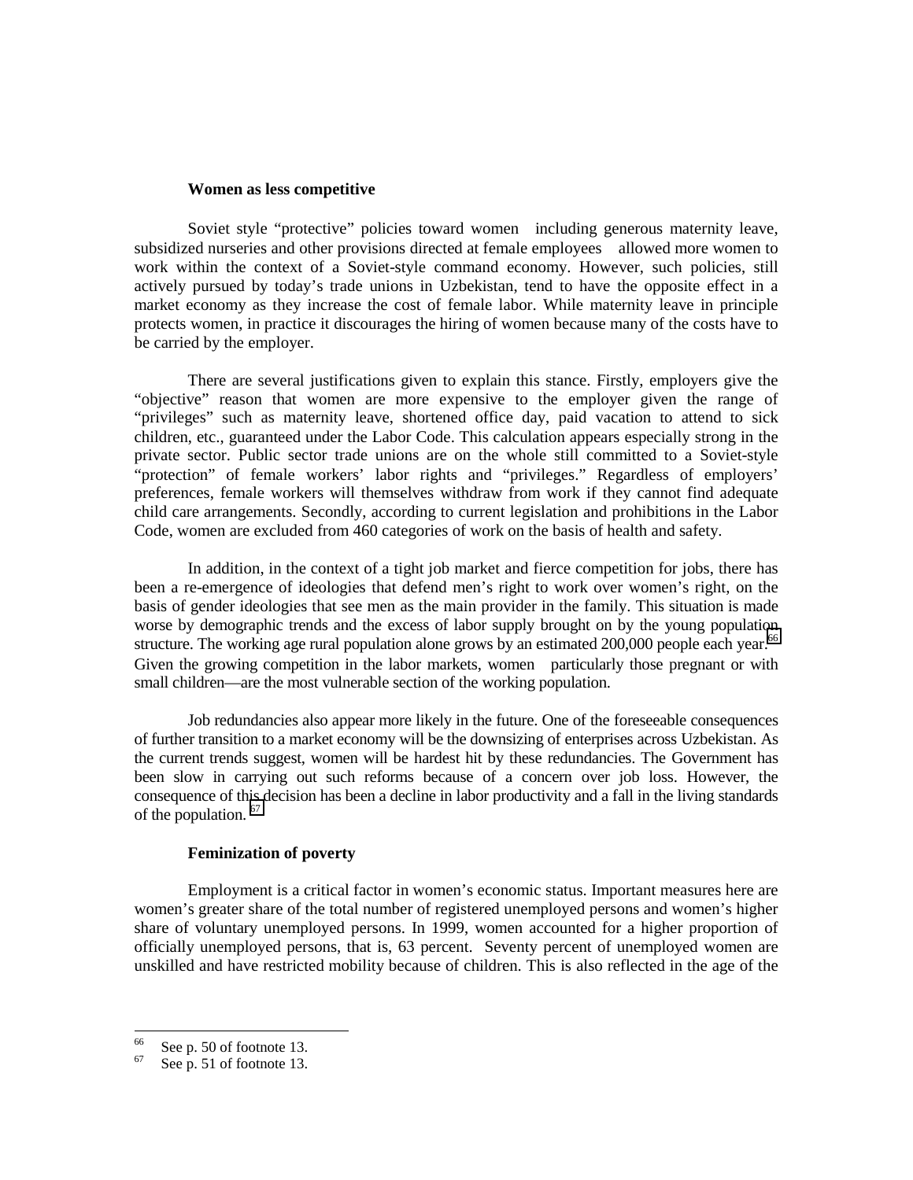**Women as less competitive**

Soviet style "protective" policies toward women including generous maternity leave, subsidized nurseries and other provisions directed at female employees allowed more women to work within the context of a Soviet-style command economy. However, such policies, still actively pursued by today's trade unions in Uzbekistan, tend to have the opposite effect in a market economy as they increase the cost of female labor. While maternity leave in principle protects women, in practice it discourages the hiring of women because many of the costs have to be carried by the employer.

There are several justifications given to explain this stance. Firstly, employers give the "objective" reason that women are more expensive to the employer given the range of "privileges" such as maternity leave, shortened office day, paid vacation to attend to sick children, etc., guaranteed under the Labor Code. This calculation appears especially strong in the private sector. Public sector trade unions are on the whole still committed to a Soviet-style "protection" of female workers' labor rights and "privileges." Regardless of employers' preferences, female workers will themselves withdraw from work if they cannot find adequate child care arrangements. Secondly, according to current legislation and prohibitions in the Labor Code, women are excluded from 460 categories of work on the basis of health and safety.

In addition, in the context of a tight job market and fierce competition for jobs, there has been a re-emergence of ideologies that defend men's right to work over women's right, on the basis of gender ideologies that see men as the main provider in the family. This situation is made worse by demographic trends and the excess of labor supply brought on by the young population structure. The working age rural population alone grows by an estimated 200,000 people each year.[66] Given the growing competition in the labor markets, women particularly those pregnant or with small children—are the most vulnerable section of the working population.

Job redundancies also appear more likely in the future. One of the foreseeable consequences of further transition to a market economy will be the downsizing of enterprises across Uzbekistan. As the current trends suggest, women will be hardest hit by these redundancies. The Government has been slow in carrying out such reforms because of a concern over job loss. However, the consequence of this decision has been a decline in labor productivity and a fall in the living standards of the population. [67]

**Feminization of poverty**

Employment is a critical factor in women's economic status. Important measures here are women's greater share of the total number of registered unemployed persons and women's higher share of voluntary unemployed persons. In 1999, women accounted for a higher proportion of officially unemployed persons, that is, 63 percent. Seventy percent of unemployed women are unskilled and have restricted mobility because of children. This is also reflected in the age of the

---

[66] See p. 50 of footnote 13.

[67] See p. 51 of footnote 13.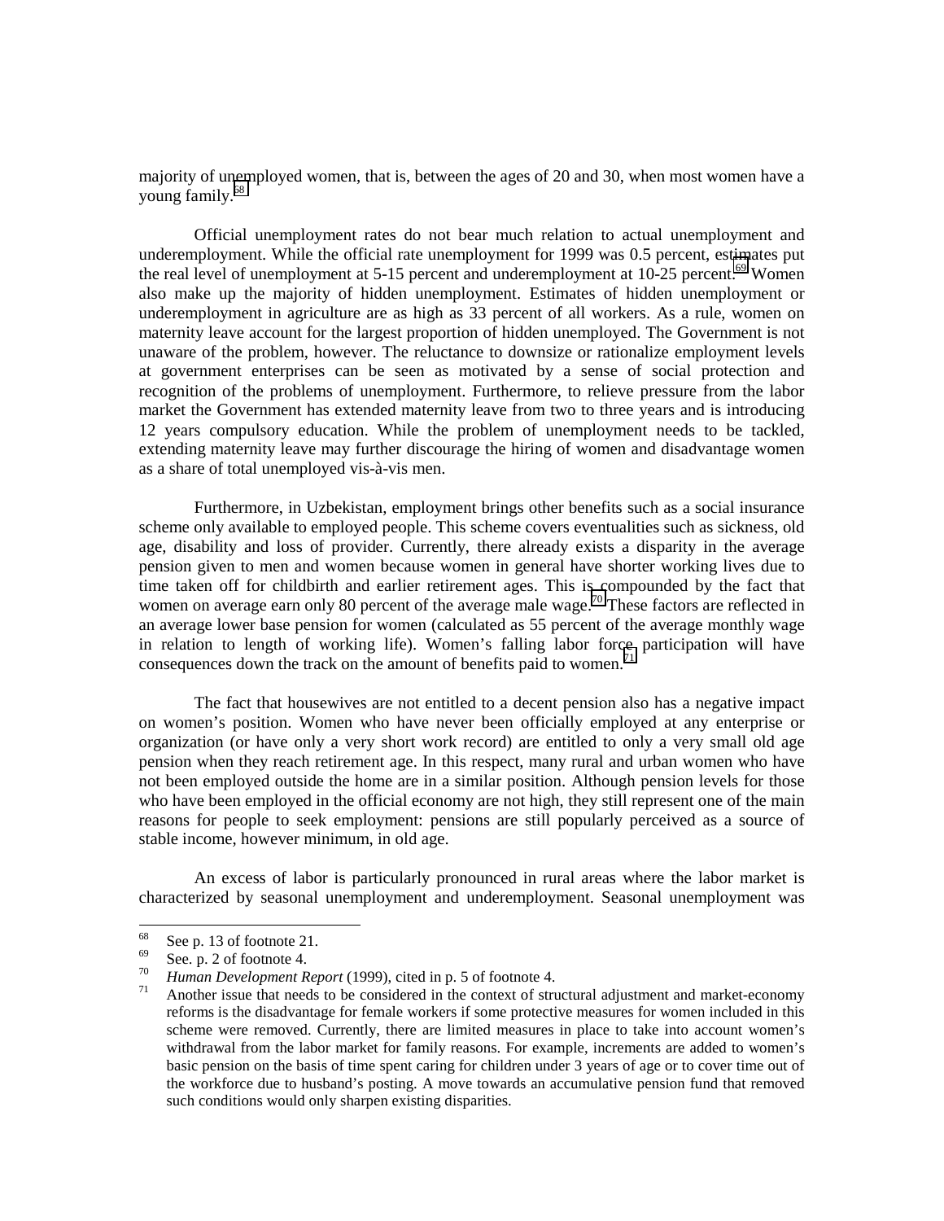majority of unemployed women, that is, between the ages of 20 and 30, when most women have a young family.[68]

Official unemployment rates do not bear much relation to actual unemployment and underemployment. While the official rate unemployment for 1999 was 0.5 percent, estimates put the real level of unemployment at 5-15 percent and underemployment at 10-25 percent.[69] Women also make up the majority of hidden unemployment. Estimates of hidden unemployment or underemployment in agriculture are as high as 33 percent of all workers. As a rule, women on maternity leave account for the largest proportion of hidden unemployed. The Government is not unaware of the problem, however. The reluctance to downsize or rationalize employment levels at government enterprises can be seen as motivated by a sense of social protection and recognition of the problems of unemployment. Furthermore, to relieve pressure from the labor market the Government has extended maternity leave from two to three years and is introducing 12 years compulsory education. While the problem of unemployment needs to be tackled, extending maternity leave may further discourage the hiring of women and disadvantage women as a share of total unemployed vis-à-vis men.

Furthermore, in Uzbekistan, employment brings other benefits such as a social insurance scheme only available to employed people. This scheme covers eventualities such as sickness, old age, disability and loss of provider. Currently, there already exists a disparity in the average pension given to men and women because women in general have shorter working lives due to time taken off for childbirth and earlier retirement ages. This is compounded by the fact that women on average earn only 80 percent of the average male wage.[70] These factors are reflected in an average lower base pension for women (calculated as 55 percent of the average monthly wage in relation to length of working life). Women's falling labor force participation will have consequences down the track on the amount of benefits paid to women.[71]

The fact that housewives are not entitled to a decent pension also has a negative impact on women's position. Women who have never been officially employed at any enterprise or organization (or have only a very short work record) are entitled to only a very small old age pension when they reach retirement age. In this respect, many rural and urban women who have not been employed outside the home are in a similar position. Although pension levels for those who have been employed in the official economy are not high, they still represent one of the main reasons for people to seek employment: pensions are still popularly perceived as a source of stable income, however minimum, in old age.

An excess of labor is particularly pronounced in rural areas where the labor market is characterized by seasonal unemployment and underemployment. Seasonal unemployment was

---

[68] See p. 13 of footnote 21.

[69] See. p. 2 of footnote 4.

[70] *Human Development Report* (1999), cited in p. 5 of footnote 4.

[71] Another issue that needs to be considered in the context of structural adjustment and market-economy reforms is the disadvantage for female workers if some protective measures for women included in this scheme were removed. Currently, there are limited measures in place to take into account women's withdrawal from the labor market for family reasons. For example, increments are added to women's basic pension on the basis of time spent caring for children under 3 years of age or to cover time out of the workforce due to husband's posting. A move towards an accumulative pension fund that removed such conditions would only sharpen existing disparities.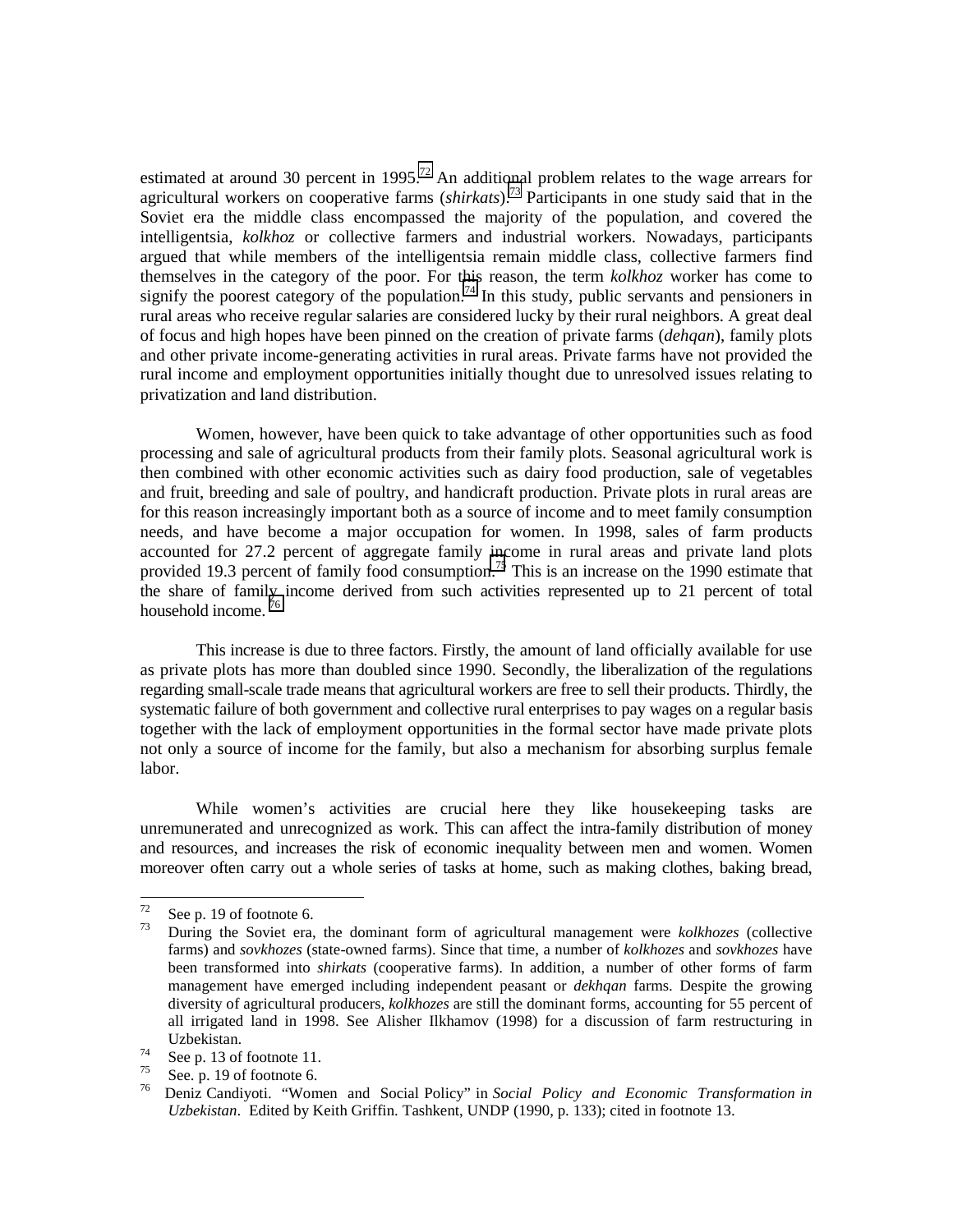estimated at around 30 percent in 1995.[72] An additional problem relates to the wage arrears for agricultural workers on cooperative farms (*shirkats*).[73] Participants in one study said that in the Soviet era the middle class encompassed the majority of the population, and covered the intelligentsia, *kolkhoz* or collective farmers and industrial workers. Nowadays, participants argued that while members of the intelligentsia remain middle class, collective farmers find themselves in the category of the poor. For this reason, the term *kolkhoz* worker has come to signify the poorest category of the population.[74] In this study, public servants and pensioners in rural areas who receive regular salaries are considered lucky by their rural neighbors. A great deal of focus and high hopes have been pinned on the creation of private farms (*dehqan*), family plots and other private income-generating activities in rural areas. Private farms have not provided the rural income and employment opportunities initially thought due to unresolved issues relating to privatization and land distribution.

Women, however, have been quick to take advantage of other opportunities such as food processing and sale of agricultural products from their family plots. Seasonal agricultural work is then combined with other economic activities such as dairy food production, sale of vegetables and fruit, breeding and sale of poultry, and handicraft production. Private plots in rural areas are for this reason increasingly important both as a source of income and to meet family consumption needs, and have become a major occupation for women. In 1998, sales of farm products accounted for 27.2 percent of aggregate family income in rural areas and private land plots provided 19.3 percent of family food consumption.[75] This is an increase on the 1990 estimate that the share of family income derived from such activities represented up to 21 percent of total household income.[76]

This increase is due to three factors. Firstly, the amount of land officially available for use as private plots has more than doubled since 1990. Secondly, the liberalization of the regulations regarding small-scale trade means that agricultural workers are free to sell their products. Thirdly, the systematic failure of both government and collective rural enterprises to pay wages on a regular basis together with the lack of employment opportunities in the formal sector have made private plots not only a source of income for the family, but also a mechanism for absorbing surplus female labor.

While women's activities are crucial here they like housekeeping tasks are unremunerated and unrecognized as work. This can affect the intra-family distribution of money and resources, and increases the risk of economic inequality between men and women. Women moreover often carry out a whole series of tasks at home, such as making clothes, baking bread,

---

[72] See p. 19 of footnote 6.

[73] During the Soviet era, the dominant form of agricultural management were *kolkhozes* (collective farms) and *sovkhozes* (state-owned farms). Since that time, a number of *kolkhozes* and *sovkhozes* have been transformed into *shirkats* (cooperative farms). In addition, a number of other forms of farm management have emerged including independent peasant or *dekhqan* farms. Despite the growing diversity of agricultural producers, *kolkhozes* are still the dominant forms, accounting for 55 percent of all irrigated land in 1998. See Alisher Ilkhamov (1998) for a discussion of farm restructuring in Uzbekistan.

[74] See p. 13 of footnote 11.

[75] See. p. 19 of footnote 6.

[76] Deniz Candiyoti. "Women and Social Policy" in *Social Policy and Economic Transformation in Uzbekistan*. Edited by Keith Griffin. Tashkent, UNDP (1990, p. 133); cited in footnote 13.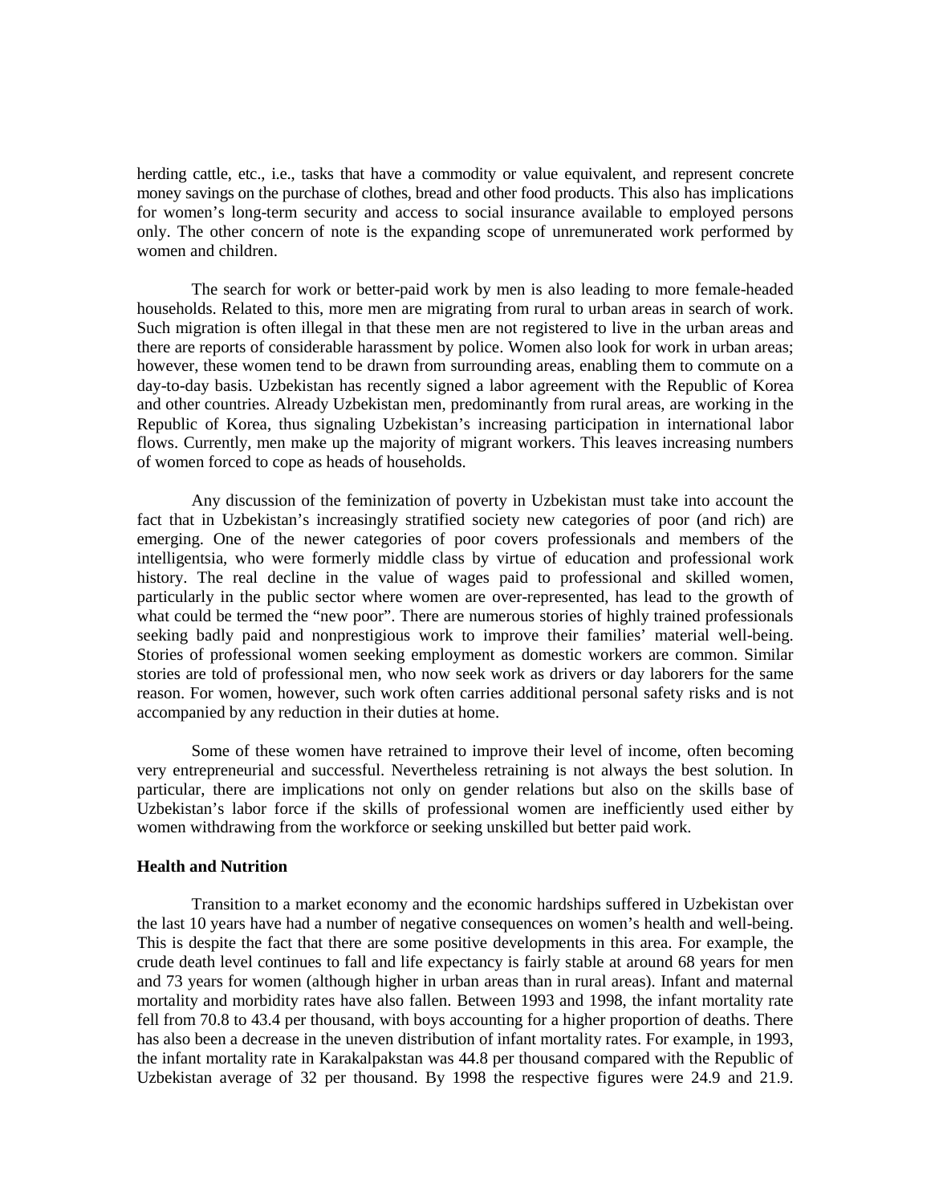herding cattle, etc., i.e., tasks that have a commodity or value equivalent, and represent concrete money savings on the purchase of clothes, bread and other food products. This also has implications for women's long-term security and access to social insurance available to employed persons only. The other concern of note is the expanding scope of unremunerated work performed by women and children.

The search for work or better-paid work by men is also leading to more female-headed households. Related to this, more men are migrating from rural to urban areas in search of work. Such migration is often illegal in that these men are not registered to live in the urban areas and there are reports of considerable harassment by police. Women also look for work in urban areas; however, these women tend to be drawn from surrounding areas, enabling them to commute on a day-to-day basis. Uzbekistan has recently signed a labor agreement with the Republic of Korea and other countries. Already Uzbekistan men, predominantly from rural areas, are working in the Republic of Korea, thus signaling Uzbekistan's increasing participation in international labor flows. Currently, men make up the majority of migrant workers. This leaves increasing numbers of women forced to cope as heads of households.

Any discussion of the feminization of poverty in Uzbekistan must take into account the fact that in Uzbekistan's increasingly stratified society new categories of poor (and rich) are emerging. One of the newer categories of poor covers professionals and members of the intelligentsia, who were formerly middle class by virtue of education and professional work history. The real decline in the value of wages paid to professional and skilled women, particularly in the public sector where women are over-represented, has lead to the growth of what could be termed the "new poor". There are numerous stories of highly trained professionals seeking badly paid and nonprestigious work to improve their families' material well-being. Stories of professional women seeking employment as domestic workers are common. Similar stories are told of professional men, who now seek work as drivers or day laborers for the same reason. For women, however, such work often carries additional personal safety risks and is not accompanied by any reduction in their duties at home.

Some of these women have retrained to improve their level of income, often becoming very entrepreneurial and successful. Nevertheless retraining is not always the best solution. In particular, there are implications not only on gender relations but also on the skills base of Uzbekistan's labor force if the skills of professional women are inefficiently used either by women withdrawing from the workforce or seeking unskilled but better paid work.

**Health and Nutrition**

Transition to a market economy and the economic hardships suffered in Uzbekistan over the last 10 years have had a number of negative consequences on women's health and well-being. This is despite the fact that there are some positive developments in this area. For example, the crude death level continues to fall and life expectancy is fairly stable at around 68 years for men and 73 years for women (although higher in urban areas than in rural areas). Infant and maternal mortality and morbidity rates have also fallen. Between 1993 and 1998, the infant mortality rate fell from 70.8 to 43.4 per thousand, with boys accounting for a higher proportion of deaths. There has also been a decrease in the uneven distribution of infant mortality rates. For example, in 1993, the infant mortality rate in Karakalpakstan was 44.8 per thousand compared with the Republic of Uzbekistan average of 32 per thousand. By 1998 the respective figures were 24.9 and 21.9.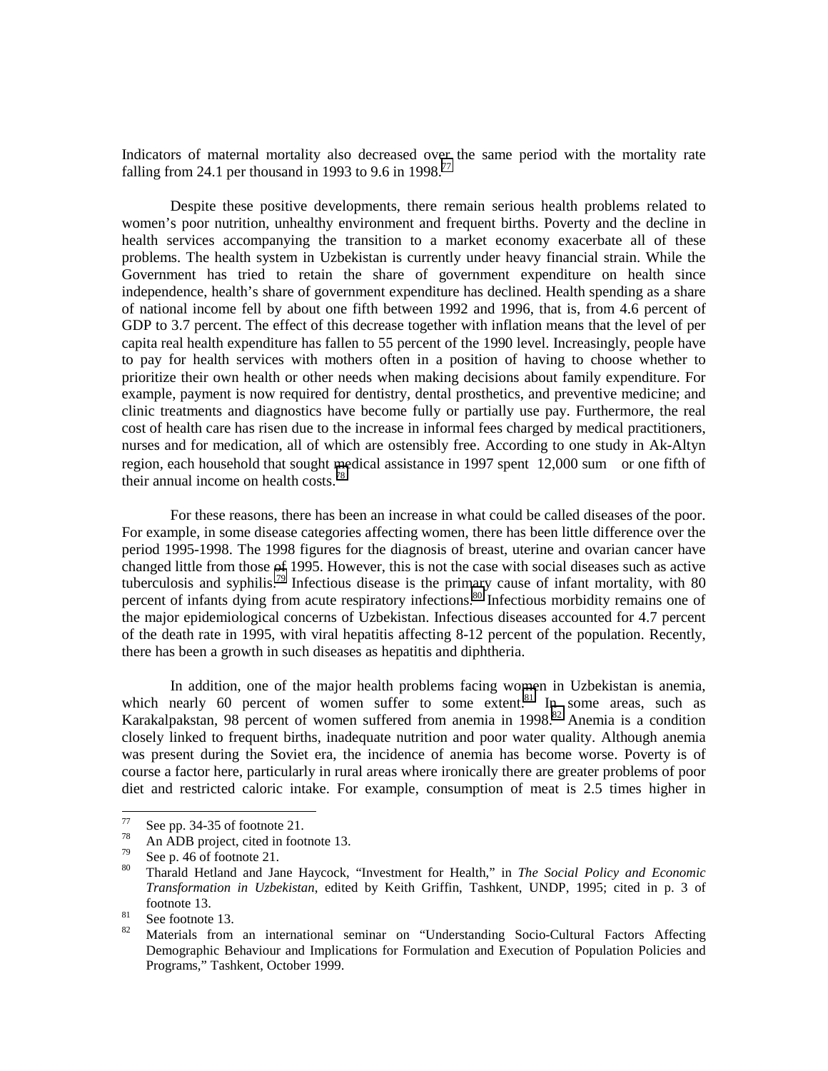Indicators of maternal mortality also decreased over the same period with the mortality rate falling from 24.1 per thousand in 1993 to 9.6 in 1998.[77]

Despite these positive developments, there remain serious health problems related to women's poor nutrition, unhealthy environment and frequent births. Poverty and the decline in health services accompanying the transition to a market economy exacerbate all of these problems. The health system in Uzbekistan is currently under heavy financial strain. While the Government has tried to retain the share of government expenditure on health since independence, health's share of government expenditure has declined. Health spending as a share of national income fell by about one fifth between 1992 and 1996, that is, from 4.6 percent of GDP to 3.7 percent. The effect of this decrease together with inflation means that the level of per capita real health expenditure has fallen to 55 percent of the 1990 level. Increasingly, people have to pay for health services with mothers often in a position of having to choose whether to prioritize their own health or other needs when making decisions about family expenditure. For example, payment is now required for dentistry, dental prosthetics, and preventive medicine; and clinic treatments and diagnostics have become fully or partially use pay. Furthermore, the real cost of health care has risen due to the increase in informal fees charged by medical practitioners, nurses and for medication, all of which are ostensibly free. According to one study in Ak-Altyn region, each household that sought medical assistance in 1997 spent 12,000 sum or one fifth of their annual income on health costs.[78]

For these reasons, there has been an increase in what could be called diseases of the poor. For example, in some disease categories affecting women, there has been little difference over the period 1995-1998. The 1998 figures for the diagnosis of breast, uterine and ovarian cancer have changed little from those of 1995. However, this is not the case with social diseases such as active tuberculosis and syphilis.[79] Infectious disease is the primary cause of infant mortality, with 80 percent of infants dying from acute respiratory infections.[80] Infectious morbidity remains one of the major epidemiological concerns of Uzbekistan. Infectious diseases accounted for 4.7 percent of the death rate in 1995, with viral hepatitis affecting 8-12 percent of the population. Recently, there has been a growth in such diseases as hepatitis and diphtheria.

In addition, one of the major health problems facing women in Uzbekistan is anemia, which nearly 60 percent of women suffer to some extent.[81] In some areas, such as Karakalpakstan, 98 percent of women suffered from anemia in 1998.[82] Anemia is a condition closely linked to frequent births, inadequate nutrition and poor water quality. Although anemia was present during the Soviet era, the incidence of anemia has become worse. Poverty is of course a factor here, particularly in rural areas where ironically there are greater problems of poor diet and restricted caloric intake. For example, consumption of meat is 2.5 times higher in

---

[77] See pp. 34-35 of footnote 21.

[78] An ADB project, cited in footnote 13.

[79] See p. 46 of footnote 21.

[80] Tharald Hetland and Jane Haycock, "Investment for Health," in *The Social Policy and Economic Transformation in Uzbekistan*, edited by Keith Griffin, Tashkent, UNDP, 1995; cited in p. 3 of footnote 13.

[81] See footnote 13.

[82] Materials from an international seminar on "Understanding Socio-Cultural Factors Affecting Demographic Behaviour and Implications for Formulation and Execution of Population Policies and Programs," Tashkent, October 1999.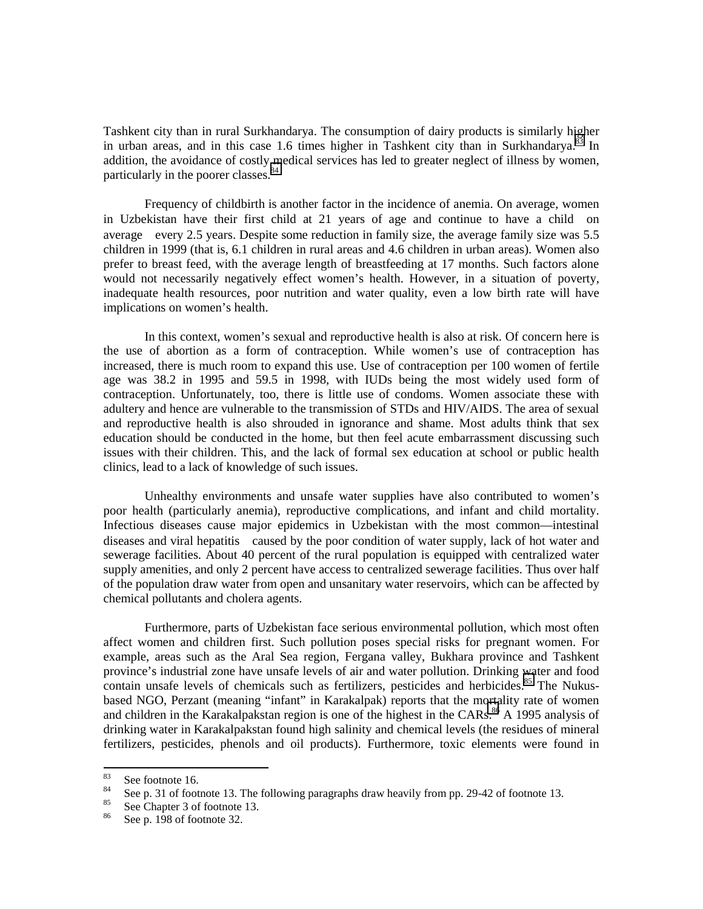Tashkent city than in rural Surkhandarya. The consumption of dairy products is similarly higher in urban areas, and in this case 1.6 times higher in Tashkent city than in Surkhandarya.[83] In addition, the avoidance of costly medical services has led to greater neglect of illness by women, particularly in the poorer classes.[84]

Frequency of childbirth is another factor in the incidence of anemia. On average, women in Uzbekistan have their first child at 21 years of age and continue to have a child on average every 2.5 years. Despite some reduction in family size, the average family size was 5.5 children in 1999 (that is, 6.1 children in rural areas and 4.6 children in urban areas). Women also prefer to breast feed, with the average length of breastfeeding at 17 months. Such factors alone would not necessarily negatively effect women's health. However, in a situation of poverty, inadequate health resources, poor nutrition and water quality, even a low birth rate will have implications on women's health.

In this context, women's sexual and reproductive health is also at risk. Of concern here is the use of abortion as a form of contraception. While women's use of contraception has increased, there is much room to expand this use. Use of contraception per 100 women of fertile age was 38.2 in 1995 and 59.5 in 1998, with IUDs being the most widely used form of contraception. Unfortunately, too, there is little use of condoms. Women associate these with adultery and hence are vulnerable to the transmission of STDs and HIV/AIDS. The area of sexual and reproductive health is also shrouded in ignorance and shame. Most adults think that sex education should be conducted in the home, but then feel acute embarrassment discussing such issues with their children. This, and the lack of formal sex education at school or public health clinics, lead to a lack of knowledge of such issues.

Unhealthy environments and unsafe water supplies have also contributed to women's poor health (particularly anemia), reproductive complications, and infant and child mortality. Infectious diseases cause major epidemics in Uzbekistan with the most common—intestinal diseases and viral hepatitis caused by the poor condition of water supply, lack of hot water and sewerage facilities. About 40 percent of the rural population is equipped with centralized water supply amenities, and only 2 percent have access to centralized sewerage facilities. Thus over half of the population draw water from open and unsanitary water reservoirs, which can be affected by chemical pollutants and cholera agents.

Furthermore, parts of Uzbekistan face serious environmental pollution, which most often affect women and children first. Such pollution poses special risks for pregnant women. For example, areas such as the Aral Sea region, Fergana valley, Bukhara province and Tashkent province's industrial zone have unsafe levels of air and water pollution. Drinking water and food contain unsafe levels of chemicals such as fertilizers, pesticides and herbicides.[85] The Nukus-based NGO, Perzant (meaning "infant" in Karakalpak) reports that the mortality rate of women and children in the Karakalpakstan region is one of the highest in the CARs.[86] A 1995 analysis of drinking water in Karakalpakstan found high salinity and chemical levels (the residues of mineral fertilizers, pesticides, phenols and oil products). Furthermore, toxic elements were found in

---

[83] See footnote 16.

[84] See p. 31 of footnote 13. The following paragraphs draw heavily from pp. 29-42 of footnote 13.

[85] See Chapter 3 of footnote 13.

[86] See p. 198 of footnote 32.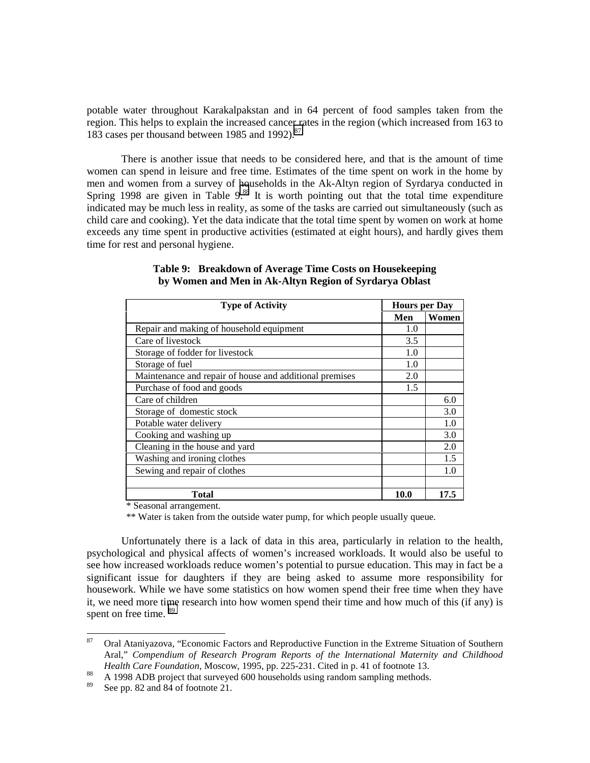potable water throughout Karakalpakstan and in 64 percent of food samples taken from the region. This helps to explain the increased cancer rates in the region (which increased from 163 to 183 cases per thousand between 1985 and 1992).[87]

There is another issue that needs to be considered here, and that is the amount of time women can spend in leisure and free time. Estimates of the time spent on work in the home by men and women from a survey of households in the Ak-Altyn region of Syrdarya conducted in Spring 1998 are given in Table 9.[88] It is worth pointing out that the total time expenditure indicated may be much less in reality, as some of the tasks are carried out simultaneously (such as child care and cooking). Yet the data indicate that the total time spent by women on work at home exceeds any time spent in productive activities (estimated at eight hours), and hardly gives them time for rest and personal hygiene.

**Table 9: Breakdown of Average Time Costs on Housekeeping by Women and Men in Ak-Altyn Region of Syrdarya Oblast**

| Type of Activity | Hours per Day | |
|---|---|---|
| | **Men** | **Women** |
| Repair and making of household equipment | 1.0 | |
| Care of livestock | 3.5 | |
| Storage of fodder for livestock | 1.0 | |
| Storage of fuel | 1.0 | |
| Maintenance and repair of house and additional premises | 2.0 | |
| Purchase of food and goods | 1.5 | |
| Care of children | | 6.0 |
| Storage of domestic stock | | 3.0 |
| Potable water delivery | | 1.0 |
| Cooking and washing up | | 3.0 |
| Cleaning in the house and yard | | 2.0 |
| Washing and ironing clothes | | 1.5 |
| Sewing and repair of clothes | | 1.0 |
| | | |
| **Total** | **10.0** | **17.5** |

\* Seasonal arrangement.

\*\* Water is taken from the outside water pump, for which people usually queue.

Unfortunately there is a lack of data in this area, particularly in relation to the health, psychological and physical affects of women's increased workloads. It would also be useful to see how increased workloads reduce women's potential to pursue education. This may in fact be a significant issue for daughters if they are being asked to assume more responsibility for housework. While we have some statistics on how women spend their free time when they have it, we need more time research into how women spend their time and how much of this (if any) is spent on free time.[89]

---

[87] Oral Ataniyazova, "Economic Factors and Reproductive Function in the Extreme Situation of Southern Aral," *Compendium of Research Program Reports of the International Maternity and Childhood Health Care Foundation*, Moscow, 1995, pp. 225-231. Cited in p. 41 of footnote 13.

[88] A 1998 ADB project that surveyed 600 households using random sampling methods.

[89] See pp. 82 and 84 of footnote 21.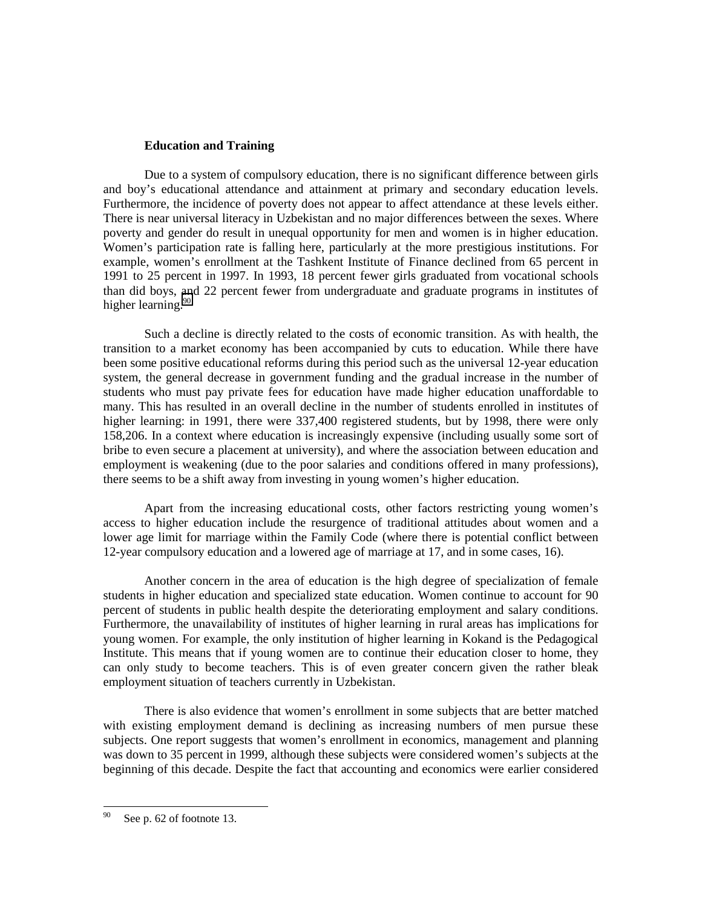### Education and Training

Due to a system of compulsory education, there is no significant difference between girls and boy's educational attendance and attainment at primary and secondary education levels. Furthermore, the incidence of poverty does not appear to affect attendance at these levels either. There is near universal literacy in Uzbekistan and no major differences between the sexes. Where poverty and gender do result in unequal opportunity for men and women is in higher education. Women's participation rate is falling here, particularly at the more prestigious institutions. For example, women's enrollment at the Tashkent Institute of Finance declined from 65 percent in 1991 to 25 percent in 1997. In 1993, 18 percent fewer girls graduated from vocational schools than did boys, and 22 percent fewer from undergraduate and graduate programs in institutes of higher learning.[90]

Such a decline is directly related to the costs of economic transition. As with health, the transition to a market economy has been accompanied by cuts to education. While there have been some positive educational reforms during this period such as the universal 12-year education system, the general decrease in government funding and the gradual increase in the number of students who must pay private fees for education have made higher education unaffordable to many. This has resulted in an overall decline in the number of students enrolled in institutes of higher learning: in 1991, there were 337,400 registered students, but by 1998, there were only 158,206. In a context where education is increasingly expensive (including usually some sort of bribe to even secure a placement at university), and where the association between education and employment is weakening (due to the poor salaries and conditions offered in many professions), there seems to be a shift away from investing in young women's higher education.

Apart from the increasing educational costs, other factors restricting young women's access to higher education include the resurgence of traditional attitudes about women and a lower age limit for marriage within the Family Code (where there is potential conflict between 12-year compulsory education and a lowered age of marriage at 17, and in some cases, 16).

Another concern in the area of education is the high degree of specialization of female students in higher education and specialized state education. Women continue to account for 90 percent of students in public health despite the deteriorating employment and salary conditions. Furthermore, the unavailability of institutes of higher learning in rural areas has implications for young women. For example, the only institution of higher learning in Kokand is the Pedagogical Institute. This means that if young women are to continue their education closer to home, they can only study to become teachers. This is of even greater concern given the rather bleak employment situation of teachers currently in Uzbekistan.

There is also evidence that women's enrollment in some subjects that are better matched with existing employment demand is declining as increasing numbers of men pursue these subjects. One report suggests that women's enrollment in economics, management and planning was down to 35 percent in 1999, although these subjects were considered women's subjects at the beginning of this decade. Despite the fact that accounting and economics were earlier considered

---

[90] See p. 62 of footnote 13.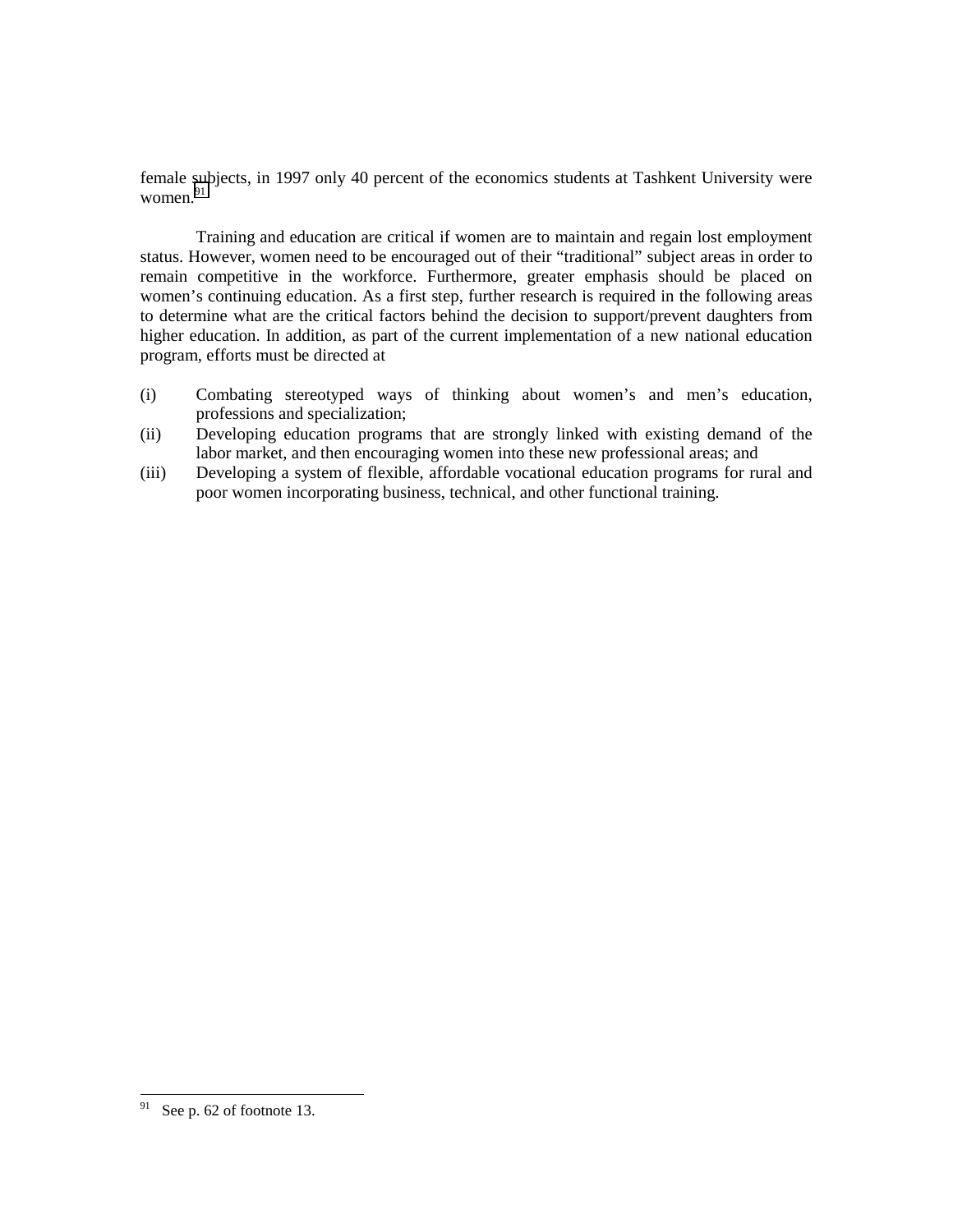female subjects, in 1997 only 40 percent of the economics students at Tashkent University were women.[91]

Training and education are critical if women are to maintain and regain lost employment status. However, women need to be encouraged out of their "traditional" subject areas in order to remain competitive in the workforce. Furthermore, greater emphasis should be placed on women's continuing education. As a first step, further research is required in the following areas to determine what are the critical factors behind the decision to support/prevent daughters from higher education. In addition, as part of the current implementation of a new national education program, efforts must be directed at

(i) Combating stereotyped ways of thinking about women's and men's education, professions and specialization;

(ii) Developing education programs that are strongly linked with existing demand of the labor market, and then encouraging women into these new professional areas; and

(iii) Developing a system of flexible, affordable vocational education programs for rural and poor women incorporating business, technical, and other functional training.

---

[91] See p. 62 of footnote 13.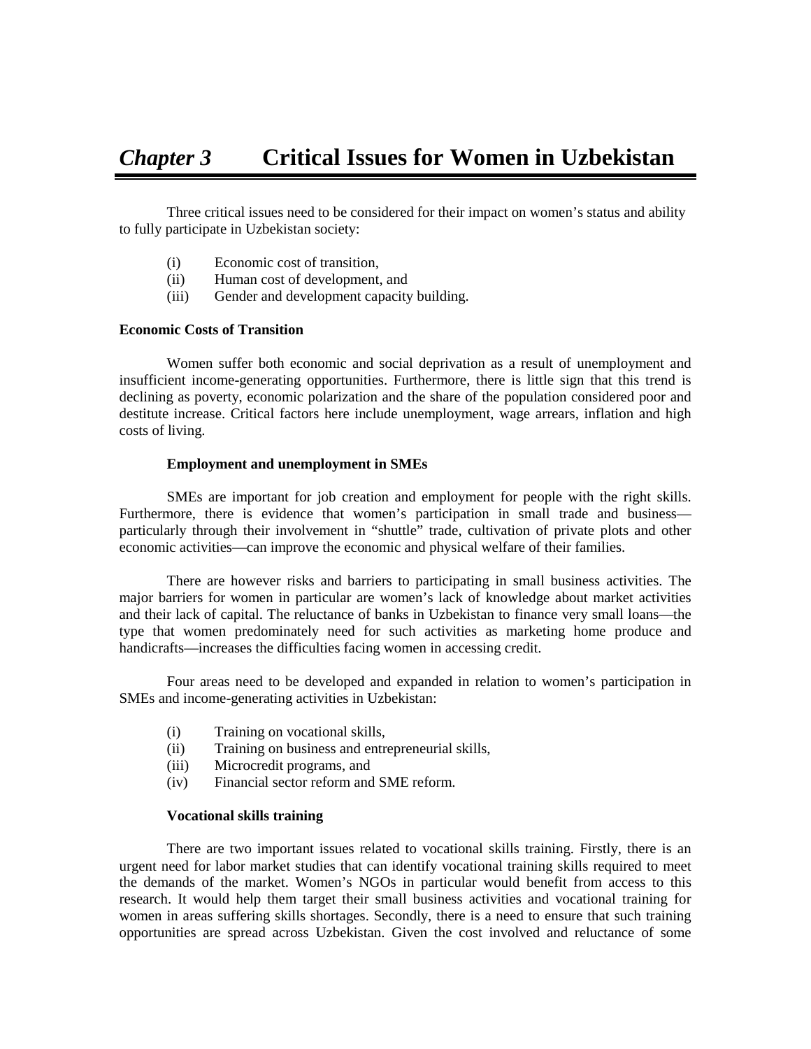# *Chapter 3* Critical Issues for Women in Uzbekistan

Three critical issues need to be considered for their impact on women's status and ability to fully participate in Uzbekistan society:

(i) Economic cost of transition,
(ii) Human cost of development, and
(iii) Gender and development capacity building.

**Economic Costs of Transition**

Women suffer both economic and social deprivation as a result of unemployment and insufficient income-generating opportunities. Furthermore, there is little sign that this trend is declining as poverty, economic polarization and the share of the population considered poor and destitute increase. Critical factors here include unemployment, wage arrears, inflation and high costs of living.

**Employment and unemployment in SMEs**

SMEs are important for job creation and employment for people with the right skills. Furthermore, there is evidence that women's participation in small trade and business—particularly through their involvement in "shuttle" trade, cultivation of private plots and other economic activities—can improve the economic and physical welfare of their families.

There are however risks and barriers to participating in small business activities. The major barriers for women in particular are women's lack of knowledge about market activities and their lack of capital. The reluctance of banks in Uzbekistan to finance very small loans—the type that women predominately need for such activities as marketing home produce and handicrafts—increases the difficulties facing women in accessing credit.

Four areas need to be developed and expanded in relation to women's participation in SMEs and income-generating activities in Uzbekistan:

(i) Training on vocational skills,
(ii) Training on business and entrepreneurial skills,
(iii) Microcredit programs, and
(iv) Financial sector reform and SME reform.

**Vocational skills training**

There are two important issues related to vocational skills training. Firstly, there is an urgent need for labor market studies that can identify vocational training skills required to meet the demands of the market. Women's NGOs in particular would benefit from access to this research. It would help them target their small business activities and vocational training for women in areas suffering skills shortages. Secondly, there is a need to ensure that such training opportunities are spread across Uzbekistan. Given the cost involved and reluctance of some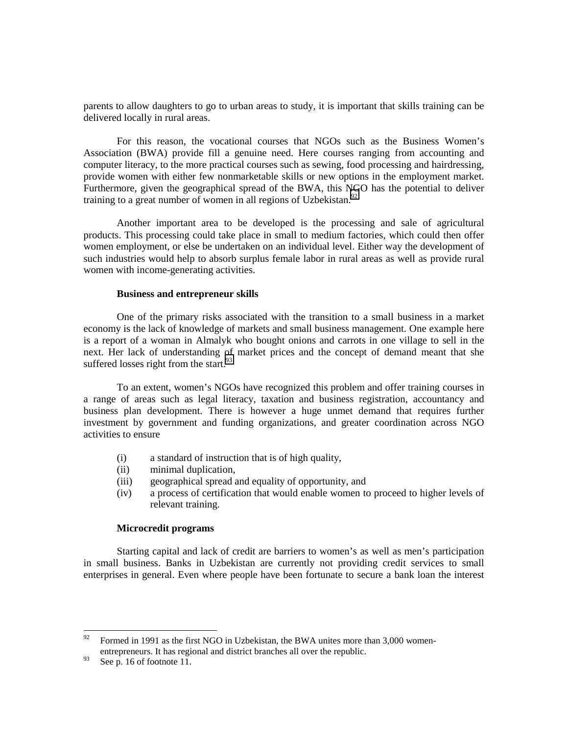parents to allow daughters to go to urban areas to study, it is important that skills training can be delivered locally in rural areas.

For this reason, the vocational courses that NGOs such as the Business Women's Association (BWA) provide fill a genuine need. Here courses ranging from accounting and computer literacy, to the more practical courses such as sewing, food processing and hairdressing, provide women with either few nonmarketable skills or new options in the employment market. Furthermore, given the geographical spread of the BWA, this NGO has the potential to deliver training to a great number of women in all regions of Uzbekistan.[92]

Another important area to be developed is the processing and sale of agricultural products. This processing could take place in small to medium factories, which could then offer women employment, or else be undertaken on an individual level. Either way the development of such industries would help to absorb surplus female labor in rural areas as well as provide rural women with income-generating activities.

**Business and entrepreneur skills**

One of the primary risks associated with the transition to a small business in a market economy is the lack of knowledge of markets and small business management. One example here is a report of a woman in Almalyk who bought onions and carrots in one village to sell in the next. Her lack of understanding of market prices and the concept of demand meant that she suffered losses right from the start.[93]

To an extent, women's NGOs have recognized this problem and offer training courses in a range of areas such as legal literacy, taxation and business registration, accountancy and business plan development. There is however a huge unmet demand that requires further investment by government and funding organizations, and greater coordination across NGO activities to ensure

(i) a standard of instruction that is of high quality,
(ii) minimal duplication,
(iii) geographical spread and equality of opportunity, and
(iv) a process of certification that would enable women to proceed to higher levels of relevant training.

**Microcredit programs**

Starting capital and lack of credit are barriers to women's as well as men's participation in small business. Banks in Uzbekistan are currently not providing credit services to small enterprises in general. Even where people have been fortunate to secure a bank loan the interest

---

[92] Formed in 1991 as the first NGO in Uzbekistan, the BWA unites more than 3,000 women-entrepreneurs. It has regional and district branches all over the republic.

[93] See p. 16 of footnote 11.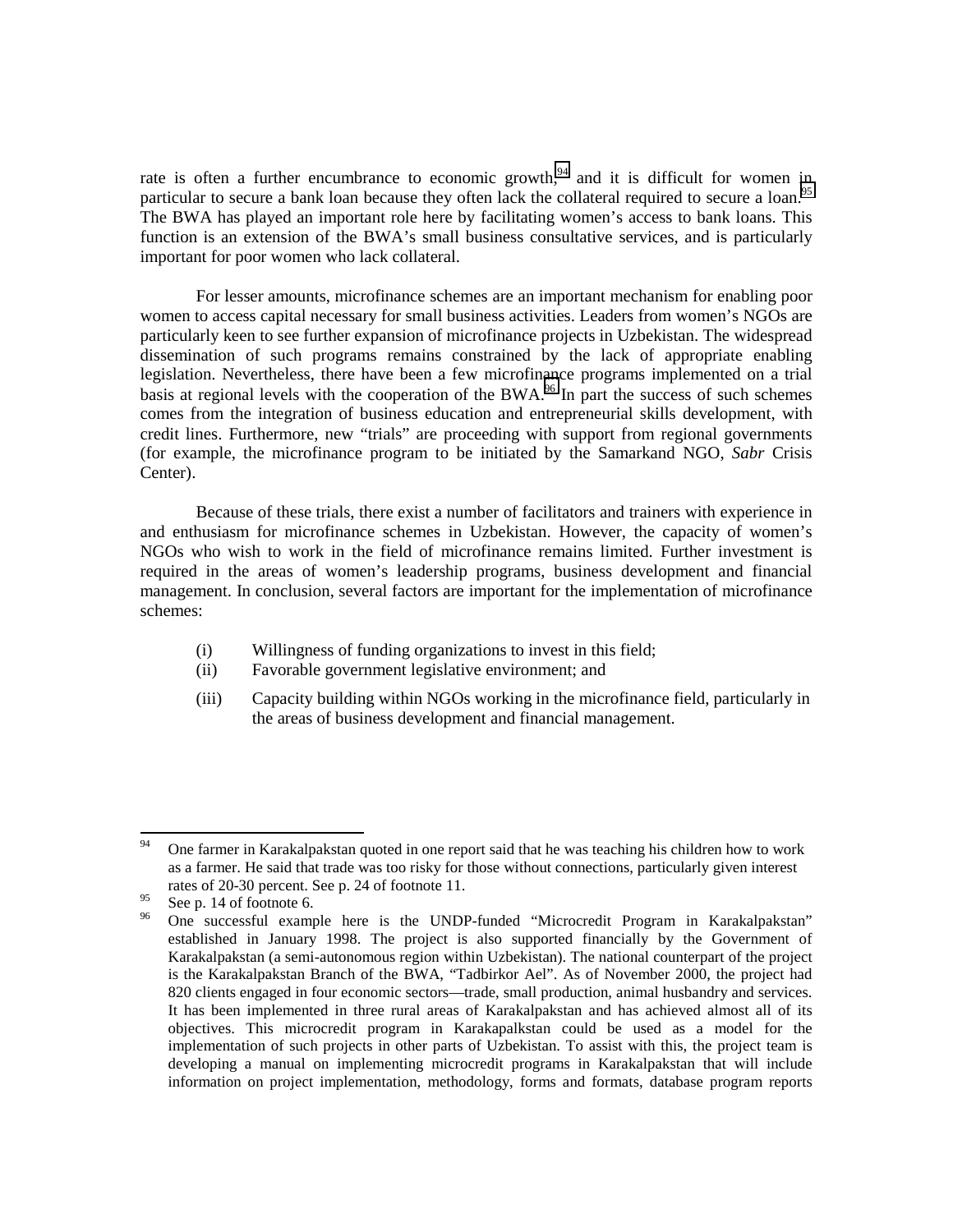rate is often a further encumbrance to economic growth,[94] and it is difficult for women in particular to secure a bank loan because they often lack the collateral required to secure a loan.[95] The BWA has played an important role here by facilitating women's access to bank loans. This function is an extension of the BWA's small business consultative services, and is particularly important for poor women who lack collateral.

For lesser amounts, microfinance schemes are an important mechanism for enabling poor women to access capital necessary for small business activities. Leaders from women's NGOs are particularly keen to see further expansion of microfinance projects in Uzbekistan. The widespread dissemination of such programs remains constrained by the lack of appropriate enabling legislation. Nevertheless, there have been a few microfinance programs implemented on a trial basis at regional levels with the cooperation of the BWA.[96] In part the success of such schemes comes from the integration of business education and entrepreneurial skills development, with credit lines. Furthermore, new "trials" are proceeding with support from regional governments (for example, the microfinance program to be initiated by the Samarkand NGO, *Sabr* Crisis Center).

Because of these trials, there exist a number of facilitators and trainers with experience in and enthusiasm for microfinance schemes in Uzbekistan. However, the capacity of women's NGOs who wish to work in the field of microfinance remains limited. Further investment is required in the areas of women's leadership programs, business development and financial management. In conclusion, several factors are important for the implementation of microfinance schemes:

(i) Willingness of funding organizations to invest in this field;
(ii) Favorable government legislative environment; and
(iii) Capacity building within NGOs working in the microfinance field, particularly in the areas of business development and financial management.

---

[94] One farmer in Karakalpakstan quoted in one report said that he was teaching his children how to work as a farmer. He said that trade was too risky for those without connections, particularly given interest rates of 20-30 percent. See p. 24 of footnote 11.

[95] See p. 14 of footnote 6.

[96] One successful example here is the UNDP-funded "Microcredit Program in Karakalpakstan" established in January 1998. The project is also supported financially by the Government of Karakalpakstan (a semi-autonomous region within Uzbekistan). The national counterpart of the project is the Karakalpakstan Branch of the BWA, "Tadbirkor Ael". As of November 2000, the project had 820 clients engaged in four economic sectors—trade, small production, animal husbandry and services. It has been implemented in three rural areas of Karakalpakstan and has achieved almost all of its objectives. This microcredit program in Karakapalkstan could be used as a model for the implementation of such projects in other parts of Uzbekistan. To assist with this, the project team is developing a manual on implementing microcredit programs in Karakalpakstan that will include information on project implementation, methodology, forms and formats, database program reports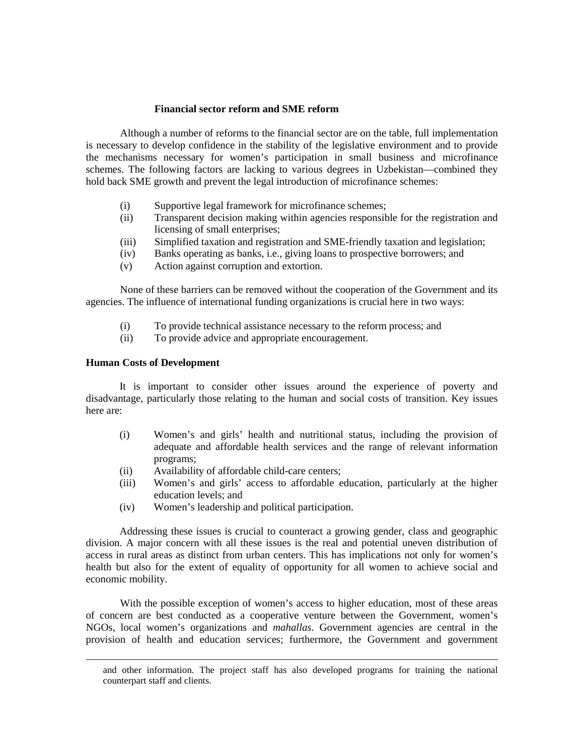### Financial sector reform and SME reform

Although a number of reforms to the financial sector are on the table, full implementation is necessary to develop confidence in the stability of the legislative environment and to provide the mechanisms necessary for women's participation in small business and microfinance schemes. The following factors are lacking to various degrees in Uzbekistan—combined they hold back SME growth and prevent the legal introduction of microfinance schemes:

(i) Supportive legal framework for microfinance schemes;
(ii) Transparent decision making within agencies responsible for the registration and licensing of small enterprises;
(iii) Simplified taxation and registration and SME-friendly taxation and legislation;
(iv) Banks operating as banks, i.e., giving loans to prospective borrowers; and
(v) Action against corruption and extortion.

None of these barriers can be removed without the cooperation of the Government and its agencies. The influence of international funding organizations is crucial here in two ways:

(i) To provide technical assistance necessary to the reform process; and
(ii) To provide advice and appropriate encouragement.

## Human Costs of Development

It is important to consider other issues around the experience of poverty and disadvantage, particularly those relating to the human and social costs of transition. Key issues here are:

(i) Women's and girls' health and nutritional status, including the provision of adequate and affordable health services and the range of relevant information programs;
(ii) Availability of affordable child-care centers;
(iii) Women's and girls' access to affordable education, particularly at the higher education levels; and
(iv) Women's leadership and political participation.

Addressing these issues is crucial to counteract a growing gender, class and geographic division. A major concern with all these issues is the real and potential uneven distribution of access in rural areas as distinct from urban centers. This has implications not only for women's health but also for the extent of equality of opportunity for all women to achieve social and economic mobility.

With the possible exception of women's access to higher education, most of these areas of concern are best conducted as a cooperative venture between the Government, women's NGOs, local women's organizations and *mahallas*. Government agencies are central in the provision of health and education services; furthermore, the Government and government

---

and other information. The project staff has also developed programs for training the national counterpart staff and clients.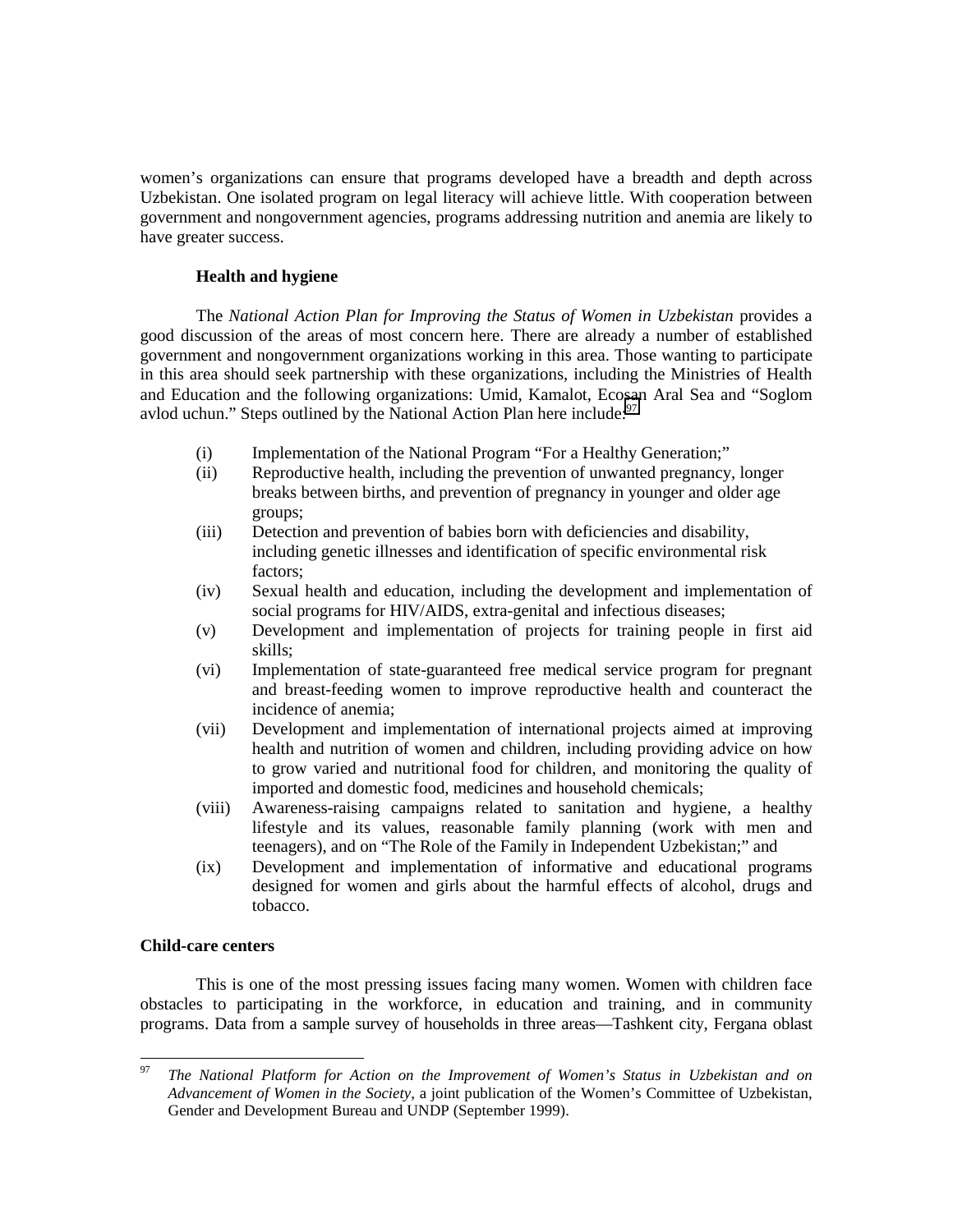women's organizations can ensure that programs developed have a breadth and depth across Uzbekistan. One isolated program on legal literacy will achieve little. With cooperation between government and nongovernment agencies, programs addressing nutrition and anemia are likely to have greater success.

### Health and hygiene

The *National Action Plan for Improving the Status of Women in Uzbekistan* provides a good discussion of the areas of most concern here. There are already a number of established government and nongovernment organizations working in this area. Those wanting to participate in this area should seek partnership with these organizations, including the Ministries of Health and Education and the following organizations: Umid, Kamalot, Ecosan Aral Sea and "Soglom avlod uchun." Steps outlined by the National Action Plan here include:[97]

- (i) Implementation of the National Program "For a Healthy Generation;"
- (ii) Reproductive health, including the prevention of unwanted pregnancy, longer breaks between births, and prevention of pregnancy in younger and older age groups;
- (iii) Detection and prevention of babies born with deficiencies and disability, including genetic illnesses and identification of specific environmental risk factors;
- (iv) Sexual health and education, including the development and implementation of social programs for HIV/AIDS, extra-genital and infectious diseases;
- (v) Development and implementation of projects for training people in first aid skills;
- (vi) Implementation of state-guaranteed free medical service program for pregnant and breast-feeding women to improve reproductive health and counteract the incidence of anemia;
- (vii) Development and implementation of international projects aimed at improving health and nutrition of women and children, including providing advice on how to grow varied and nutritional food for children, and monitoring the quality of imported and domestic food, medicines and household chemicals;
- (viii) Awareness-raising campaigns related to sanitation and hygiene, a healthy lifestyle and its values, reasonable family planning (work with men and teenagers), and on "The Role of the Family in Independent Uzbekistan;" and
- (ix) Development and implementation of informative and educational programs designed for women and girls about the harmful effects of alcohol, drugs and tobacco.

## Child-care centers

This is one of the most pressing issues facing many women. Women with children face obstacles to participating in the workforce, in education and training, and in community programs. Data from a sample survey of households in three areas—Tashkent city, Fergana oblast

---

[97] *The National Platform for Action on the Improvement of Women's Status in Uzbekistan and on Advancement of Women in the Society*, a joint publication of the Women's Committee of Uzbekistan, Gender and Development Bureau and UNDP (September 1999).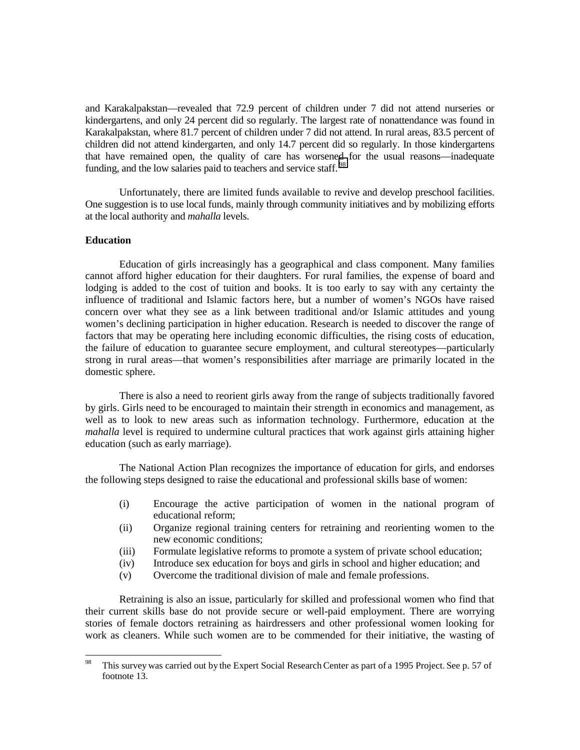and Karakalpakstan—revealed that 72.9 percent of children under 7 did not attend nurseries or kindergartens, and only 24 percent did so regularly. The largest rate of nonattendance was found in Karakalpakstan, where 81.7 percent of children under 7 did not attend. In rural areas, 83.5 percent of children did not attend kindergarten, and only 14.7 percent did so regularly. In those kindergartens that have remained open, the quality of care has worsened for the usual reasons—inadequate funding, and the low salaries paid to teachers and service staff.[98]

Unfortunately, there are limited funds available to revive and develop preschool facilities. One suggestion is to use local funds, mainly through community initiatives and by mobilizing efforts at the local authority and *mahalla* levels.

**Education**

Education of girls increasingly has a geographical and class component. Many families cannot afford higher education for their daughters. For rural families, the expense of board and lodging is added to the cost of tuition and books. It is too early to say with any certainty the influence of traditional and Islamic factors here, but a number of women's NGOs have raised concern over what they see as a link between traditional and/or Islamic attitudes and young women's declining participation in higher education. Research is needed to discover the range of factors that may be operating here including economic difficulties, the rising costs of education, the failure of education to guarantee secure employment, and cultural stereotypes—particularly strong in rural areas—that women's responsibilities after marriage are primarily located in the domestic sphere.

There is also a need to reorient girls away from the range of subjects traditionally favored by girls. Girls need to be encouraged to maintain their strength in economics and management, as well as to look to new areas such as information technology. Furthermore, education at the *mahalla* level is required to undermine cultural practices that work against girls attaining higher education (such as early marriage).

The National Action Plan recognizes the importance of education for girls, and endorses the following steps designed to raise the educational and professional skills base of women:

(i) Encourage the active participation of women in the national program of educational reform;

(ii) Organize regional training centers for retraining and reorienting women to the new economic conditions;

(iii) Formulate legislative reforms to promote a system of private school education;

(iv) Introduce sex education for boys and girls in school and higher education; and

(v) Overcome the traditional division of male and female professions.

Retraining is also an issue, particularly for skilled and professional women who find that their current skills base do not provide secure or well-paid employment. There are worrying stories of female doctors retraining as hairdressers and other professional women looking for work as cleaners. While such women are to be commended for their initiative, the wasting of

[98] This survey was carried out by the Expert Social Research Center as part of a 1995 Project. See p. 57 of footnote 13.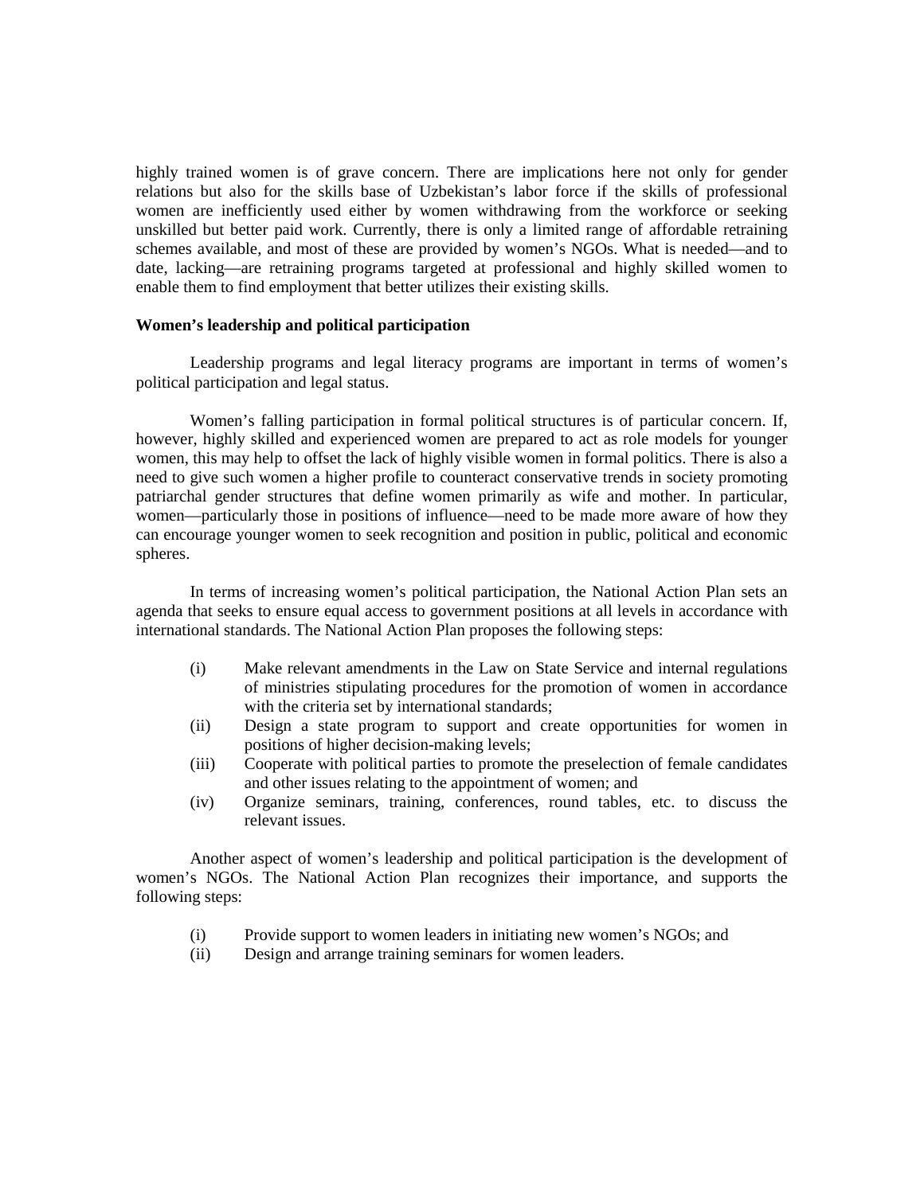highly trained women is of grave concern. There are implications here not only for gender relations but also for the skills base of Uzbekistan's labor force if the skills of professional women are inefficiently used either by women withdrawing from the workforce or seeking unskilled but better paid work. Currently, there is only a limited range of affordable retraining schemes available, and most of these are provided by women's NGOs. What is needed—and to date, lacking—are retraining programs targeted at professional and highly skilled women to enable them to find employment that better utilizes their existing skills.

**Women's leadership and political participation**

Leadership programs and legal literacy programs are important in terms of women's political participation and legal status.

Women's falling participation in formal political structures is of particular concern. If, however, highly skilled and experienced women are prepared to act as role models for younger women, this may help to offset the lack of highly visible women in formal politics. There is also a need to give such women a higher profile to counteract conservative trends in society promoting patriarchal gender structures that define women primarily as wife and mother. In particular, women—particularly those in positions of influence—need to be made more aware of how they can encourage younger women to seek recognition and position in public, political and economic spheres.

In terms of increasing women's political participation, the National Action Plan sets an agenda that seeks to ensure equal access to government positions at all levels in accordance with international standards. The National Action Plan proposes the following steps:

(i) Make relevant amendments in the Law on State Service and internal regulations of ministries stipulating procedures for the promotion of women in accordance with the criteria set by international standards;

(ii) Design a state program to support and create opportunities for women in positions of higher decision-making levels;

(iii) Cooperate with political parties to promote the preselection of female candidates and other issues relating to the appointment of women; and

(iv) Organize seminars, training, conferences, round tables, etc. to discuss the relevant issues.

Another aspect of women's leadership and political participation is the development of women's NGOs. The National Action Plan recognizes their importance, and supports the following steps:

(i) Provide support to women leaders in initiating new women's NGOs; and

(ii) Design and arrange training seminars for women leaders.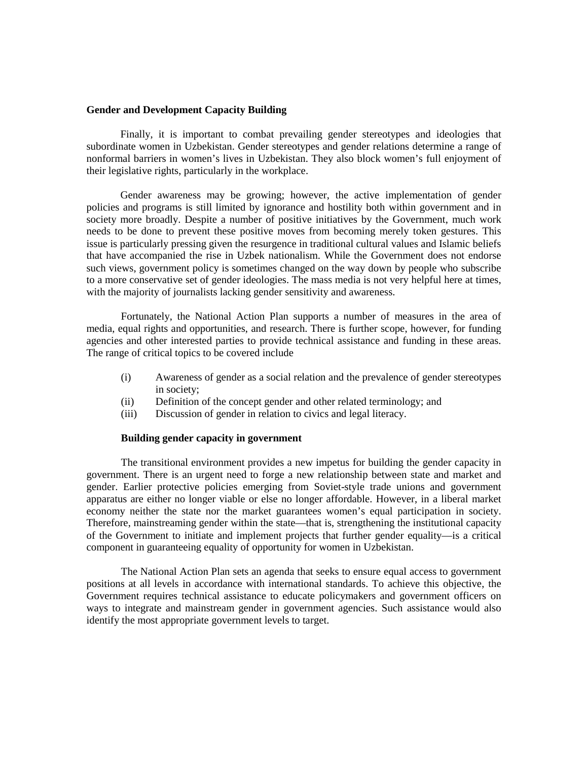## Gender and Development Capacity Building

Finally, it is important to combat prevailing gender stereotypes and ideologies that subordinate women in Uzbekistan. Gender stereotypes and gender relations determine a range of nonformal barriers in women's lives in Uzbekistan. They also block women's full enjoyment of their legislative rights, particularly in the workplace.

Gender awareness may be growing; however, the active implementation of gender policies and programs is still limited by ignorance and hostility both within government and in society more broadly. Despite a number of positive initiatives by the Government, much work needs to be done to prevent these positive moves from becoming merely token gestures. This issue is particularly pressing given the resurgence in traditional cultural values and Islamic beliefs that have accompanied the rise in Uzbek nationalism. While the Government does not endorse such views, government policy is sometimes changed on the way down by people who subscribe to a more conservative set of gender ideologies. The mass media is not very helpful here at times, with the majority of journalists lacking gender sensitivity and awareness.

Fortunately, the National Action Plan supports a number of measures in the area of media, equal rights and opportunities, and research. There is further scope, however, for funding agencies and other interested parties to provide technical assistance and funding in these areas. The range of critical topics to be covered include

(i) Awareness of gender as a social relation and the prevalence of gender stereotypes in society;
(ii) Definition of the concept gender and other related terminology; and
(iii) Discussion of gender in relation to civics and legal literacy.

### Building gender capacity in government

The transitional environment provides a new impetus for building the gender capacity in government. There is an urgent need to forge a new relationship between state and market and gender. Earlier protective policies emerging from Soviet-style trade unions and government apparatus are either no longer viable or else no longer affordable. However, in a liberal market economy neither the state nor the market guarantees women's equal participation in society. Therefore, mainstreaming gender within the state—that is, strengthening the institutional capacity of the Government to initiate and implement projects that further gender equality—is a critical component in guaranteeing equality of opportunity for women in Uzbekistan.

The National Action Plan sets an agenda that seeks to ensure equal access to government positions at all levels in accordance with international standards. To achieve this objective, the Government requires technical assistance to educate policymakers and government officers on ways to integrate and mainstream gender in government agencies. Such assistance would also identify the most appropriate government levels to target.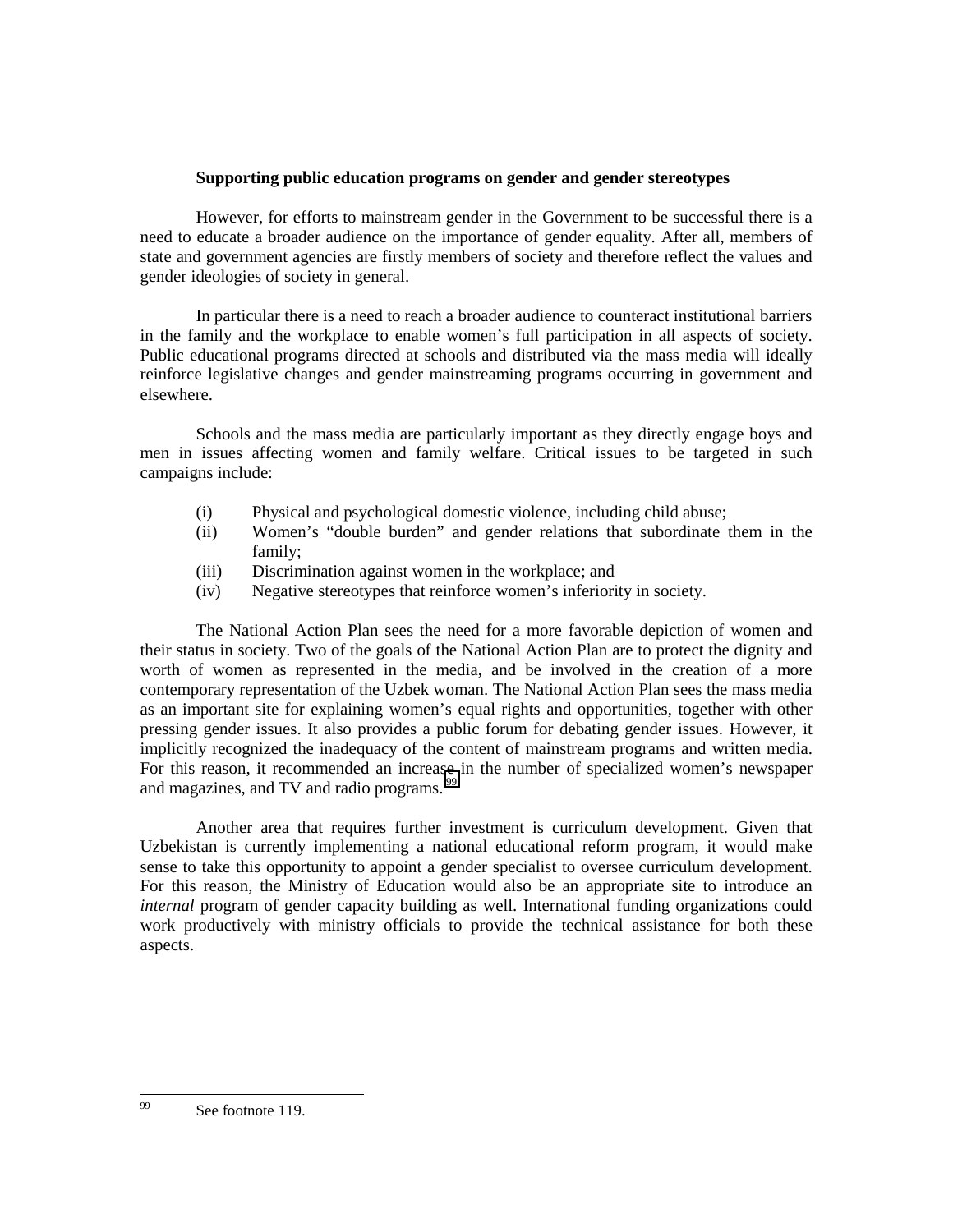### Supporting public education programs on gender and gender stereotypes

However, for efforts to mainstream gender in the Government to be successful there is a need to educate a broader audience on the importance of gender equality. After all, members of state and government agencies are firstly members of society and therefore reflect the values and gender ideologies of society in general.

In particular there is a need to reach a broader audience to counteract institutional barriers in the family and the workplace to enable women's full participation in all aspects of society. Public educational programs directed at schools and distributed via the mass media will ideally reinforce legislative changes and gender mainstreaming programs occurring in government and elsewhere.

Schools and the mass media are particularly important as they directly engage boys and men in issues affecting women and family welfare. Critical issues to be targeted in such campaigns include:

- (i) Physical and psychological domestic violence, including child abuse;
- (ii) Women's "double burden" and gender relations that subordinate them in the family;
- (iii) Discrimination against women in the workplace; and
- (iv) Negative stereotypes that reinforce women's inferiority in society.

The National Action Plan sees the need for a more favorable depiction of women and their status in society. Two of the goals of the National Action Plan are to protect the dignity and worth of women as represented in the media, and be involved in the creation of a more contemporary representation of the Uzbek woman. The National Action Plan sees the mass media as an important site for explaining women's equal rights and opportunities, together with other pressing gender issues. It also provides a public forum for debating gender issues. However, it implicitly recognized the inadequacy of the content of mainstream programs and written media. For this reason, it recommended an increase in the number of specialized women's newspaper and magazines, and TV and radio programs.[99]

Another area that requires further investment is curriculum development. Given that Uzbekistan is currently implementing a national educational reform program, it would make sense to take this opportunity to appoint a gender specialist to oversee curriculum development. For this reason, the Ministry of Education would also be an appropriate site to introduce an *internal* program of gender capacity building as well. International funding organizations could work productively with ministry officials to provide the technical assistance for both these aspects.

---

[99] See footnote 119.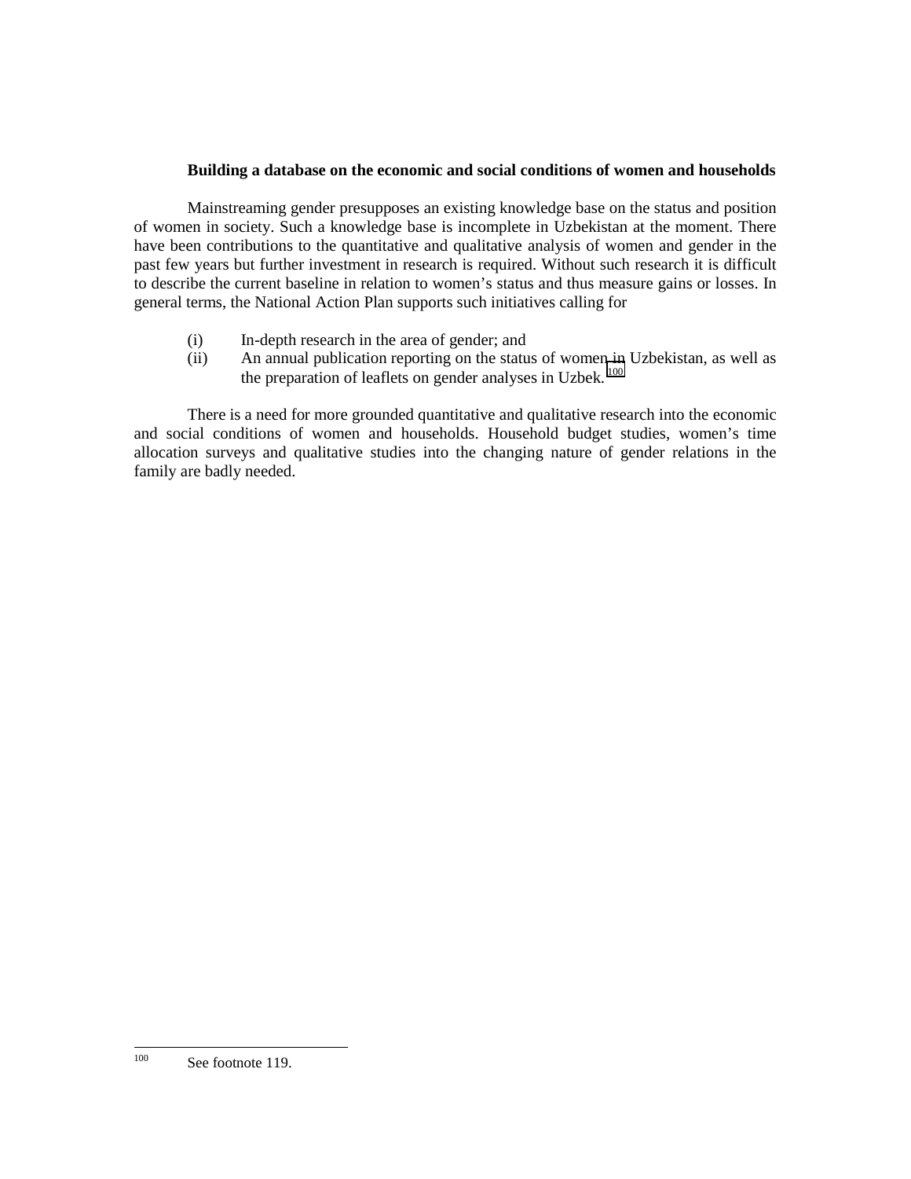**Building a database on the economic and social conditions of women and households**

Mainstreaming gender presupposes an existing knowledge base on the status and position of women in society. Such a knowledge base is incomplete in Uzbekistan at the moment. There have been contributions to the quantitative and qualitative analysis of women and gender in the past few years but further investment in research is required. Without such research it is difficult to describe the current baseline in relation to women's status and thus measure gains or losses. In general terms, the National Action Plan supports such initiatives calling for

(i) In-depth research in the area of gender; and
(ii) An annual publication reporting on the status of women in Uzbekistan, as well as the preparation of leaflets on gender analyses in Uzbek.[100]

There is a need for more grounded quantitative and qualitative research into the economic and social conditions of women and households. Household budget studies, women's time allocation surveys and qualitative studies into the changing nature of gender relations in the family are badly needed.

---

[100] See footnote 119.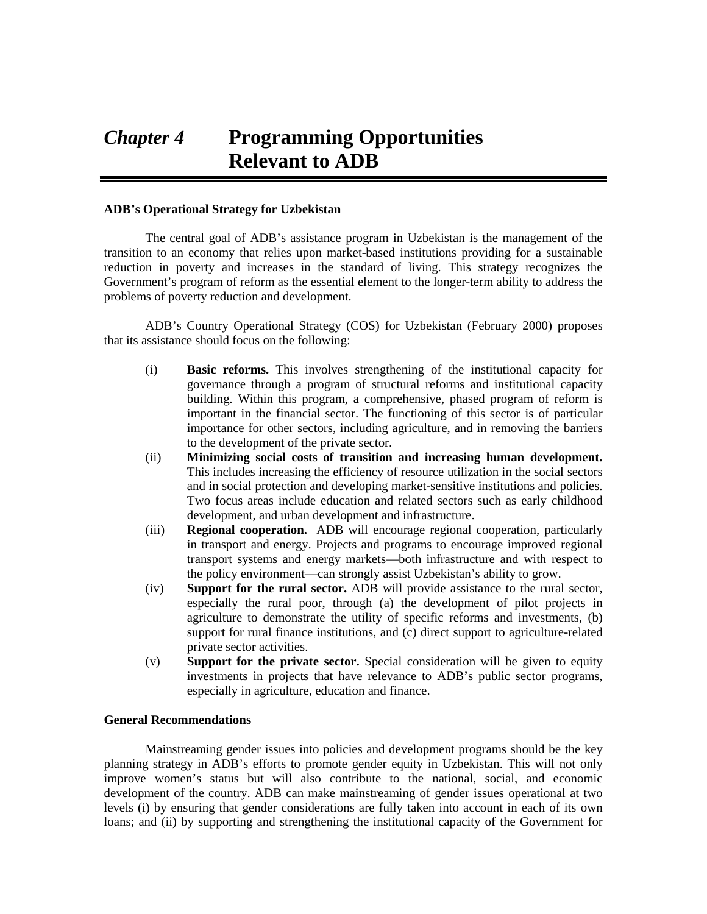# *Chapter 4* Programming Opportunities Relevant to ADB

**ADB's Operational Strategy for Uzbekistan**

The central goal of ADB's assistance program in Uzbekistan is the management of the transition to an economy that relies upon market-based institutions providing for a sustainable reduction in poverty and increases in the standard of living. This strategy recognizes the Government's program of reform as the essential element to the longer-term ability to address the problems of poverty reduction and development.

ADB's Country Operational Strategy (COS) for Uzbekistan (February 2000) proposes that its assistance should focus on the following:

(i) **Basic reforms.** This involves strengthening of the institutional capacity for governance through a program of structural reforms and institutional capacity building. Within this program, a comprehensive, phased program of reform is important in the financial sector. The functioning of this sector is of particular importance for other sectors, including agriculture, and in removing the barriers to the development of the private sector.

(ii) **Minimizing social costs of transition and increasing human development.** This includes increasing the efficiency of resource utilization in the social sectors and in social protection and developing market-sensitive institutions and policies. Two focus areas include education and related sectors such as early childhood development, and urban development and infrastructure.

(iii) **Regional cooperation.** ADB will encourage regional cooperation, particularly in transport and energy. Projects and programs to encourage improved regional transport systems and energy markets—both infrastructure and with respect to the policy environment—can strongly assist Uzbekistan's ability to grow.

(iv) **Support for the rural sector.** ADB will provide assistance to the rural sector, especially the rural poor, through (a) the development of pilot projects in agriculture to demonstrate the utility of specific reforms and investments, (b) support for rural finance institutions, and (c) direct support to agriculture-related private sector activities.

(v) **Support for the private sector.** Special consideration will be given to equity investments in projects that have relevance to ADB's public sector programs, especially in agriculture, education and finance.

**General Recommendations**

Mainstreaming gender issues into policies and development programs should be the key planning strategy in ADB's efforts to promote gender equity in Uzbekistan. This will not only improve women's status but will also contribute to the national, social, and economic development of the country. ADB can make mainstreaming of gender issues operational at two levels (i) by ensuring that gender considerations are fully taken into account in each of its own loans; and (ii) by supporting and strengthening the institutional capacity of the Government for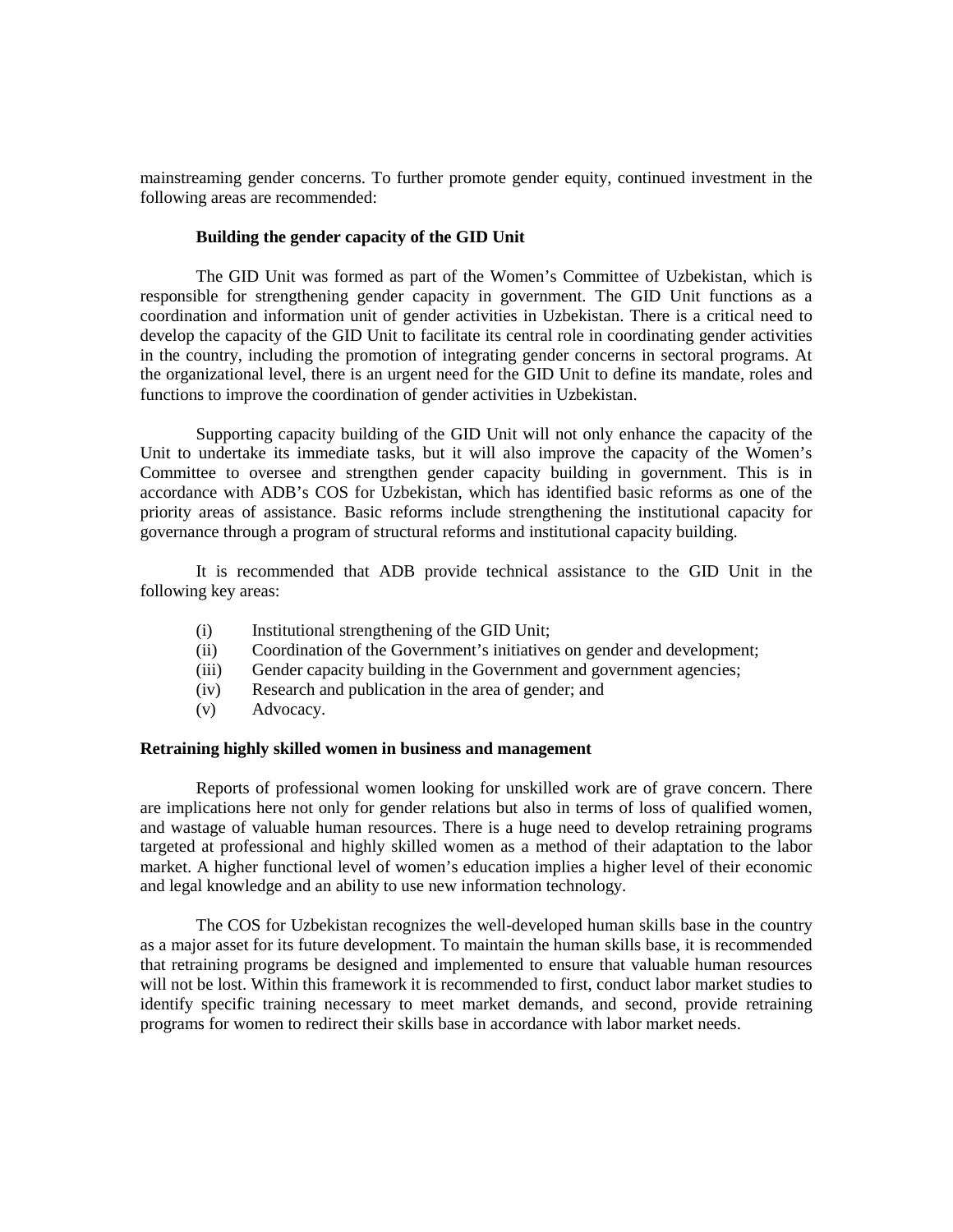mainstreaming gender concerns. To further promote gender equity, continued investment in the following areas are recommended:

**Building the gender capacity of the GID Unit**

The GID Unit was formed as part of the Women's Committee of Uzbekistan, which is responsible for strengthening gender capacity in government. The GID Unit functions as a coordination and information unit of gender activities in Uzbekistan. There is a critical need to develop the capacity of the GID Unit to facilitate its central role in coordinating gender activities in the country, including the promotion of integrating gender concerns in sectoral programs. At the organizational level, there is an urgent need for the GID Unit to define its mandate, roles and functions to improve the coordination of gender activities in Uzbekistan.

Supporting capacity building of the GID Unit will not only enhance the capacity of the Unit to undertake its immediate tasks, but it will also improve the capacity of the Women's Committee to oversee and strengthen gender capacity building in government. This is in accordance with ADB's COS for Uzbekistan, which has identified basic reforms as one of the priority areas of assistance. Basic reforms include strengthening the institutional capacity for governance through a program of structural reforms and institutional capacity building.

It is recommended that ADB provide technical assistance to the GID Unit in the following key areas:

- (i) Institutional strengthening of the GID Unit;
- (ii) Coordination of the Government's initiatives on gender and development;
- (iii) Gender capacity building in the Government and government agencies;
- (iv) Research and publication in the area of gender; and
- (v) Advocacy.

**Retraining highly skilled women in business and management**

Reports of professional women looking for unskilled work are of grave concern. There are implications here not only for gender relations but also in terms of loss of qualified women, and wastage of valuable human resources. There is a huge need to develop retraining programs targeted at professional and highly skilled women as a method of their adaptation to the labor market. A higher functional level of women's education implies a higher level of their economic and legal knowledge and an ability to use new information technology.

The COS for Uzbekistan recognizes the well-developed human skills base in the country as a major asset for its future development. To maintain the human skills base, it is recommended that retraining programs be designed and implemented to ensure that valuable human resources will not be lost. Within this framework it is recommended to first, conduct labor market studies to identify specific training necessary to meet market demands, and second, provide retraining programs for women to redirect their skills base in accordance with labor market needs.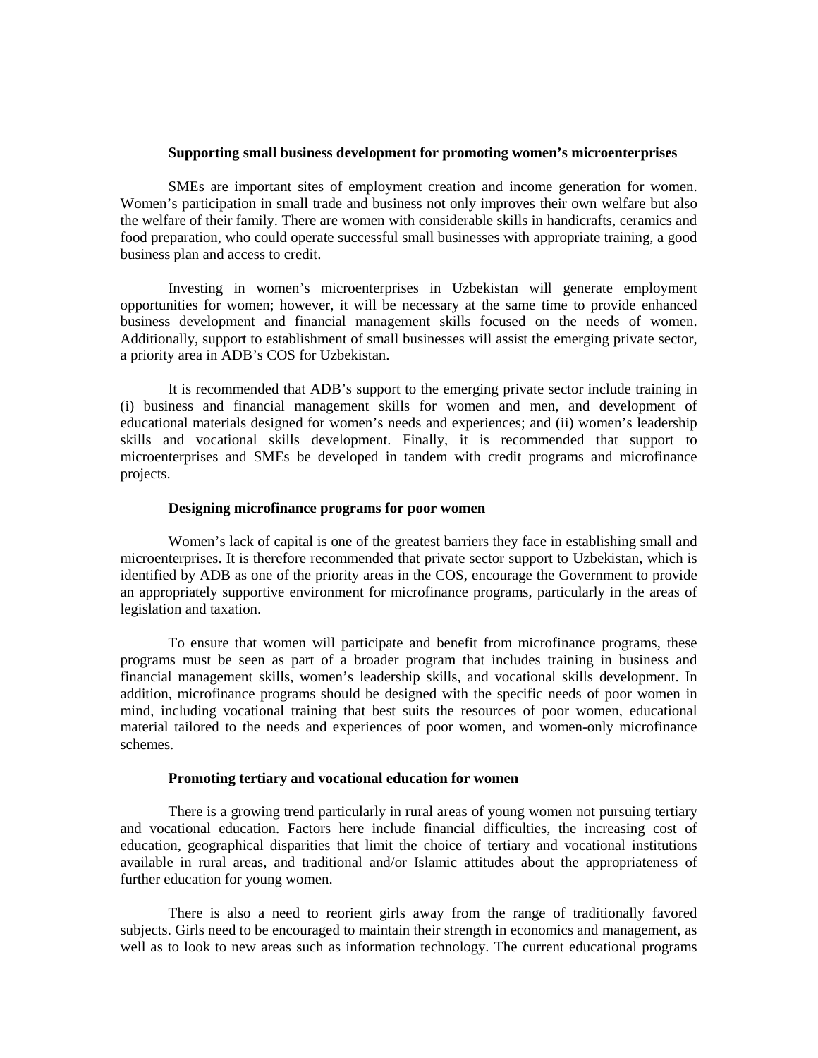### Supporting small business development for promoting women's microenterprises

SMEs are important sites of employment creation and income generation for women. Women's participation in small trade and business not only improves their own welfare but also the welfare of their family. There are women with considerable skills in handicrafts, ceramics and food preparation, who could operate successful small businesses with appropriate training, a good business plan and access to credit.

Investing in women's microenterprises in Uzbekistan will generate employment opportunities for women; however, it will be necessary at the same time to provide enhanced business development and financial management skills focused on the needs of women. Additionally, support to establishment of small businesses will assist the emerging private sector, a priority area in ADB's COS for Uzbekistan.

It is recommended that ADB's support to the emerging private sector include training in (i) business and financial management skills for women and men, and development of educational materials designed for women's needs and experiences; and (ii) women's leadership skills and vocational skills development. Finally, it is recommended that support to microenterprises and SMEs be developed in tandem with credit programs and microfinance projects.

### Designing microfinance programs for poor women

Women's lack of capital is one of the greatest barriers they face in establishing small and microenterprises. It is therefore recommended that private sector support to Uzbekistan, which is identified by ADB as one of the priority areas in the COS, encourage the Government to provide an appropriately supportive environment for microfinance programs, particularly in the areas of legislation and taxation.

To ensure that women will participate and benefit from microfinance programs, these programs must be seen as part of a broader program that includes training in business and financial management skills, women's leadership skills, and vocational skills development. In addition, microfinance programs should be designed with the specific needs of poor women in mind, including vocational training that best suits the resources of poor women, educational material tailored to the needs and experiences of poor women, and women-only microfinance schemes.

### Promoting tertiary and vocational education for women

There is a growing trend particularly in rural areas of young women not pursuing tertiary and vocational education. Factors here include financial difficulties, the increasing cost of education, geographical disparities that limit the choice of tertiary and vocational institutions available in rural areas, and traditional and/or Islamic attitudes about the appropriateness of further education for young women.

There is also a need to reorient girls away from the range of traditionally favored subjects. Girls need to be encouraged to maintain their strength in economics and management, as well as to look to new areas such as information technology. The current educational programs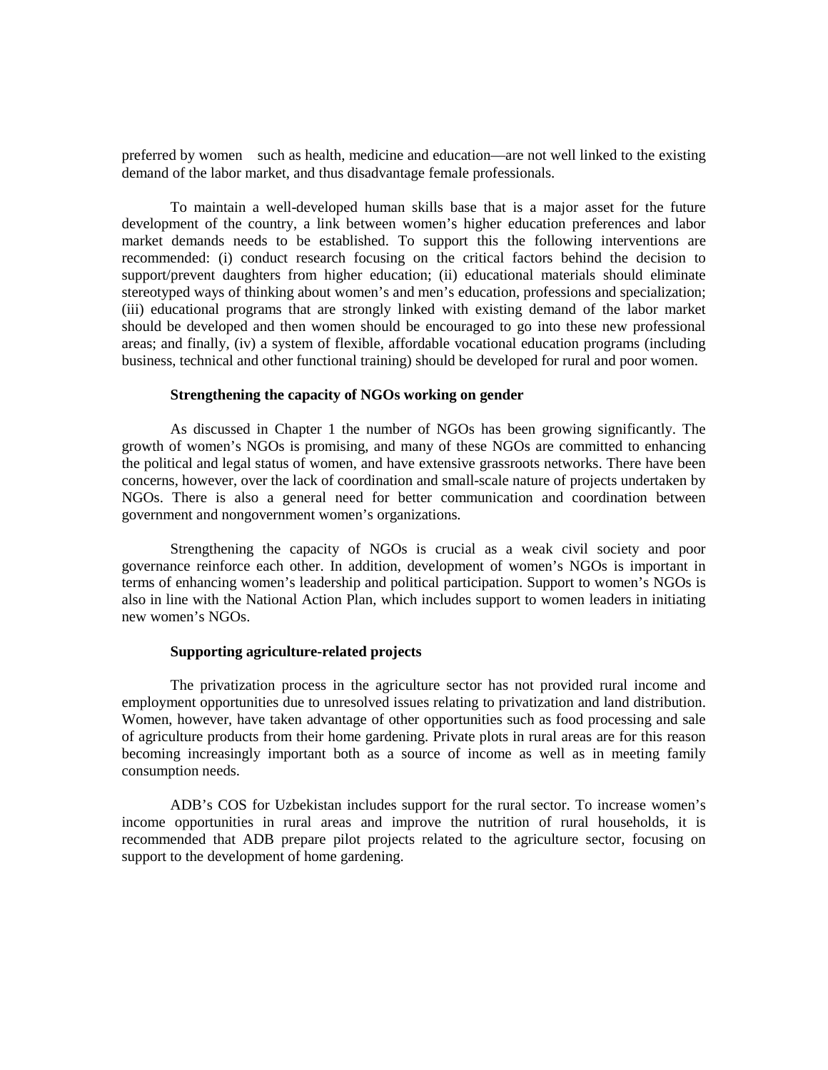preferred by women such as health, medicine and education—are not well linked to the existing demand of the labor market, and thus disadvantage female professionals.

To maintain a well-developed human skills base that is a major asset for the future development of the country, a link between women's higher education preferences and labor market demands needs to be established. To support this the following interventions are recommended: (i) conduct research focusing on the critical factors behind the decision to support/prevent daughters from higher education; (ii) educational materials should eliminate stereotyped ways of thinking about women's and men's education, professions and specialization; (iii) educational programs that are strongly linked with existing demand of the labor market should be developed and then women should be encouraged to go into these new professional areas; and finally, (iv) a system of flexible, affordable vocational education programs (including business, technical and other functional training) should be developed for rural and poor women.

**Strengthening the capacity of NGOs working on gender**

As discussed in Chapter 1 the number of NGOs has been growing significantly. The growth of women's NGOs is promising, and many of these NGOs are committed to enhancing the political and legal status of women, and have extensive grassroots networks. There have been concerns, however, over the lack of coordination and small-scale nature of projects undertaken by NGOs. There is also a general need for better communication and coordination between government and nongovernment women's organizations.

Strengthening the capacity of NGOs is crucial as a weak civil society and poor governance reinforce each other. In addition, development of women's NGOs is important in terms of enhancing women's leadership and political participation. Support to women's NGOs is also in line with the National Action Plan, which includes support to women leaders in initiating new women's NGOs.

**Supporting agriculture-related projects**

The privatization process in the agriculture sector has not provided rural income and employment opportunities due to unresolved issues relating to privatization and land distribution. Women, however, have taken advantage of other opportunities such as food processing and sale of agriculture products from their home gardening. Private plots in rural areas are for this reason becoming increasingly important both as a source of income as well as in meeting family consumption needs.

ADB's COS for Uzbekistan includes support for the rural sector. To increase women's income opportunities in rural areas and improve the nutrition of rural households, it is recommended that ADB prepare pilot projects related to the agriculture sector, focusing on support to the development of home gardening.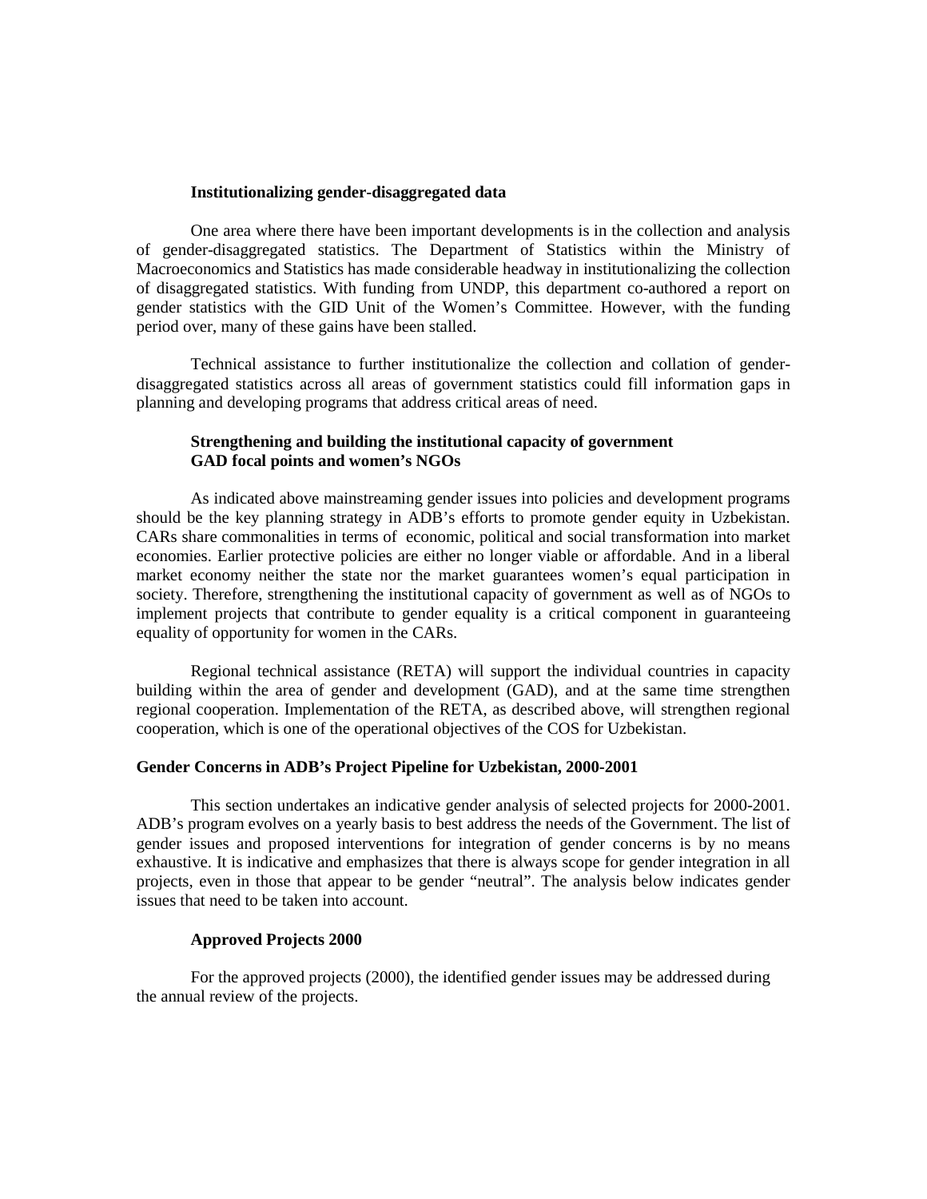### Institutionalizing gender-disaggregated data

One area where there have been important developments is in the collection and analysis of gender-disaggregated statistics. The Department of Statistics within the Ministry of Macroeconomics and Statistics has made considerable headway in institutionalizing the collection of disaggregated statistics. With funding from UNDP, this department co-authored a report on gender statistics with the GID Unit of the Women's Committee. However, with the funding period over, many of these gains have been stalled.

Technical assistance to further institutionalize the collection and collation of gender-disaggregated statistics across all areas of government statistics could fill information gaps in planning and developing programs that address critical areas of need.

### Strengthening and building the institutional capacity of government GAD focal points and women's NGOs

As indicated above mainstreaming gender issues into policies and development programs should be the key planning strategy in ADB's efforts to promote gender equity in Uzbekistan. CARs share commonalities in terms of economic, political and social transformation into market economies. Earlier protective policies are either no longer viable or affordable. And in a liberal market economy neither the state nor the market guarantees women's equal participation in society. Therefore, strengthening the institutional capacity of government as well as of NGOs to implement projects that contribute to gender equality is a critical component in guaranteeing equality of opportunity for women in the CARs.

Regional technical assistance (RETA) will support the individual countries in capacity building within the area of gender and development (GAD), and at the same time strengthen regional cooperation. Implementation of the RETA, as described above, will strengthen regional cooperation, which is one of the operational objectives of the COS for Uzbekistan.

## Gender Concerns in ADB's Project Pipeline for Uzbekistan, 2000-2001

This section undertakes an indicative gender analysis of selected projects for 2000-2001. ADB's program evolves on a yearly basis to best address the needs of the Government. The list of gender issues and proposed interventions for integration of gender concerns is by no means exhaustive. It is indicative and emphasizes that there is always scope for gender integration in all projects, even in those that appear to be gender "neutral". The analysis below indicates gender issues that need to be taken into account.

### Approved Projects 2000

For the approved projects (2000), the identified gender issues may be addressed during the annual review of the projects.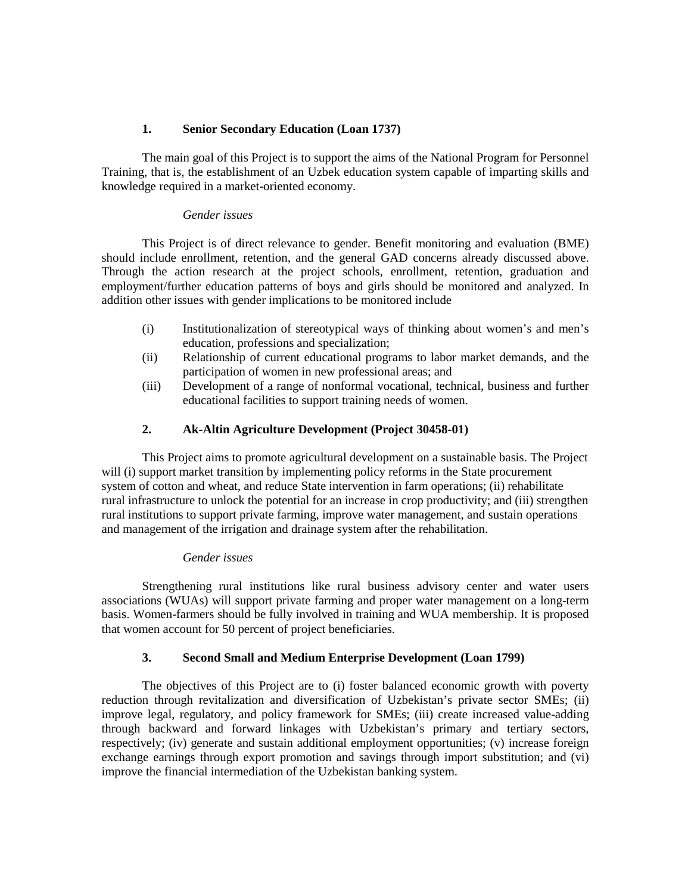### 1. Senior Secondary Education (Loan 1737)

The main goal of this Project is to support the aims of the National Program for Personnel Training, that is, the establishment of an Uzbek education system capable of imparting skills and knowledge required in a market-oriented economy.

*Gender issues*

This Project is of direct relevance to gender. Benefit monitoring and evaluation (BME) should include enrollment, retention, and the general GAD concerns already discussed above. Through the action research at the project schools, enrollment, retention, graduation and employment/further education patterns of boys and girls should be monitored and analyzed. In addition other issues with gender implications to be monitored include

(i) Institutionalization of stereotypical ways of thinking about women's and men's education, professions and specialization;
(ii) Relationship of current educational programs to labor market demands, and the participation of women in new professional areas; and
(iii) Development of a range of nonformal vocational, technical, business and further educational facilities to support training needs of women.

### 2. Ak-Altin Agriculture Development (Project 30458-01)

This Project aims to promote agricultural development on a sustainable basis. The Project will (i) support market transition by implementing policy reforms in the State procurement system of cotton and wheat, and reduce State intervention in farm operations; (ii) rehabilitate rural infrastructure to unlock the potential for an increase in crop productivity; and (iii) strengthen rural institutions to support private farming, improve water management, and sustain operations and management of the irrigation and drainage system after the rehabilitation.

*Gender issues*

Strengthening rural institutions like rural business advisory center and water users associations (WUAs) will support private farming and proper water management on a long-term basis. Women-farmers should be fully involved in training and WUA membership. It is proposed that women account for 50 percent of project beneficiaries.

### 3. Second Small and Medium Enterprise Development (Loan 1799)

The objectives of this Project are to (i) foster balanced economic growth with poverty reduction through revitalization and diversification of Uzbekistan's private sector SMEs; (ii) improve legal, regulatory, and policy framework for SMEs; (iii) create increased value-adding through backward and forward linkages with Uzbekistan's primary and tertiary sectors, respectively; (iv) generate and sustain additional employment opportunities; (v) increase foreign exchange earnings through export promotion and savings through import substitution; and (vi) improve the financial intermediation of the Uzbekistan banking system.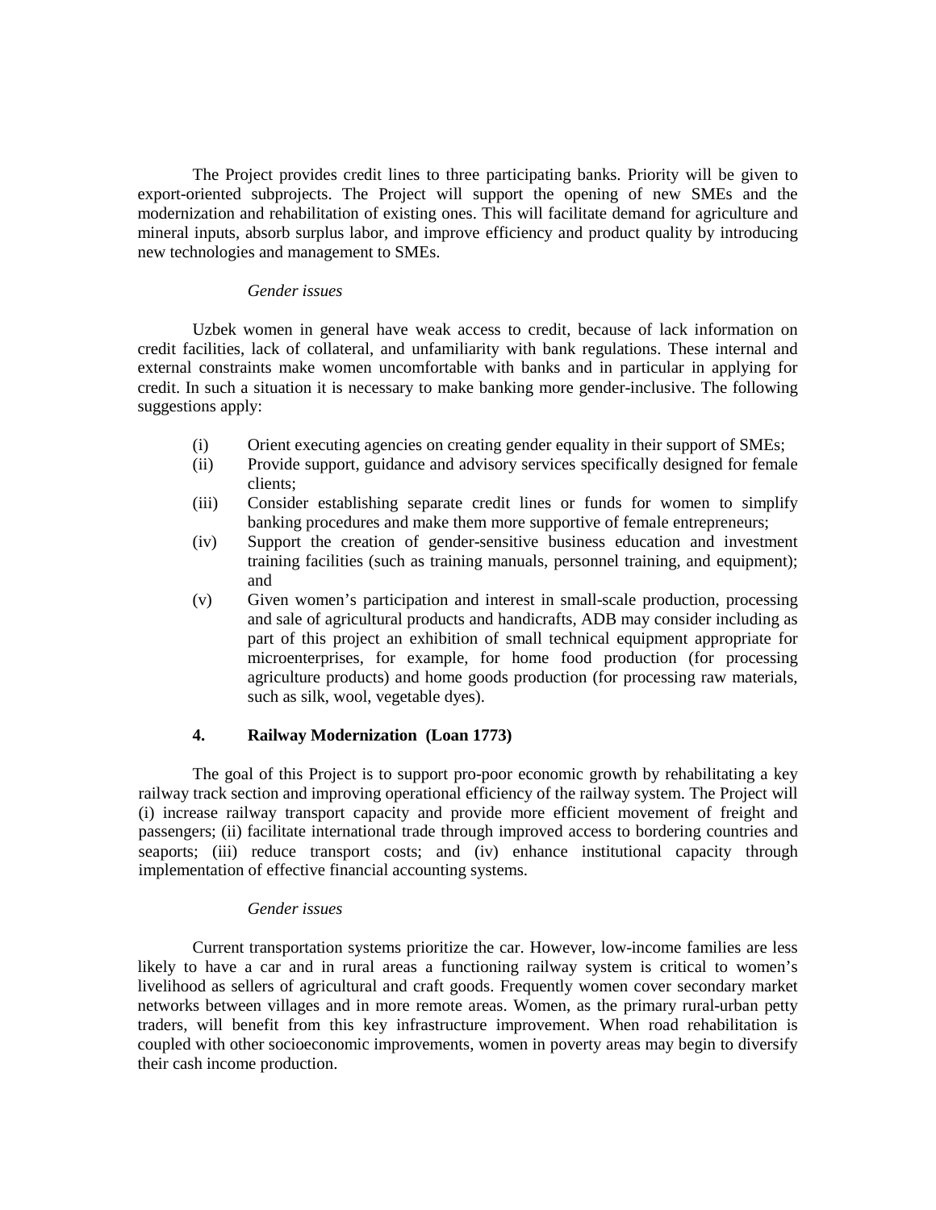The Project provides credit lines to three participating banks. Priority will be given to export-oriented subprojects. The Project will support the opening of new SMEs and the modernization and rehabilitation of existing ones. This will facilitate demand for agriculture and mineral inputs, absorb surplus labor, and improve efficiency and product quality by introducing new technologies and management to SMEs.

*Gender issues*

Uzbek women in general have weak access to credit, because of lack information on credit facilities, lack of collateral, and unfamiliarity with bank regulations. These internal and external constraints make women uncomfortable with banks and in particular in applying for credit. In such a situation it is necessary to make banking more gender-inclusive. The following suggestions apply:

(i) Orient executing agencies on creating gender equality in their support of SMEs;

(ii) Provide support, guidance and advisory services specifically designed for female clients;

(iii) Consider establishing separate credit lines or funds for women to simplify banking procedures and make them more supportive of female entrepreneurs;

(iv) Support the creation of gender-sensitive business education and investment training facilities (such as training manuals, personnel training, and equipment); and

(v) Given women's participation and interest in small-scale production, processing and sale of agricultural products and handicrafts, ADB may consider including as part of this project an exhibition of small technical equipment appropriate for microenterprises, for example, for home food production (for processing agriculture products) and home goods production (for processing raw materials, such as silk, wool, vegetable dyes).

### 4. Railway Modernization (Loan 1773)

The goal of this Project is to support pro-poor economic growth by rehabilitating a key railway track section and improving operational efficiency of the railway system. The Project will (i) increase railway transport capacity and provide more efficient movement of freight and passengers; (ii) facilitate international trade through improved access to bordering countries and seaports; (iii) reduce transport costs; and (iv) enhance institutional capacity through implementation of effective financial accounting systems.

*Gender issues*

Current transportation systems prioritize the car. However, low-income families are less likely to have a car and in rural areas a functioning railway system is critical to women's livelihood as sellers of agricultural and craft goods. Frequently women cover secondary market networks between villages and in more remote areas. Women, as the primary rural-urban petty traders, will benefit from this key infrastructure improvement. When road rehabilitation is coupled with other socioeconomic improvements, women in poverty areas may begin to diversify their cash income production.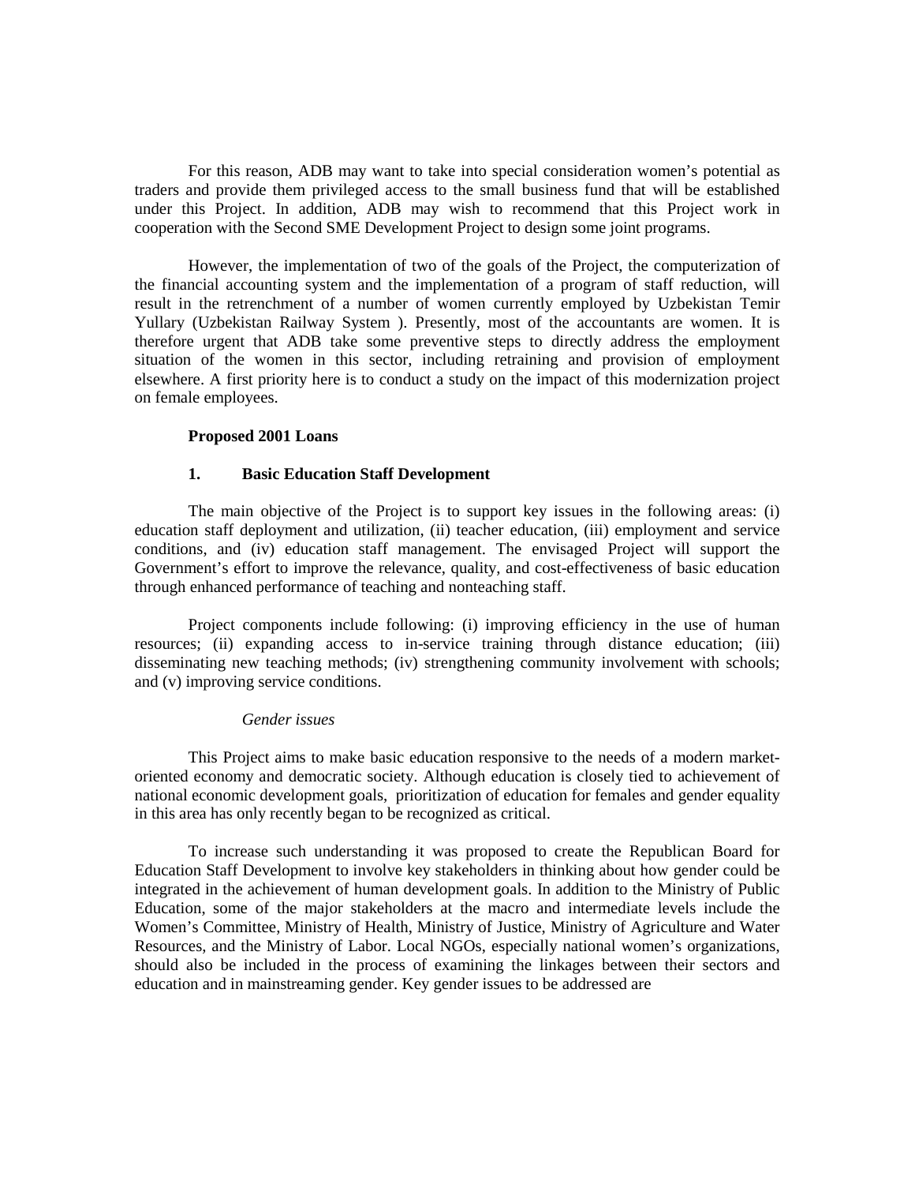For this reason, ADB may want to take into special consideration women's potential as traders and provide them privileged access to the small business fund that will be established under this Project. In addition, ADB may wish to recommend that this Project work in cooperation with the Second SME Development Project to design some joint programs.

However, the implementation of two of the goals of the Project, the computerization of the financial accounting system and the implementation of a program of staff reduction, will result in the retrenchment of a number of women currently employed by Uzbekistan Temir Yullary (Uzbekistan Railway System ). Presently, most of the accountants are women. It is therefore urgent that ADB take some preventive steps to directly address the employment situation of the women in this sector, including retraining and provision of employment elsewhere. A first priority here is to conduct a study on the impact of this modernization project on female employees.

**Proposed 2001 Loans**

**1. Basic Education Staff Development**

The main objective of the Project is to support key issues in the following areas: (i) education staff deployment and utilization, (ii) teacher education, (iii) employment and service conditions, and (iv) education staff management. The envisaged Project will support the Government's effort to improve the relevance, quality, and cost-effectiveness of basic education through enhanced performance of teaching and nonteaching staff.

Project components include following: (i) improving efficiency in the use of human resources; (ii) expanding access to in-service training through distance education; (iii) disseminating new teaching methods; (iv) strengthening community involvement with schools; and (v) improving service conditions.

*Gender issues*

This Project aims to make basic education responsive to the needs of a modern market-oriented economy and democratic society. Although education is closely tied to achievement of national economic development goals, prioritization of education for females and gender equality in this area has only recently began to be recognized as critical.

To increase such understanding it was proposed to create the Republican Board for Education Staff Development to involve key stakeholders in thinking about how gender could be integrated in the achievement of human development goals. In addition to the Ministry of Public Education, some of the major stakeholders at the macro and intermediate levels include the Women's Committee, Ministry of Health, Ministry of Justice, Ministry of Agriculture and Water Resources, and the Ministry of Labor. Local NGOs, especially national women's organizations, should also be included in the process of examining the linkages between their sectors and education and in mainstreaming gender. Key gender issues to be addressed are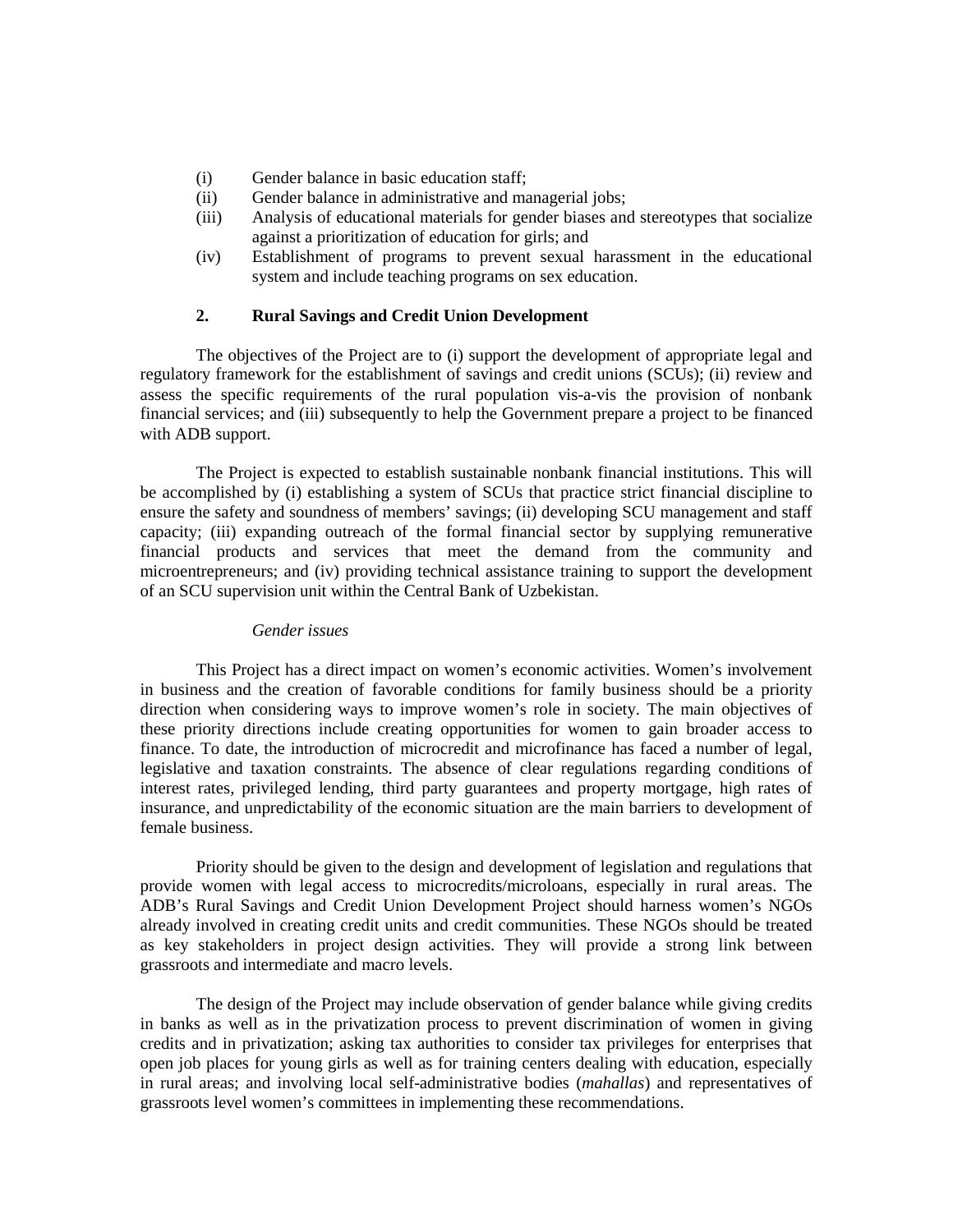(i) Gender balance in basic education staff;
(ii) Gender balance in administrative and managerial jobs;
(iii) Analysis of educational materials for gender biases and stereotypes that socialize against a prioritization of education for girls; and
(iv) Establishment of programs to prevent sexual harassment in the educational system and include teaching programs on sex education.

### 2. Rural Savings and Credit Union Development

The objectives of the Project are to (i) support the development of appropriate legal and regulatory framework for the establishment of savings and credit unions (SCUs); (ii) review and assess the specific requirements of the rural population vis-a-vis the provision of nonbank financial services; and (iii) subsequently to help the Government prepare a project to be financed with ADB support.

The Project is expected to establish sustainable nonbank financial institutions. This will be accomplished by (i) establishing a system of SCUs that practice strict financial discipline to ensure the safety and soundness of members' savings; (ii) developing SCU management and staff capacity; (iii) expanding outreach of the formal financial sector by supplying remunerative financial products and services that meet the demand from the community and microentrepreneurs; and (iv) providing technical assistance training to support the development of an SCU supervision unit within the Central Bank of Uzbekistan.

*Gender issues*

This Project has a direct impact on women's economic activities. Women's involvement in business and the creation of favorable conditions for family business should be a priority direction when considering ways to improve women's role in society. The main objectives of these priority directions include creating opportunities for women to gain broader access to finance. To date, the introduction of microcredit and microfinance has faced a number of legal, legislative and taxation constraints. The absence of clear regulations regarding conditions of interest rates, privileged lending, third party guarantees and property mortgage, high rates of insurance, and unpredictability of the economic situation are the main barriers to development of female business.

Priority should be given to the design and development of legislation and regulations that provide women with legal access to microcredits/microloans, especially in rural areas. The ADB's Rural Savings and Credit Union Development Project should harness women's NGOs already involved in creating credit units and credit communities. These NGOs should be treated as key stakeholders in project design activities. They will provide a strong link between grassroots and intermediate and macro levels.

The design of the Project may include observation of gender balance while giving credits in banks as well as in the privatization process to prevent discrimination of women in giving credits and in privatization; asking tax authorities to consider tax privileges for enterprises that open job places for young girls as well as for training centers dealing with education, especially in rural areas; and involving local self-administrative bodies (*mahallas*) and representatives of grassroots level women's committees in implementing these recommendations.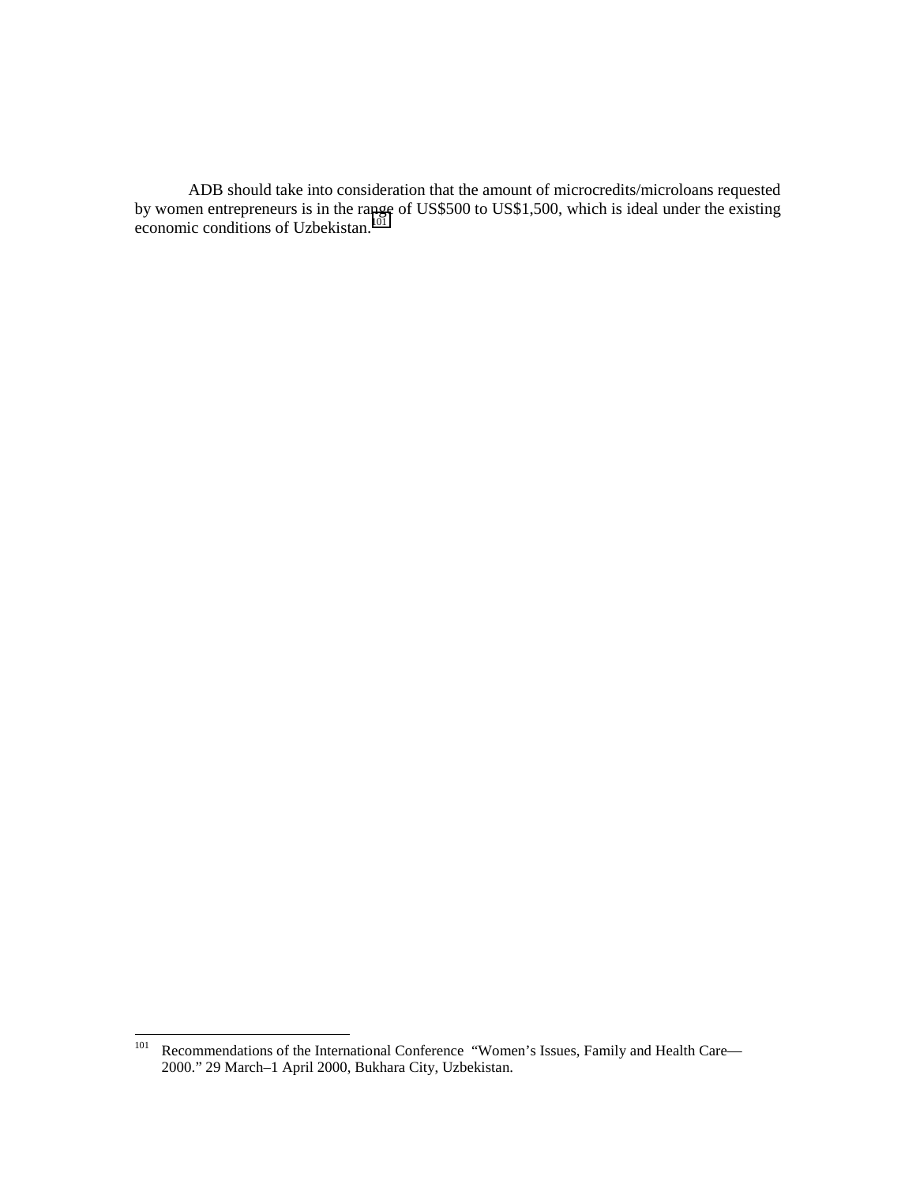ADB should take into consideration that the amount of microcredits/microloans requested by women entrepreneurs is in the range of US$500 to US$1,500, which is ideal under the existing economic conditions of Uzbekistan.[101]

---

[101] Recommendations of the International Conference "Women's Issues, Family and Health Care—2000." 29 March–1 April 2000, Bukhara City, Uzbekistan.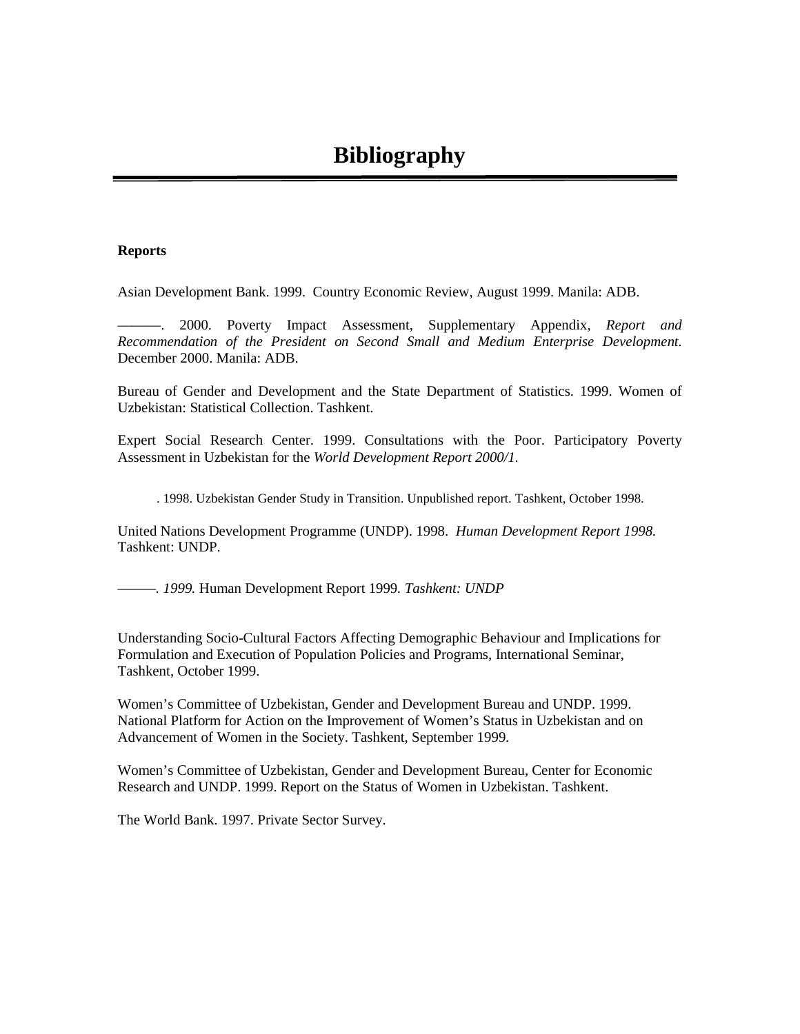# Bibliography

**Reports**

Asian Development Bank. 1999. Country Economic Review, August 1999. Manila: ADB.

———. 2000. Poverty Impact Assessment, Supplementary Appendix, *Report and Recommendation of the President on Second Small and Medium Enterprise Development.* December 2000. Manila: ADB.

Bureau of Gender and Development and the State Department of Statistics. 1999. Women of Uzbekistan: Statistical Collection. Tashkent.

Expert Social Research Center. 1999. Consultations with the Poor. Participatory Poverty Assessment in Uzbekistan for the *World Development Report 2000/1.*

. 1998. Uzbekistan Gender Study in Transition. Unpublished report. Tashkent, October 1998.

United Nations Development Programme (UNDP). 1998. *Human Development Report 1998.* Tashkent: UNDP.

———. *1999.* Human Development Report 1999. *Tashkent: UNDP*

Understanding Socio-Cultural Factors Affecting Demographic Behaviour and Implications for Formulation and Execution of Population Policies and Programs, International Seminar, Tashkent, October 1999.

Women's Committee of Uzbekistan, Gender and Development Bureau and UNDP. 1999. National Platform for Action on the Improvement of Women's Status in Uzbekistan and on Advancement of Women in the Society. Tashkent, September 1999.

Women's Committee of Uzbekistan, Gender and Development Bureau, Center for Economic Research and UNDP. 1999. Report on the Status of Women in Uzbekistan. Tashkent.

The World Bank. 1997. Private Sector Survey.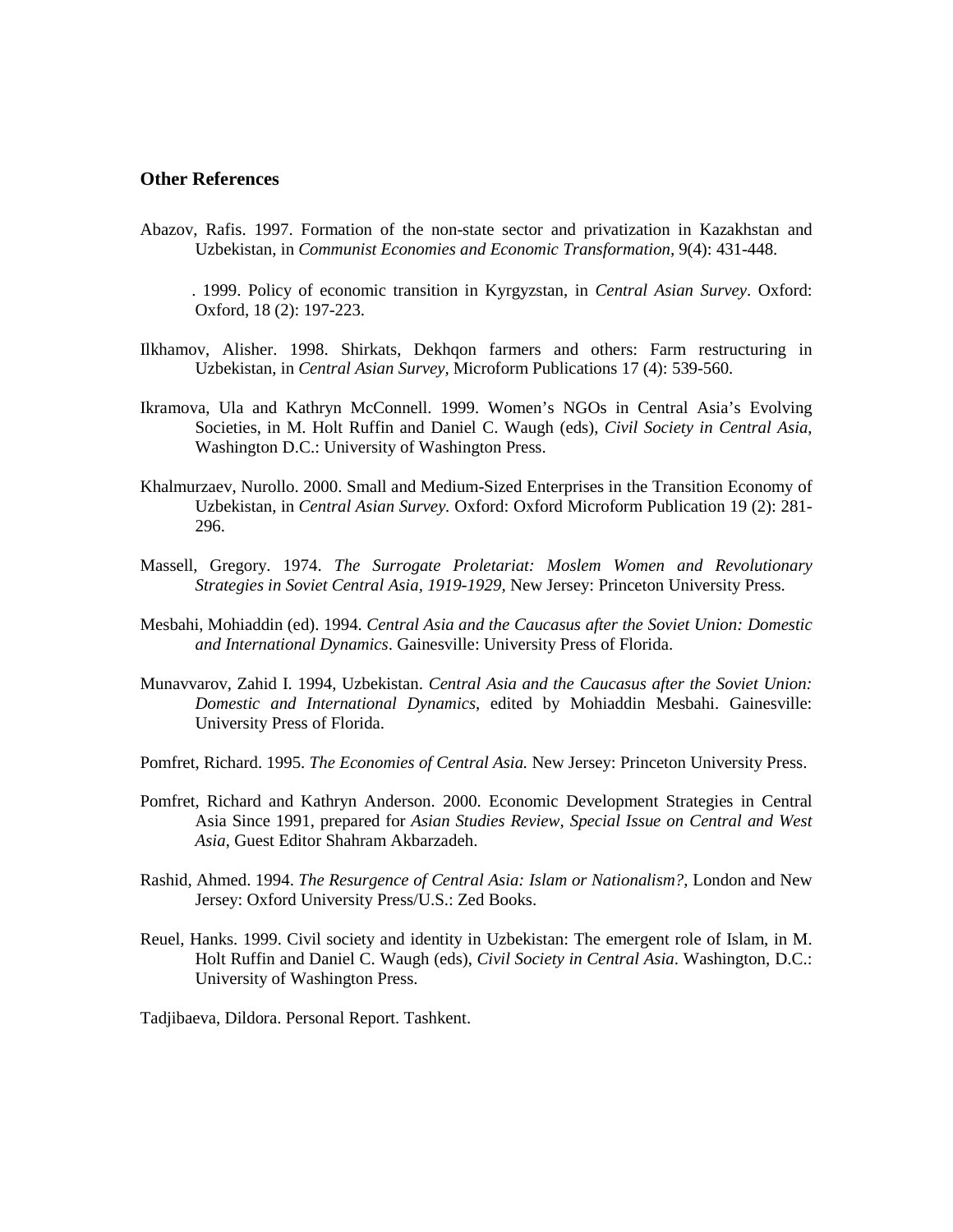## Other References

Abazov, Rafis. 1997. Formation of the non-state sector and privatization in Kazakhstan and Uzbekistan, in *Communist Economies and Economic Transformation*, 9(4): 431-448.

. 1999. Policy of economic transition in Kyrgyzstan, in *Central Asian Survey*. Oxford: Oxford, 18 (2): 197-223.

Ilkhamov, Alisher. 1998. Shirkats, Dekhqon farmers and others: Farm restructuring in Uzbekistan, in *Central Asian Survey*, Microform Publications 17 (4): 539-560.

Ikramova, Ula and Kathryn McConnell. 1999. Women's NGOs in Central Asia's Evolving Societies, in M. Holt Ruffin and Daniel C. Waugh (eds), *Civil Society in Central Asia*, Washington D.C.: University of Washington Press.

Khalmurzaev, Nurollo. 2000. Small and Medium-Sized Enterprises in the Transition Economy of Uzbekistan, in *Central Asian Survey.* Oxford: Oxford Microform Publication 19 (2): 281-296.

Massell, Gregory. 1974. *The Surrogate Proletariat: Moslem Women and Revolutionary Strategies in Soviet Central Asia, 1919-1929*, New Jersey: Princeton University Press.

Mesbahi, Mohiaddin (ed). 1994. *Central Asia and the Caucasus after the Soviet Union: Domestic and International Dynamics*. Gainesville: University Press of Florida.

Munavvarov, Zahid I. 1994, Uzbekistan. *Central Asia and the Caucasus after the Soviet Union: Domestic and International Dynamics*, edited by Mohiaddin Mesbahi. Gainesville: University Press of Florida.

Pomfret, Richard. 1995. *The Economies of Central Asia.* New Jersey: Princeton University Press.

Pomfret, Richard and Kathryn Anderson. 2000. Economic Development Strategies in Central Asia Since 1991, prepared for *Asian Studies Review, Special Issue on Central and West Asia*, Guest Editor Shahram Akbarzadeh.

Rashid, Ahmed. 1994. *The Resurgence of Central Asia: Islam or Nationalism?,* London and New Jersey: Oxford University Press/U.S.: Zed Books.

Reuel, Hanks. 1999. Civil society and identity in Uzbekistan: The emergent role of Islam, in M. Holt Ruffin and Daniel C. Waugh (eds), *Civil Society in Central Asia*. Washington, D.C.: University of Washington Press.

Tadjibaeva, Dildora. Personal Report. Tashkent.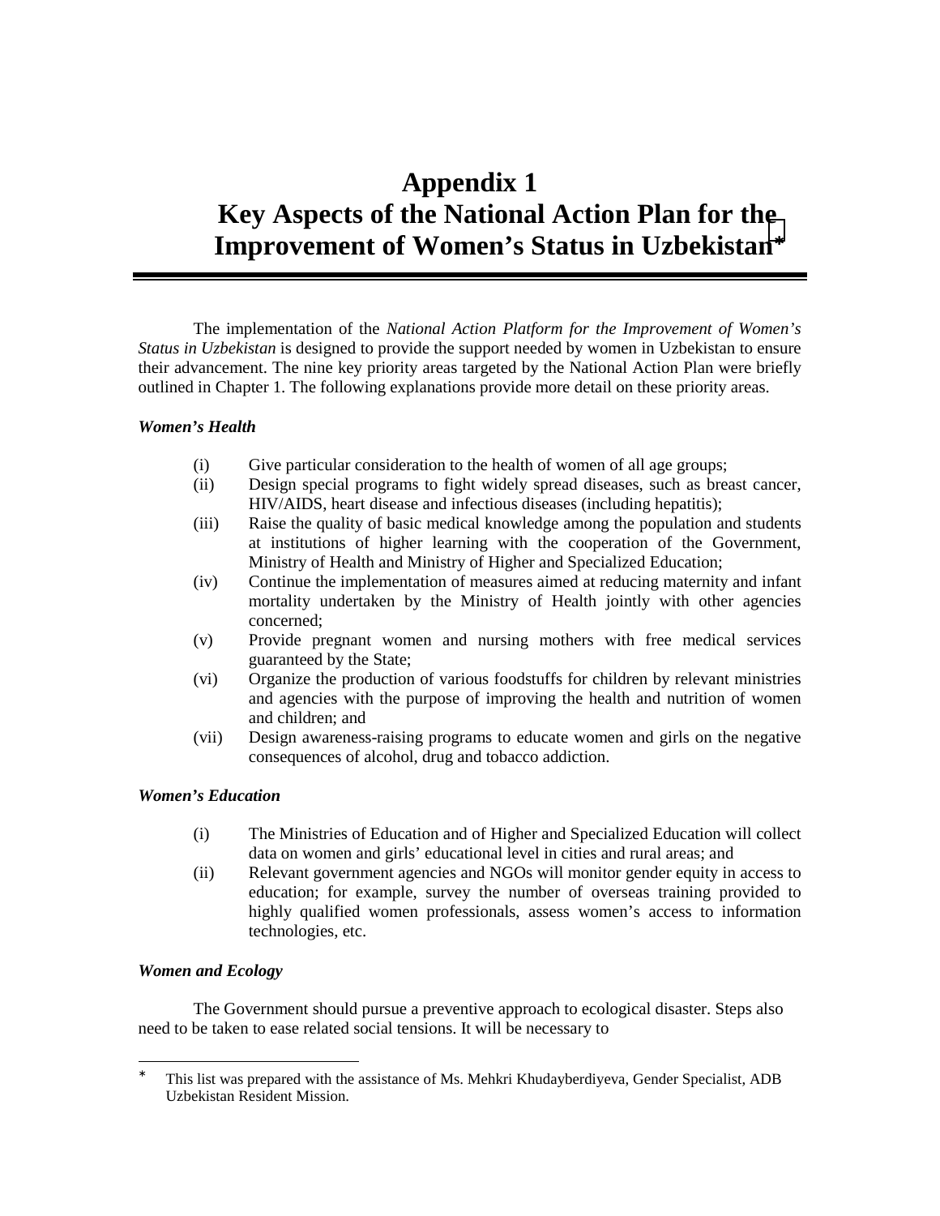# Appendix 1
# Key Aspects of the National Action Plan for the Improvement of Women's Status in Uzbekistan*

The implementation of the *National Action Platform for the Improvement of Women's Status in Uzbekistan* is designed to provide the support needed by women in Uzbekistan to ensure their advancement. The nine key priority areas targeted by the National Action Plan were briefly outlined in Chapter 1. The following explanations provide more detail on these priority areas.

***Women's Health***

(i) Give particular consideration to the health of women of all age groups;

(ii) Design special programs to fight widely spread diseases, such as breast cancer, HIV/AIDS, heart disease and infectious diseases (including hepatitis);

(iii) Raise the quality of basic medical knowledge among the population and students at institutions of higher learning with the cooperation of the Government, Ministry of Health and Ministry of Higher and Specialized Education;

(iv) Continue the implementation of measures aimed at reducing maternity and infant mortality undertaken by the Ministry of Health jointly with other agencies concerned;

(v) Provide pregnant women and nursing mothers with free medical services guaranteed by the State;

(vi) Organize the production of various foodstuffs for children by relevant ministries and agencies with the purpose of improving the health and nutrition of women and children; and

(vii) Design awareness-raising programs to educate women and girls on the negative consequences of alcohol, drug and tobacco addiction.

***Women's Education***

(i) The Ministries of Education and of Higher and Specialized Education will collect data on women and girls' educational level in cities and rural areas; and

(ii) Relevant government agencies and NGOs will monitor gender equity in access to education; for example, survey the number of overseas training provided to highly qualified women professionals, assess women's access to information technologies, etc.

***Women and Ecology***

The Government should pursue a preventive approach to ecological disaster. Steps also need to be taken to ease related social tensions. It will be necessary to

---

* This list was prepared with the assistance of Ms. Mehkri Khudayberdiyeva, Gender Specialist, ADB Uzbekistan Resident Mission.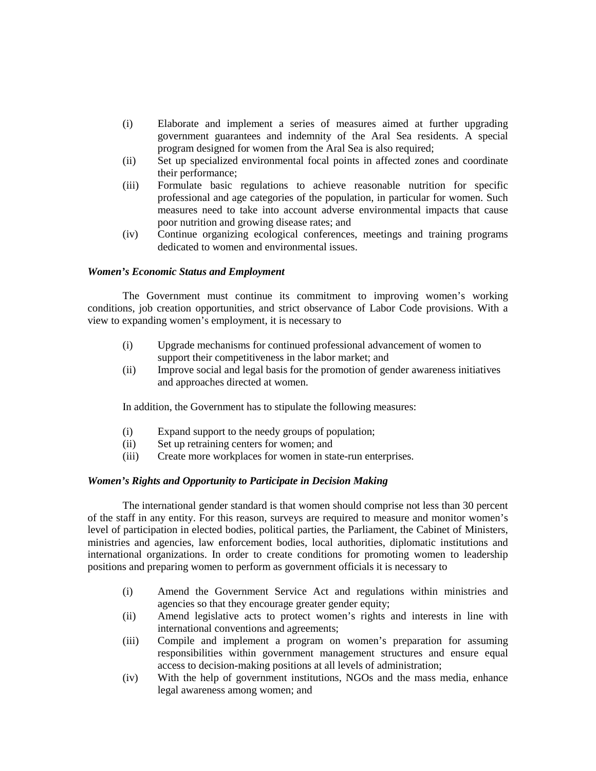(i) Elaborate and implement a series of measures aimed at further upgrading government guarantees and indemnity of the Aral Sea residents. A special program designed for women from the Aral Sea is also required;
(ii) Set up specialized environmental focal points in affected zones and coordinate their performance;
(iii) Formulate basic regulations to achieve reasonable nutrition for specific professional and age categories of the population, in particular for women. Such measures need to take into account adverse environmental impacts that cause poor nutrition and growing disease rates; and
(iv) Continue organizing ecological conferences, meetings and training programs dedicated to women and environmental issues.

***Women's Economic Status and Employment***

The Government must continue its commitment to improving women's working conditions, job creation opportunities, and strict observance of Labor Code provisions. With a view to expanding women's employment, it is necessary to

(i) Upgrade mechanisms for continued professional advancement of women to support their competitiveness in the labor market; and
(ii) Improve social and legal basis for the promotion of gender awareness initiatives and approaches directed at women.

In addition, the Government has to stipulate the following measures:

(i) Expand support to the needy groups of population;
(ii) Set up retraining centers for women; and
(iii) Create more workplaces for women in state-run enterprises.

***Women's Rights and Opportunity to Participate in Decision Making***

The international gender standard is that women should comprise not less than 30 percent of the staff in any entity. For this reason, surveys are required to measure and monitor women's level of participation in elected bodies, political parties, the Parliament, the Cabinet of Ministers, ministries and agencies, law enforcement bodies, local authorities, diplomatic institutions and international organizations. In order to create conditions for promoting women to leadership positions and preparing women to perform as government officials it is necessary to

(i) Amend the Government Service Act and regulations within ministries and agencies so that they encourage greater gender equity;
(ii) Amend legislative acts to protect women's rights and interests in line with international conventions and agreements;
(iii) Compile and implement a program on women's preparation for assuming responsibilities within government management structures and ensure equal access to decision-making positions at all levels of administration;
(iv) With the help of government institutions, NGOs and the mass media, enhance legal awareness among women; and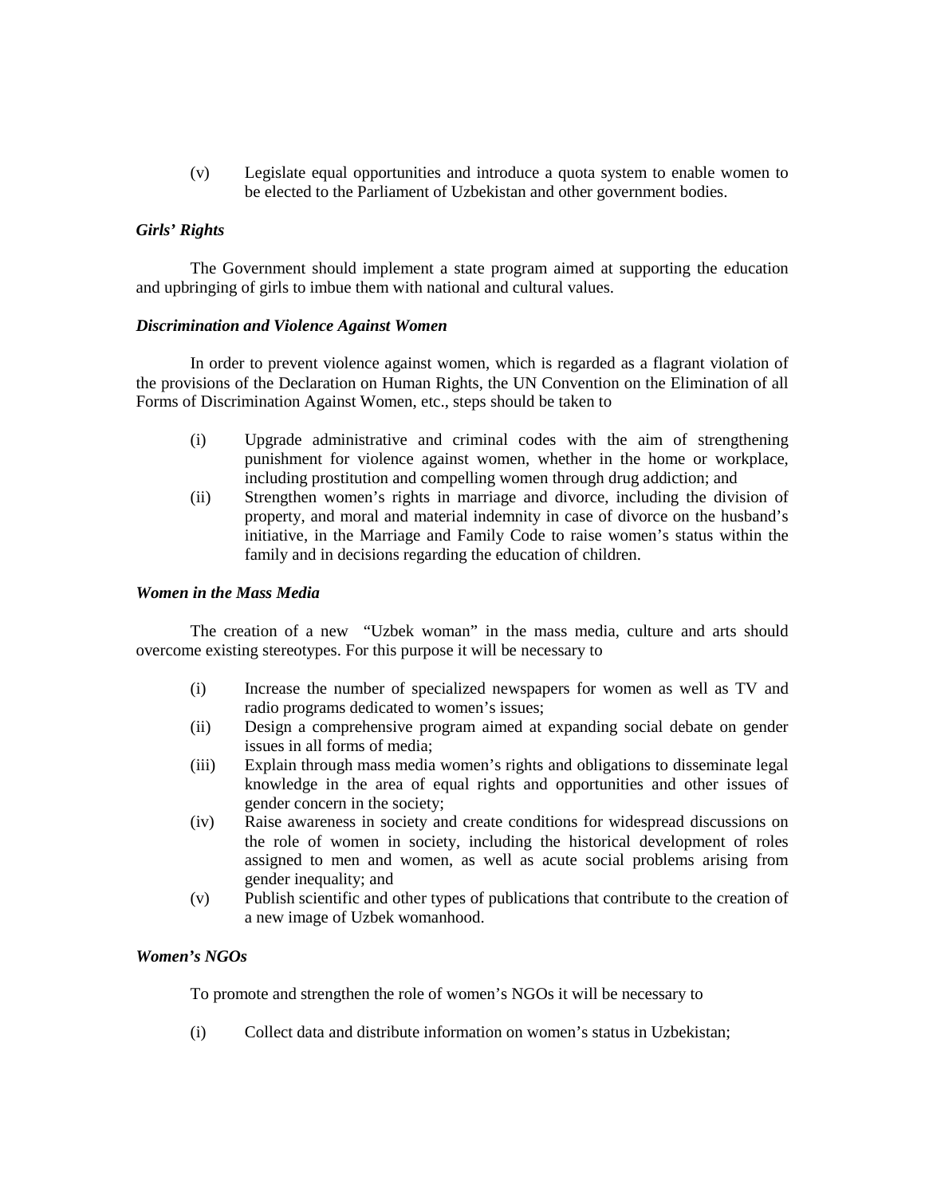(v) Legislate equal opportunities and introduce a quota system to enable women to be elected to the Parliament of Uzbekistan and other government bodies.

***Girls' Rights***

The Government should implement a state program aimed at supporting the education and upbringing of girls to imbue them with national and cultural values.

***Discrimination and Violence Against Women***

In order to prevent violence against women, which is regarded as a flagrant violation of the provisions of the Declaration on Human Rights, the UN Convention on the Elimination of all Forms of Discrimination Against Women, etc., steps should be taken to

(i) Upgrade administrative and criminal codes with the aim of strengthening punishment for violence against women, whether in the home or workplace, including prostitution and compelling women through drug addiction; and

(ii) Strengthen women's rights in marriage and divorce, including the division of property, and moral and material indemnity in case of divorce on the husband's initiative, in the Marriage and Family Code to raise women's status within the family and in decisions regarding the education of children.

***Women in the Mass Media***

The creation of a new "Uzbek woman" in the mass media, culture and arts should overcome existing stereotypes. For this purpose it will be necessary to

(i) Increase the number of specialized newspapers for women as well as TV and radio programs dedicated to women's issues;

(ii) Design a comprehensive program aimed at expanding social debate on gender issues in all forms of media;

(iii) Explain through mass media women's rights and obligations to disseminate legal knowledge in the area of equal rights and opportunities and other issues of gender concern in the society;

(iv) Raise awareness in society and create conditions for widespread discussions on the role of women in society, including the historical development of roles assigned to men and women, as well as acute social problems arising from gender inequality; and

(v) Publish scientific and other types of publications that contribute to the creation of a new image of Uzbek womanhood.

***Women's NGOs***

To promote and strengthen the role of women's NGOs it will be necessary to

(i) Collect data and distribute information on women's status in Uzbekistan;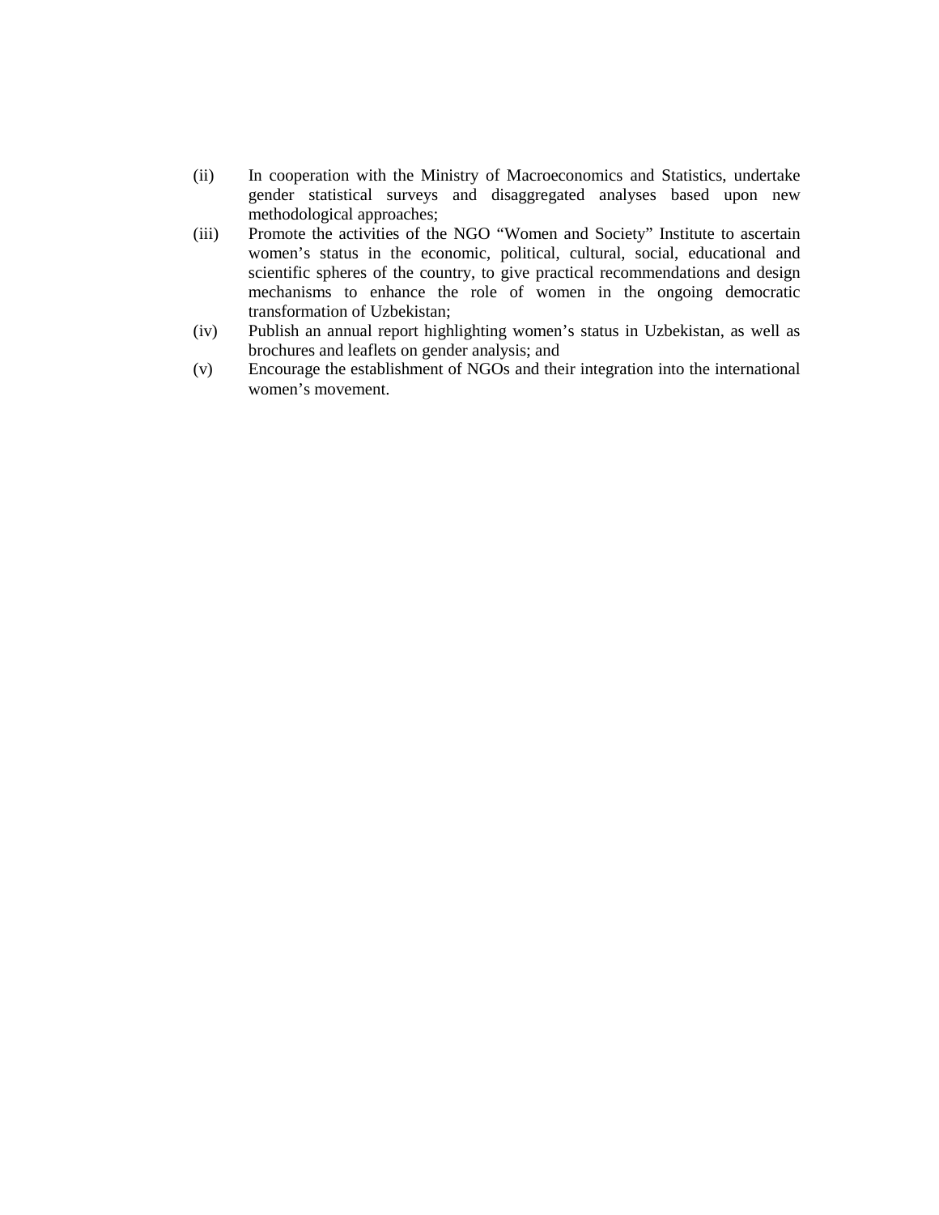(ii) In cooperation with the Ministry of Macroeconomics and Statistics, undertake gender statistical surveys and disaggregated analyses based upon new methodological approaches;

(iii) Promote the activities of the NGO "Women and Society" Institute to ascertain women's status in the economic, political, cultural, social, educational and scientific spheres of the country, to give practical recommendations and design mechanisms to enhance the role of women in the ongoing democratic transformation of Uzbekistan;

(iv) Publish an annual report highlighting women's status in Uzbekistan, as well as brochures and leaflets on gender analysis; and

(v) Encourage the establishment of NGOs and their integration into the international women's movement.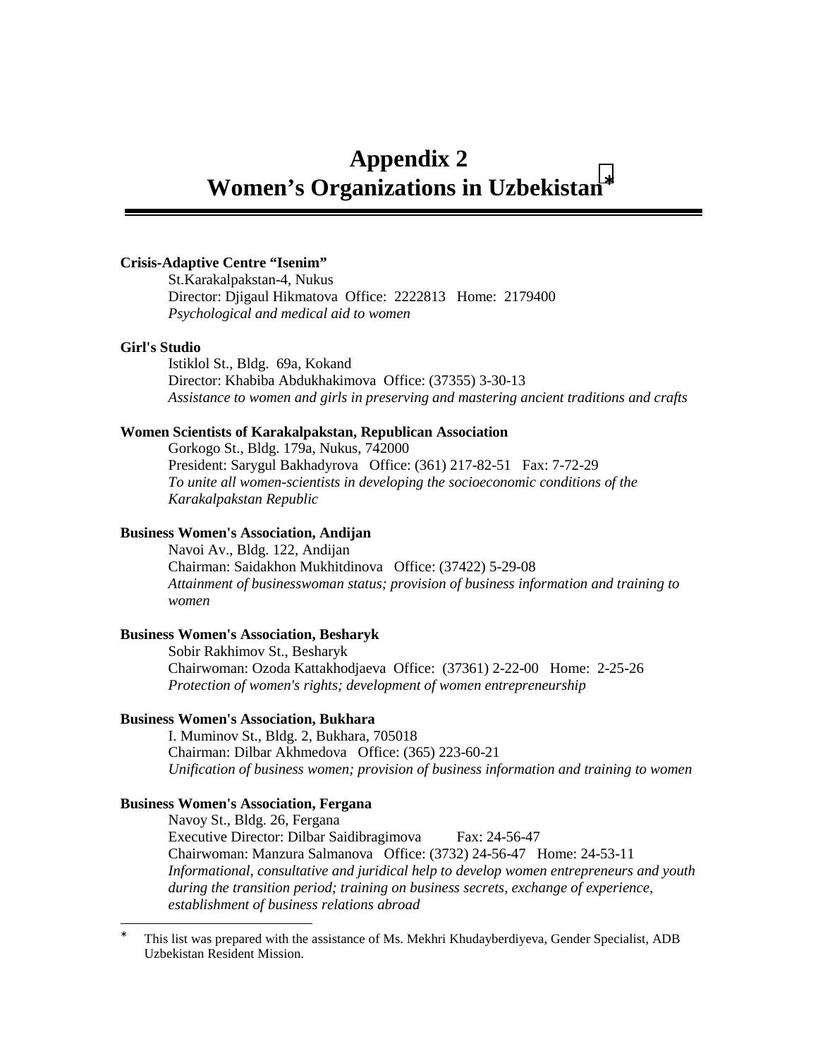# Appendix 2
# Women's Organizations in Uzbekistan*

**Crisis-Adaptive Centre "Isenim"**
St.Karakalpakstan-4, Nukus
Director: Djigaul Hikmatova Office: 2222813 Home: 2179400
*Psychological and medical aid to women*

**Girl's Studio**
Istiklol St., Bldg. 69a, Kokand
Director: Khabiba Abdukhakimova Office: (37355) 3-30-13
*Assistance to women and girls in preserving and mastering ancient traditions and crafts*

**Women Scientists of Karakalpakstan, Republican Association**
Gorkogo St., Bldg. 179a, Nukus, 742000
President: Sarygul Bakhadyrova Office: (361) 217-82-51 Fax: 7-72-29
*To unite all women-scientists in developing the socioeconomic conditions of the Karakalpakstan Republic*

**Business Women's Association, Andijan**
Navoi Av., Bldg. 122, Andijan
Chairman: Saidakhon Mukhitdinova Office: (37422) 5-29-08
*Attainment of businesswoman status; provision of business information and training to women*

**Business Women's Association, Besharyk**
Sobir Rakhimov St., Besharyk
Chairwoman: Ozoda Kattakhodjaeva Office: (37361) 2-22-00 Home: 2-25-26
*Protection of women's rights; development of women entrepreneurship*

**Business Women's Association, Bukhara**
I. Muminov St., Bldg. 2, Bukhara, 705018
Chairman: Dilbar Akhmedova Office: (365) 223-60-21
*Unification of business women; provision of business information and training to women*

**Business Women's Association, Fergana**
Navoy St., Bldg. 26, Fergana
Executive Director: Dilbar Saidibragimova Fax: 24-56-47
Chairwoman: Manzura Salmanova Office: (3732) 24-56-47 Home: 24-53-11
*Informational, consultative and juridical help to develop women entrepreneurs and youth during the transition period; training on business secrets, exchange of experience, establishment of business relations abroad*

---

* This list was prepared with the assistance of Ms. Mekhri Khudayberdiyeva, Gender Specialist, ADB Uzbekistan Resident Mission.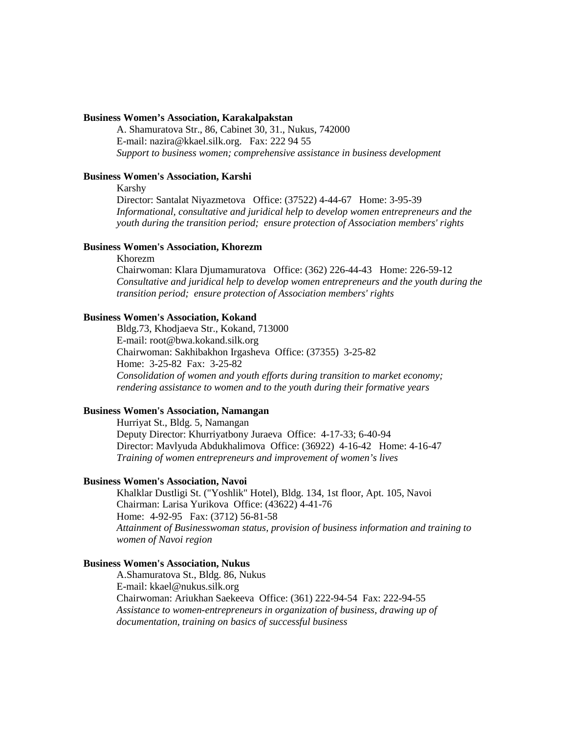**Business Women's Association, Karakalpakstan**

A. Shamuratova Str., 86, Cabinet 30, 31., Nukus, 742000
E-mail: nazira@kkael.silk.org.   Fax: 222 94 55
*Support to business women; comprehensive assistance in business development*

**Business Women's Association, Karshi**

Karshy
Director: Santalat Niyazmetova   Office: (37522) 4-44-67   Home: 3-95-39
*Informational, consultative and juridical help to develop women entrepreneurs and the youth during the transition period;  ensure protection of Association members' rights*

**Business Women's Association, Khorezm**

Khorezm
Chairwoman: Klara Djumamuratova   Office: (362) 226-44-43   Home: 226-59-12
*Consultative and juridical help to develop women entrepreneurs and the youth during the transition period;  ensure protection of Association members' rights*

**Business Women's Association, Kokand**

Bldg.73, Khodjaeva Str., Kokand, 713000
E-mail: root@bwa.kokand.silk.org
Chairwoman: Sakhibakhon Irgasheva  Office: (37355)  3-25-82
Home:  3-25-82  Fax:  3-25-82
*Consolidation of women and youth efforts during transition to market economy; rendering assistance to women and to the youth during their formative years*

**Business Women's Association, Namangan**

Hurriyat St., Bldg. 5, Namangan
Deputy Director: Khurriyatbony Juraeva  Office:  4-17-33; 6-40-94
Director: Mavlyuda Abdukhalimova  Office: (36922)  4-16-42   Home: 4-16-47
*Training of women entrepreneurs and improvement of women's lives*

**Business Women's Association, Navoi**

Khalklar Dustligi St. ("Yoshlik" Hotel), Bldg. 134, 1st floor, Apt. 105, Navoi
Chairman: Larisa Yurikova  Office: (43622) 4-41-76
Home:  4-92-95   Fax: (3712) 56-81-58
*Attainment of Businesswoman status, provision of business information and training to women of Navoi region*

**Business Women's Association, Nukus**

A.Shamuratova St., Bldg. 86, Nukus
E-mail: kkael@nukus.silk.org
Chairwoman: Ariukhan Saekeeva  Office: (361) 222-94-54  Fax: 222-94-55
*Assistance to women-entrepreneurs in organization of business, drawing up of documentation, training on basics of successful business*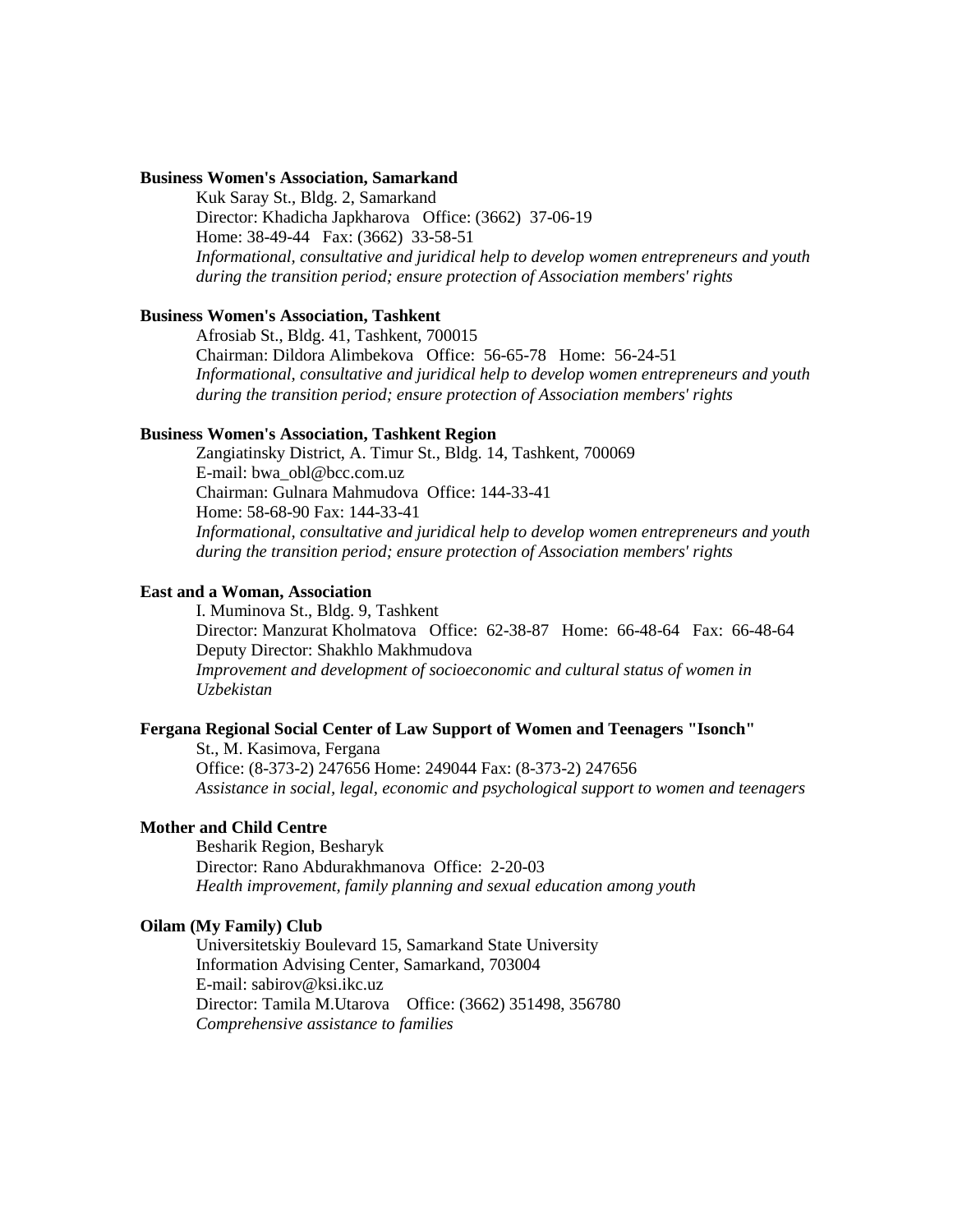**Business Women's Association, Samarkand**

Kuk Saray St., Bldg. 2, Samarkand
Director: Khadicha Japkharova Office: (3662) 37-06-19
Home: 38-49-44 Fax: (3662) 33-58-51
*Informational, consultative and juridical help to develop women entrepreneurs and youth during the transition period; ensure protection of Association members' rights*

**Business Women's Association, Tashkent**

Afrosiab St., Bldg. 41, Tashkent, 700015
Chairman: Dildora Alimbekova Office: 56-65-78 Home: 56-24-51
*Informational, consultative and juridical help to develop women entrepreneurs and youth during the transition period; ensure protection of Association members' rights*

**Business Women's Association, Tashkent Region**

Zangiatinsky District, A. Timur St., Bldg. 14, Tashkent, 700069
E-mail: bwa_obl@bcc.com.uz
Chairman: Gulnara Mahmudova Office: 144-33-41
Home: 58-68-90 Fax: 144-33-41
*Informational, consultative and juridical help to develop women entrepreneurs and youth during the transition period; ensure protection of Association members' rights*

**East and a Woman, Association**

I. Muminova St., Bldg. 9, Tashkent
Director: Manzurat Kholmatova Office: 62-38-87 Home: 66-48-64 Fax: 66-48-64
Deputy Director: Shakhlo Makhmudova
*Improvement and development of socioeconomic and cultural status of women in Uzbekistan*

**Fergana Regional Social Center of Law Support of Women and Teenagers "Isonch"**

St., M. Kasimova, Fergana
Office: (8-373-2) 247656 Home: 249044 Fax: (8-373-2) 247656
*Assistance in social, legal, economic and psychological support to women and teenagers*

**Mother and Child Centre**

Besharik Region, Besharyk
Director: Rano Abdurakhmanova Office: 2-20-03
*Health improvement, family planning and sexual education among youth*

**Oilam (My Family) Club**

Universitetskiy Boulevard 15, Samarkand State University
Information Advising Center, Samarkand, 703004
E-mail: sabirov@ksi.ikc.uz
Director: Tamila M.Utarova Office: (3662) 351498, 356780
*Comprehensive assistance to families*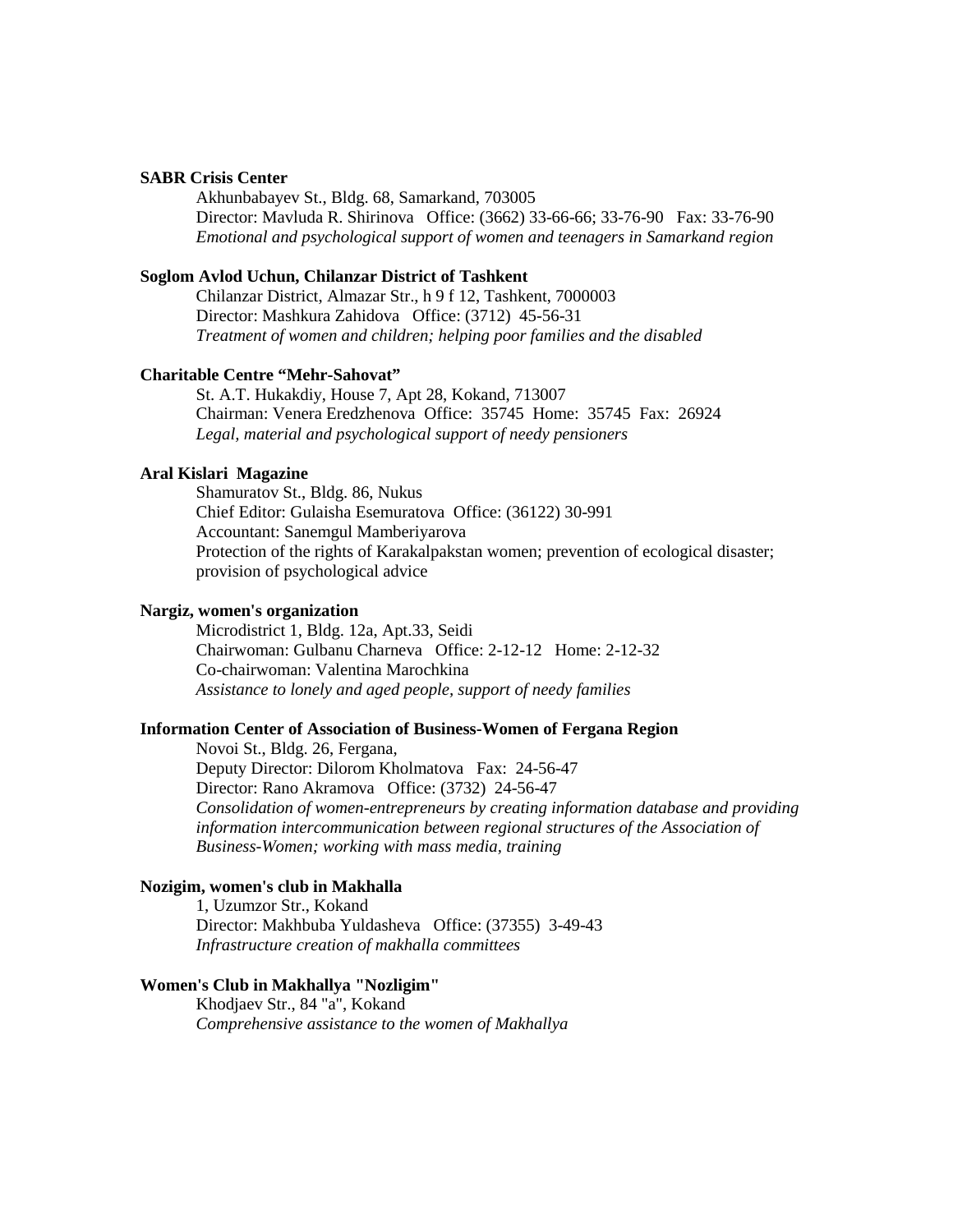**SABR Crisis Center**

Akhunbabayev St., Bldg. 68, Samarkand, 703005
Director: Mavluda R. Shirinova Office: (3662) 33-66-66; 33-76-90 Fax: 33-76-90
*Emotional and psychological support of women and teenagers in Samarkand region*

**Soglom Avlod Uchun, Chilanzar District of Tashkent**

Chilanzar District, Almazar Str., h 9 f 12, Tashkent, 7000003
Director: Mashkura Zahidova Office: (3712) 45-56-31
*Treatment of women and children; helping poor families and the disabled*

**Charitable Centre "Mehr-Sahovat"**

St. A.T. Hukakdiy, House 7, Apt 28, Kokand, 713007
Chairman: Venera Eredzhenova Office: 35745 Home: 35745 Fax: 26924
*Legal, material and psychological support of needy pensioners*

**Aral Kislari Magazine**

Shamuratov St., Bldg. 86, Nukus
Chief Editor: Gulaisha Esemuratova Office: (36122) 30-991
Accountant: Sanemgul Mamberiyarova
Protection of the rights of Karakalpakstan women; prevention of ecological disaster; provision of psychological advice

**Nargiz, women's organization**

Microdistrict 1, Bldg. 12a, Apt.33, Seidi
Chairwoman: Gulbanu Charneva Office: 2-12-12 Home: 2-12-32
Co-chairwoman: Valentina Marochkina
*Assistance to lonely and aged people, support of needy families*

**Information Center of Association of Business-Women of Fergana Region**

Novoi St., Bldg. 26, Fergana,
Deputy Director: Dilorom Kholmatova Fax: 24-56-47
Director: Rano Akramova Office: (3732) 24-56-47
*Consolidation of women-entrepreneurs by creating information database and providing information intercommunication between regional structures of the Association of Business-Women; working with mass media, training*

**Nozigim, women's club in Makhalla**

1, Uzumzor Str., Kokand
Director: Makhbuba Yuldasheva Office: (37355) 3-49-43
*Infrastructure creation of makhalla committees*

**Women's Club in Makhallya "Nozligim"**

Khodjaev Str., 84 "a", Kokand
*Comprehensive assistance to the women of Makhallya*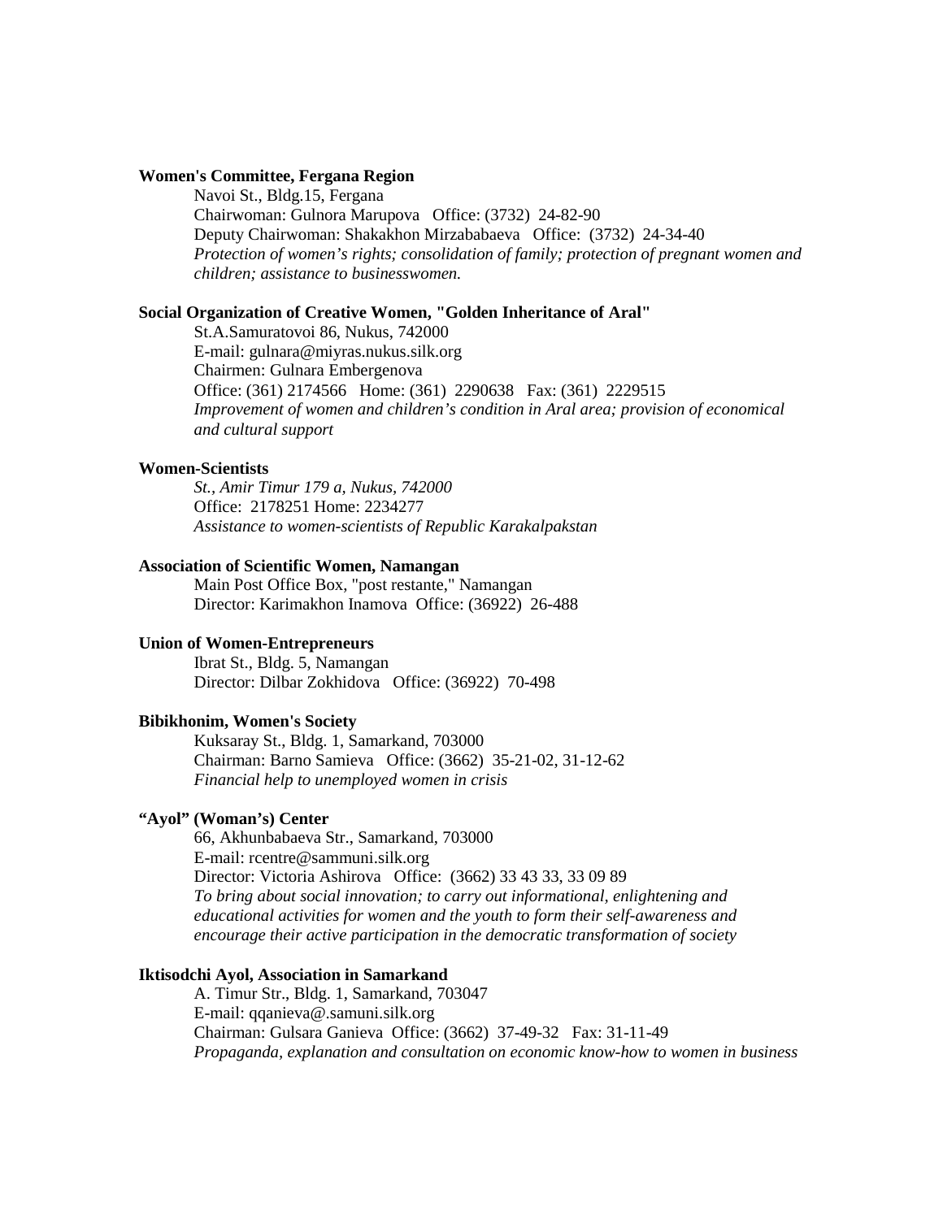**Women's Committee, Fergana Region**

Navoi St., Bldg.15, Fergana
Chairwoman: Gulnora Marupova   Office: (3732)  24-82-90
Deputy Chairwoman: Shakakhon Mirzababaeva   Office:  (3732)  24-34-40
*Protection of women's rights; consolidation of family; protection of pregnant women and children; assistance to businesswomen.*

**Social Organization of Creative Women, "Golden Inheritance of Aral"**

St.A.Samuratovoi 86, Nukus, 742000
E-mail: gulnara@miyras.nukus.silk.org
Chairmen: Gulnara Embergenova
Office: (361) 2174566   Home: (361)  2290638   Fax: (361)  2229515
*Improvement of women and children's condition in Aral area; provision of economical and cultural support*

**Women-Scientists**

*St., Amir Timur 179 a, Nukus, 742000*
Office:  2178251 Home: 2234277
*Assistance to women-scientists of Republic Karakalpakstan*

**Association of Scientific Women, Namangan**

Main Post Office Box, "post restante," Namangan
Director: Karimakhon Inamova  Office: (36922)  26-488

**Union of Women-Entrepreneurs**

Ibrat St., Bldg. 5, Namangan
Director: Dilbar Zokhidova   Office: (36922)  70-498

**Bibikhonim, Women's Society**

Kuksaray St., Bldg. 1, Samarkand, 703000
Chairman: Barno Samieva   Office: (3662)  35-21-02, 31-12-62
*Financial help to unemployed women in crisis*

**"Ayol" (Woman's) Center**

66, Akhunbabaeva Str., Samarkand, 703000
E-mail: rcentre@sammuni.silk.org
Director: Victoria Ashirova   Office:  (3662) 33 43 33, 33 09 89
*To bring about social innovation; to carry out informational, enlightening and educational activities for women and the youth to form their self-awareness and encourage their active participation in the democratic transformation of society*

**Iktisodchi Ayol, Association in Samarkand**

A. Timur Str., Bldg. 1, Samarkand, 703047
E-mail: qqanieva@.samuni.silk.org
Chairman: Gulsara Ganieva  Office: (3662)  37-49-32   Fax: 31-11-49
*Propaganda, explanation and consultation on economic know-how to women in business*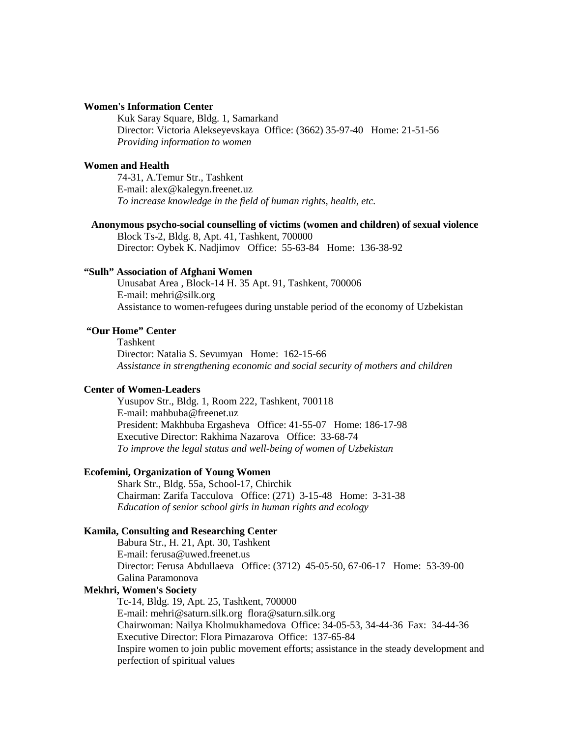**Women's Information Center**

Kuk Saray Square, Bldg. 1, Samarkand
Director: Victoria Alekseyevskaya Office: (3662) 35-97-40 Home: 21-51-56
*Providing information to women*

**Women and Health**

74-31, A.Temur Str., Tashkent
E-mail: alex@kalegyn.freenet.uz
*To increase knowledge in the field of human rights, health, etc.*

**Anonymous psycho-social counselling of victims (women and children) of sexual violence**

Block Ts-2, Bldg. 8, Apt. 41, Tashkent, 700000
Director: Oybek K. Nadjimov Office: 55-63-84 Home: 136-38-92

**"Sulh" Association of Afghani Women**

Unusabat Area , Block-14 H. 35 Apt. 91, Tashkent, 700006
E-mail: mehri@silk.org
Assistance to women-refugees during unstable period of the economy of Uzbekistan

**"Our Home" Center**

Tashkent
Director: Natalia S. Sevumyan Home: 162-15-66
*Assistance in strengthening economic and social security of mothers and children*

**Center of Women-Leaders**

Yusupov Str., Bldg. 1, Room 222, Tashkent, 700118
E-mail: mahbuba@freenet.uz
President: Makhbuba Ergasheva Office: 41-55-07 Home: 186-17-98
Executive Director: Rakhima Nazarova Office: 33-68-74
*To improve the legal status and well-being of women of Uzbekistan*

**Ecofemini, Organization of Young Women**

Shark Str., Bldg. 55a, School-17, Chirchik
Chairman: Zarifa Tacculova Office: (271) 3-15-48 Home: 3-31-38
*Education of senior school girls in human rights and ecology*

**Kamila, Consulting and Researching Center**

Babura Str., H. 21, Apt. 30, Tashkent
E-mail: ferusa@uwed.freenet.us
Director: Ferusa Abdullaeva Office: (3712) 45-05-50, 67-06-17 Home: 53-39-00
Galina Paramonova

**Mekhri, Women's Society**

Tc-14, Bldg. 19, Apt. 25, Tashkent, 700000
E-mail: mehri@saturn.silk.org flora@saturn.silk.org
Chairwoman: Nailya Kholmukhamedova Office: 34-05-53, 34-44-36 Fax: 34-44-36
Executive Director: Flora Pirnazarova Office: 137-65-84
Inspire women to join public movement efforts; assistance in the steady development and perfection of spiritual values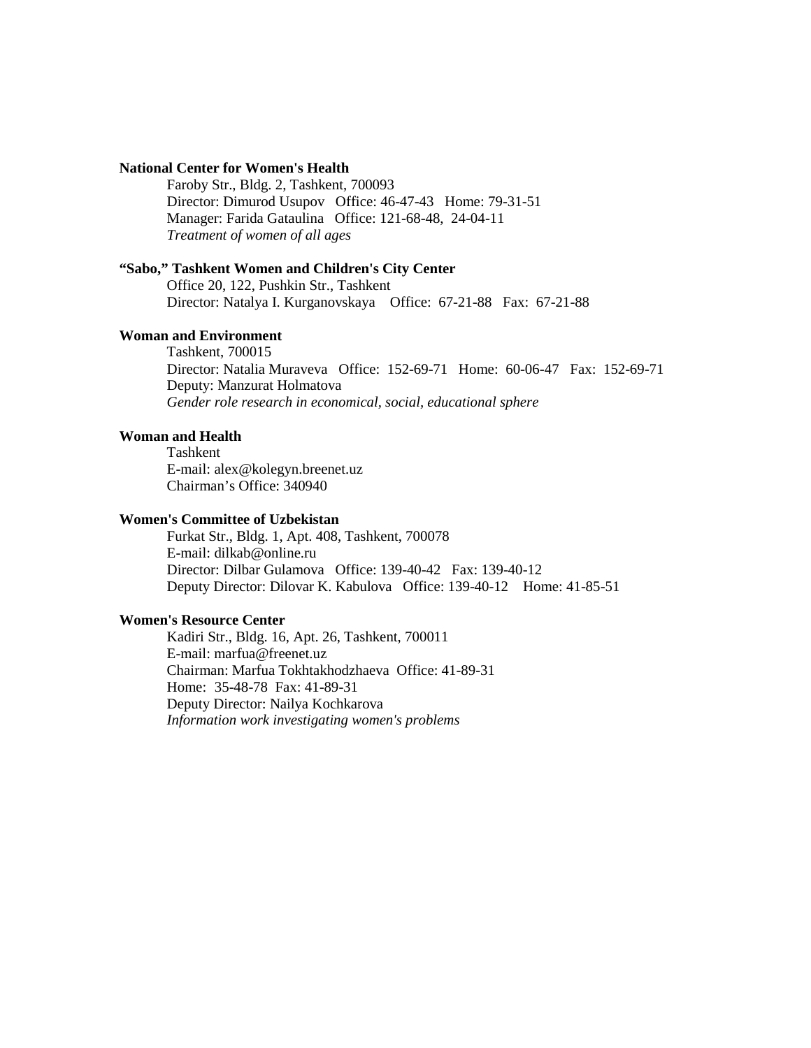**National Center for Women's Health**

Faroby Str., Bldg. 2, Tashkent, 700093
Director: Dimurod Usupov Office: 46-47-43 Home: 79-31-51
Manager: Farida Gataulina Office: 121-68-48, 24-04-11
*Treatment of women of all ages*

**"Sabo," Tashkent Women and Children's City Center**

Office 20, 122, Pushkin Str., Tashkent
Director: Natalya I. Kurganovskaya Office: 67-21-88 Fax: 67-21-88

**Woman and Environment**

Tashkent, 700015
Director: Natalia Muraveva Office: 152-69-71 Home: 60-06-47 Fax: 152-69-71
Deputy: Manzurat Holmatova
*Gender role research in economical, social, educational sphere*

**Woman and Health**

Tashkent
E-mail: alex@kolegyn.breenet.uz
Chairman's Office: 340940

**Women's Committee of Uzbekistan**

Furkat Str., Bldg. 1, Apt. 408, Tashkent, 700078
E-mail: dilkab@online.ru
Director: Dilbar Gulamova Office: 139-40-42 Fax: 139-40-12
Deputy Director: Dilovar K. Kabulova Office: 139-40-12 Home: 41-85-51

**Women's Resource Center**

Kadiri Str., Bldg. 16, Apt. 26, Tashkent, 700011
E-mail: marfua@freenet.uz
Chairman: Marfua Tokhtakhodzhaeva Office: 41-89-31
Home: 35-48-78 Fax: 41-89-31
Deputy Director: Nailya Kochkarova
*Information work investigating women's problems*